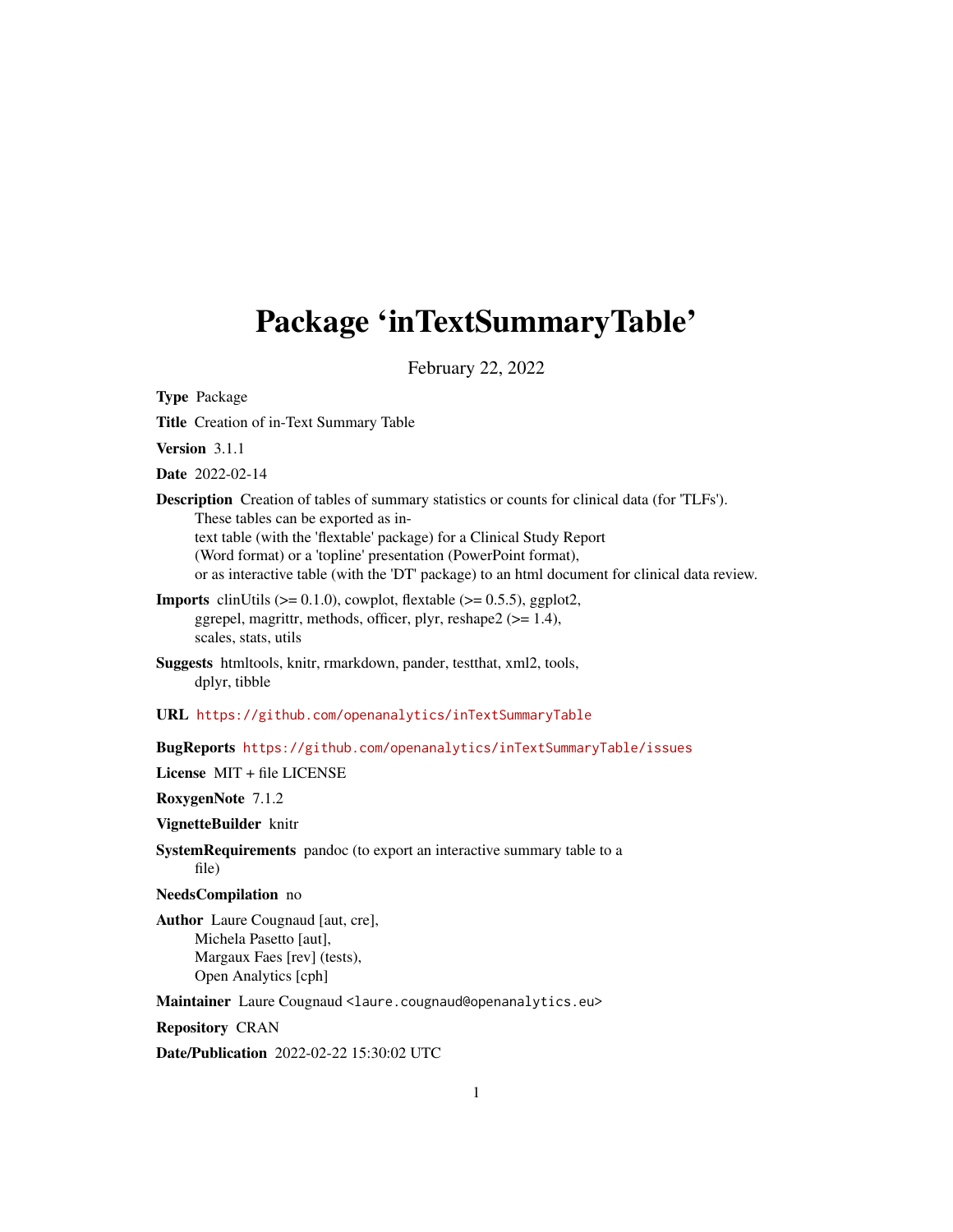# Package 'inTextSummaryTable'

February 22, 2022

**Type** Package

**Title** Creation of in-Text Summary Table

**Version** 3.1.1

**Date** 2022-02-14

**Description** Creation of tables of summary statistics or counts for clinical data (for 'TLFs'). These tables can be exported as in-text table (with the 'flextable' package) for a Clinical Study Report (Word format) or a 'topline' presentation (PowerPoint format), or as interactive table (with the 'DT' package) to an html document for clinical data review.

**Imports** clinUtils (>= 0.1.0), cowplot, flextable (>= 0.5.5), ggplot2, ggrepel, magrittr, methods, officer, plyr, reshape2 (>= 1.4), scales, stats, utils

**Suggests** htmltools, knitr, rmarkdown, pander, testthat, xml2, tools, dplyr, tibble

**URL** https://github.com/openanalytics/inTextSummaryTable

**BugReports** https://github.com/openanalytics/inTextSummaryTable/issues

**License** MIT + file LICENSE

**RoxygenNote** 7.1.2

**VignetteBuilder** knitr

**SystemRequirements** pandoc (to export an interactive summary table to a file)

**NeedsCompilation** no

**Author** Laure Cougnaud [aut, cre], Michela Pasetto [aut], Margaux Faes [rev] (tests), Open Analytics [cph]

**Maintainer** Laure Cougnaud <laure.cougnaud@openanalytics.eu>

**Repository** CRAN

**Date/Publication** 2022-02-22 15:30:02 UTC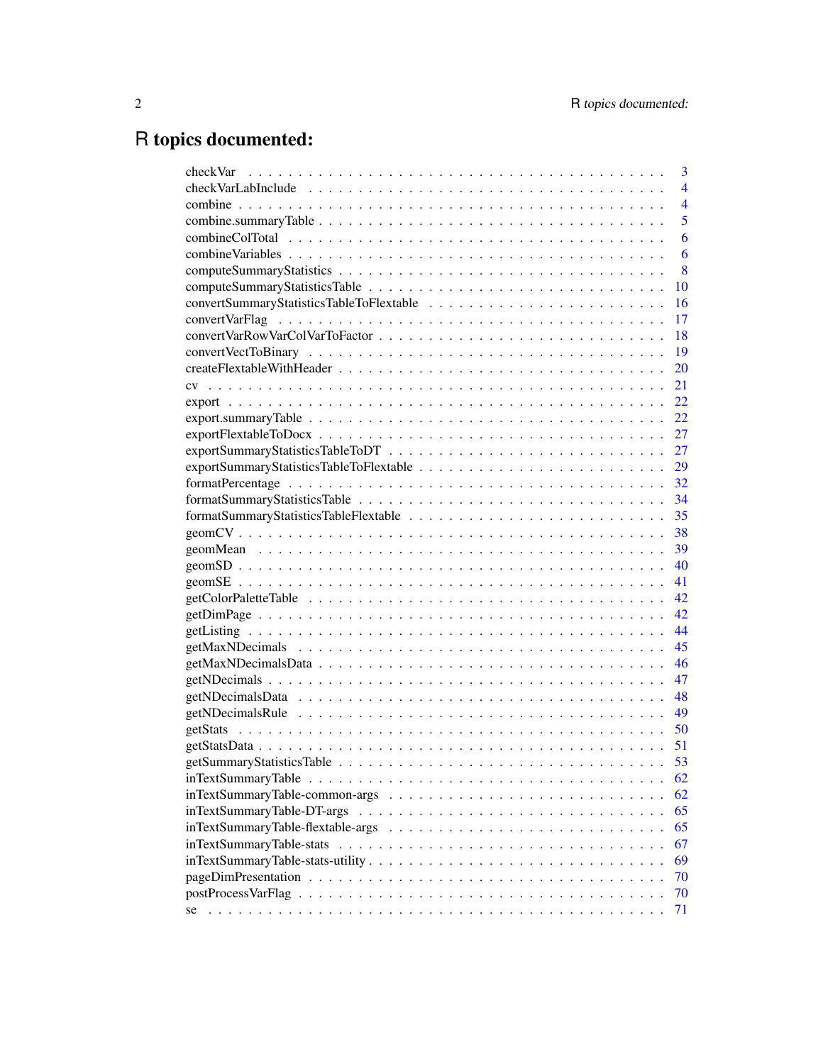# R topics documented:

| | |
|---|---|
| checkVar | 3 |
| checkVarLabInclude | 4 |
| combine | 4 |
| combine.summaryTable | 5 |
| combineColTotal | 6 |
| combineVariables | 6 |
| computeSummaryStatistics | 8 |
| computeSummaryStatisticsTable | 10 |
| convertSummaryStatisticsTableToFlextable | 16 |
| convertVarFlag | 17 |
| convertVarRowVarColVarToFactor | 18 |
| convertVectToBinary | 19 |
| createFlextableWithHeader | 20 |
| cv | 21 |
| export | 22 |
| export.summaryTable | 22 |
| exportFlextableToDocx | 27 |
| exportSummaryStatisticsTableToDT | 27 |
| exportSummaryStatisticsTableToFlextable | 29 |
| formatPercentage | 32 |
| formatSummaryStatisticsTable | 34 |
| formatSummaryStatisticsTableFlextable | 35 |
| geomCV | 38 |
| geomMean | 39 |
| geomSD | 40 |
| geomSE | 41 |
| getColorPaletteTable | 42 |
| getDimPage | 42 |
| getListing | 44 |
| getMaxNDecimals | 45 |
| getMaxNDecimalsData | 46 |
| getNDecimals | 47 |
| getNDecimalsData | 48 |
| getNDecimalsRule | 49 |
| getStats | 50 |
| getStatsData | 51 |
| getSummaryStatisticsTable | 53 |
| inTextSummaryTable | 62 |
| inTextSummaryTable-common-args | 62 |
| inTextSummaryTable-DT-args | 65 |
| inTextSummaryTable-flextable-args | 65 |
| inTextSummaryTable-stats | 67 |
| inTextSummaryTable-stats-utility | 69 |
| pageDimPresentation | 70 |
| postProcessVarFlag | 70 |
| se | 71 |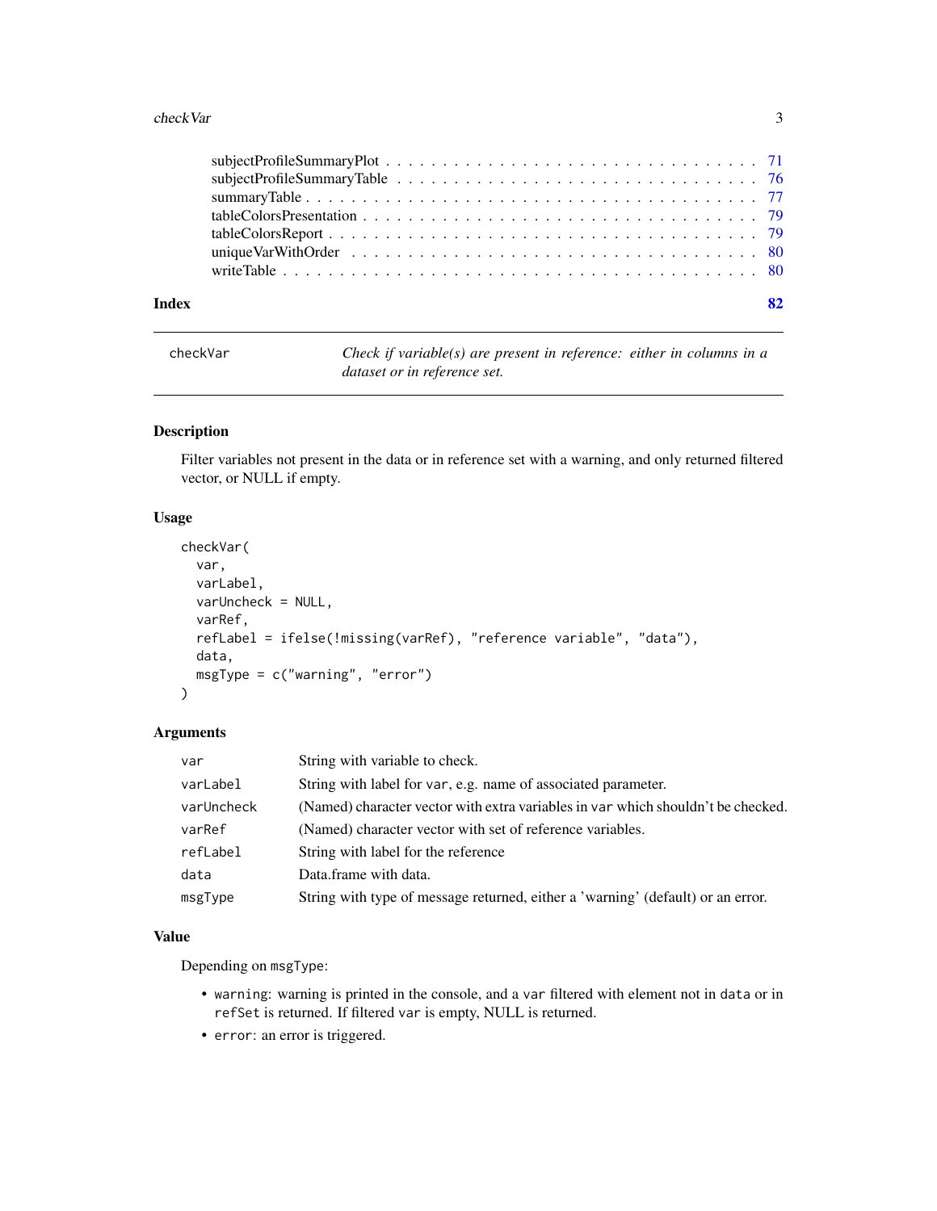subjectProfileSummaryPlot . . . . . . . . . . . . . . . . . . . . . . . . . . . . . . . 71
subjectProfileSummaryTable . . . . . . . . . . . . . . . . . . . . . . . . . . . . . . 76
summaryTable . . . . . . . . . . . . . . . . . . . . . . . . . . . . . . . . . . . . . 77
tableColorsPresentation . . . . . . . . . . . . . . . . . . . . . . . . . . . . . . . . 79
tableColorsReport . . . . . . . . . . . . . . . . . . . . . . . . . . . . . . . . . . . 79
uniqueVarWithOrder . . . . . . . . . . . . . . . . . . . . . . . . . . . . . . . . . . 80
writeTable . . . . . . . . . . . . . . . . . . . . . . . . . . . . . . . . . . . . . . 80

**Index** **82**

---

`checkVar` *Check if variable(s) are present in reference: either in columns in a dataset or in reference set.*

---

## Description

Filter variables not present in the data or in reference set with a warning, and only returned filtered vector, or NULL if empty.

## Usage

```
checkVar(
  var,
  varLabel,
  varUncheck = NULL,
  varRef,
  refLabel = ifelse(!missing(varRef), "reference variable", "data"),
  data,
  msgType = c("warning", "error")
)
```

## Arguments

| | |
|---|---|
| `var` | String with variable to check. |
| `varLabel` | String with label for `var`, e.g. name of associated parameter. |
| `varUncheck` | (Named) character vector with extra variables in `var` which shouldn't be checked. |
| `varRef` | (Named) character vector with set of reference variables. |
| `refLabel` | String with label for the reference |
| `data` | Data.frame with data. |
| `msgType` | String with type of message returned, either a 'warning' (default) or an error. |

## Value

Depending on `msgType`:

- `warning`: warning is printed in the console, and a `var` filtered with element not in `data` or in `refSet` is returned. If filtered `var` is empty, NULL is returned.
- `error`: an error is triggered.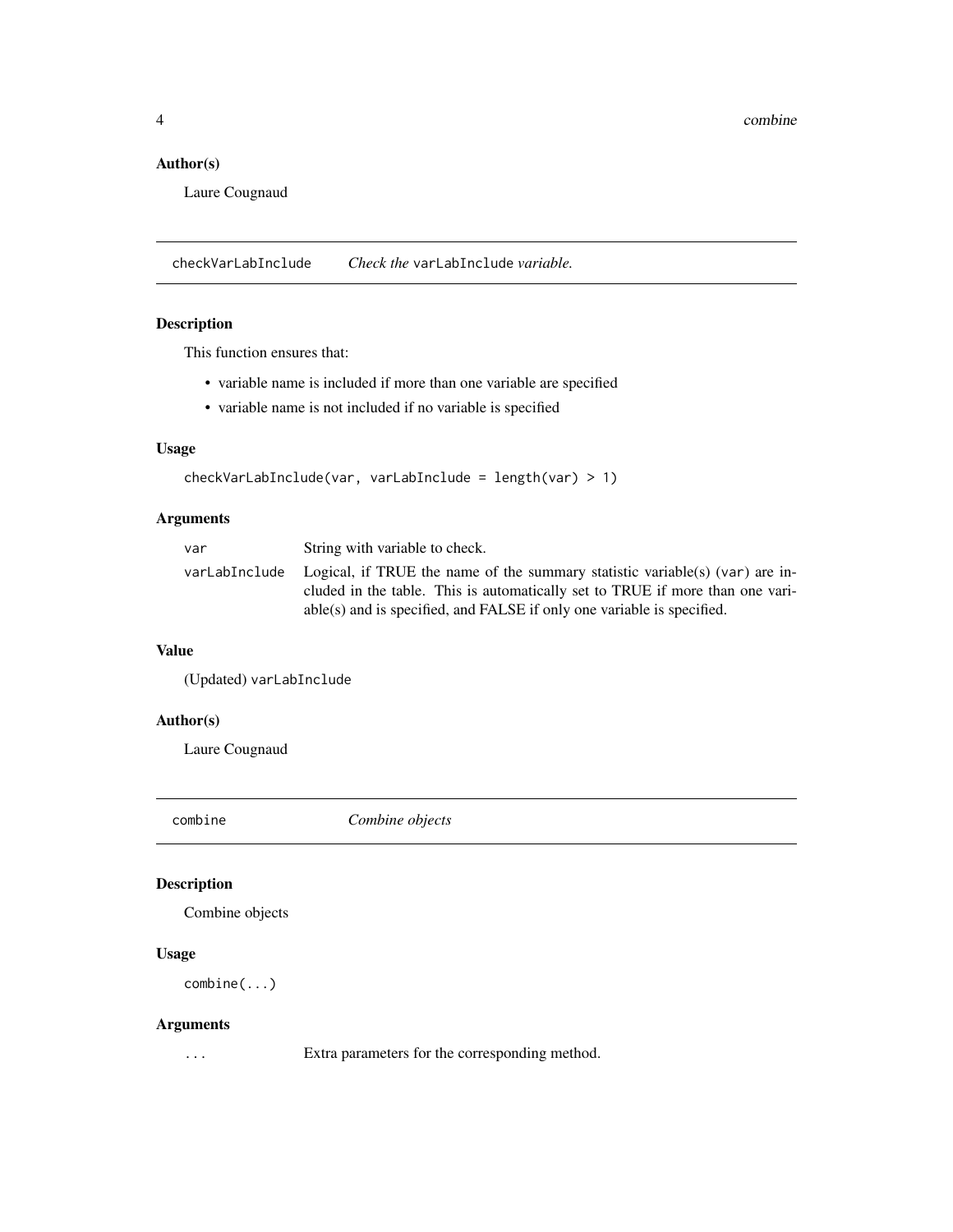### Author(s)

Laure Cougnaud

## checkVarLabInclude — *Check the* `varLabInclude` *variable.*

### Description

This function ensures that:

- variable name is included if more than one variable are specified
- variable name is not included if no variable is specified

### Usage

```
checkVarLabInclude(var, varLabInclude = length(var) > 1)
```

### Arguments

| | |
|---|---|
| `var` | String with variable to check. |
| `varLabInclude` | Logical, if TRUE the name of the summary statistic variable(s) (`var`) are included in the table. This is automatically set to TRUE if more than one variable(s) and is specified, and FALSE if only one variable is specified. |

### Value

(Updated) `varLabInclude`

### Author(s)

Laure Cougnaud

## combine — *Combine objects*

### Description

Combine objects

### Usage

```
combine(...)
```

### Arguments

| | |
|---|---|
| `...` | Extra parameters for the corresponding method. |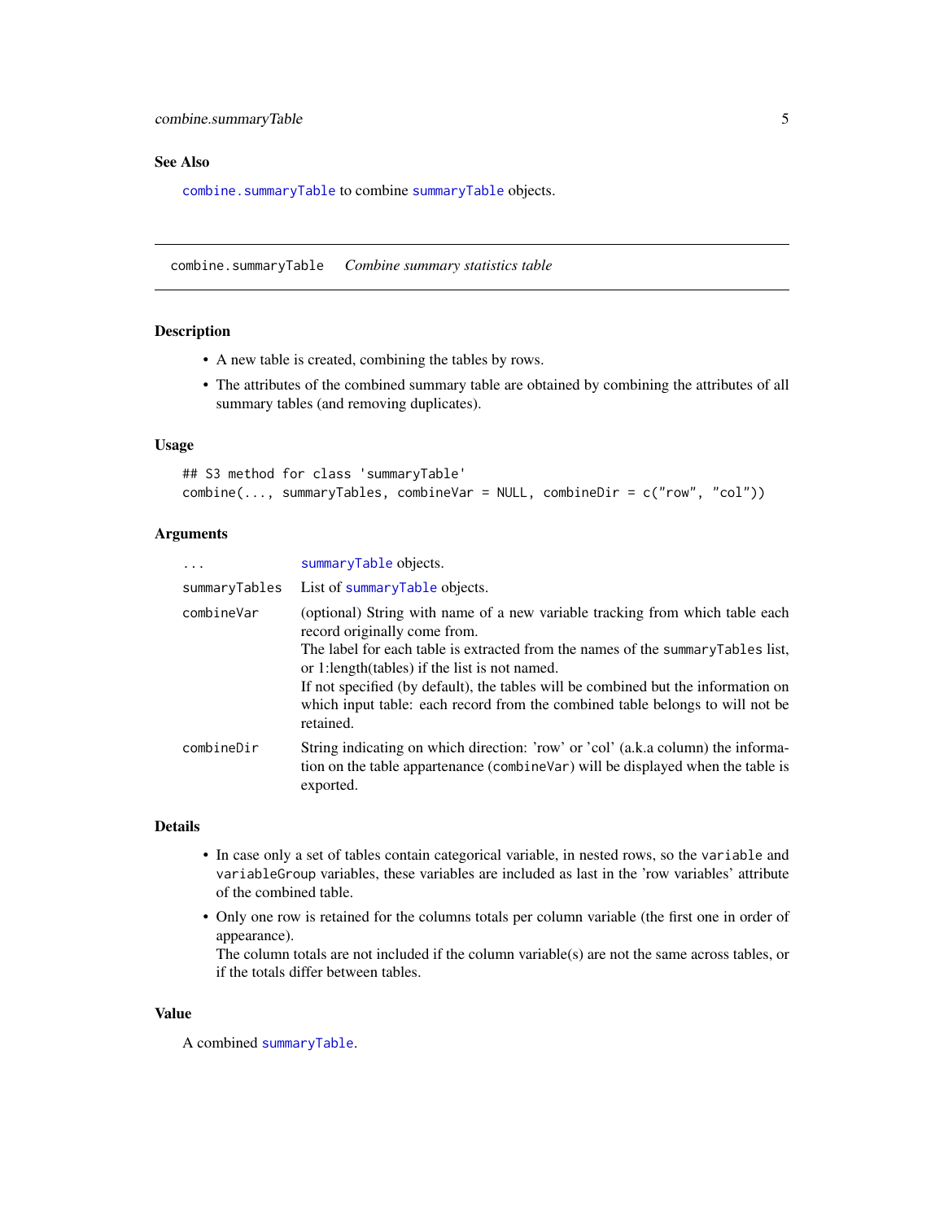### See Also

combine.summaryTable to combine summaryTable objects.

---

## combine.summaryTable    *Combine summary statistics table*

### Description

- A new table is created, combining the tables by rows.
- The attributes of the combined summary table are obtained by combining the attributes of all summary tables (and removing duplicates).

### Usage

```
## S3 method for class 'summaryTable'
combine(..., summaryTables, combineVar = NULL, combineDir = c("row", "col"))
```

### Arguments

| | |
|---|---|
| ... | summaryTable objects. |
| summaryTables | List of summaryTable objects. |
| combineVar | (optional) String with name of a new variable tracking from which table each record originally come from.<br>The label for each table is extracted from the names of the summaryTables list, or 1:length(tables) if the list is not named.<br>If not specified (by default), the tables will be combined but the information on which input table: each record from the combined table belongs to will not be retained. |
| combineDir | String indicating on which direction: 'row' or 'col' (a.k.a column) the information on the table appartenance (combineVar) will be displayed when the table is exported. |

### Details

- In case only a set of tables contain categorical variable, in nested rows, so the variable and variableGroup variables, these variables are included as last in the 'row variables' attribute of the combined table.
- Only one row is retained for the columns totals per column variable (the first one in order of appearance).
  The column totals are not included if the column variable(s) are not the same across tables, or if the totals differ between tables.

### Value

A combined summaryTable.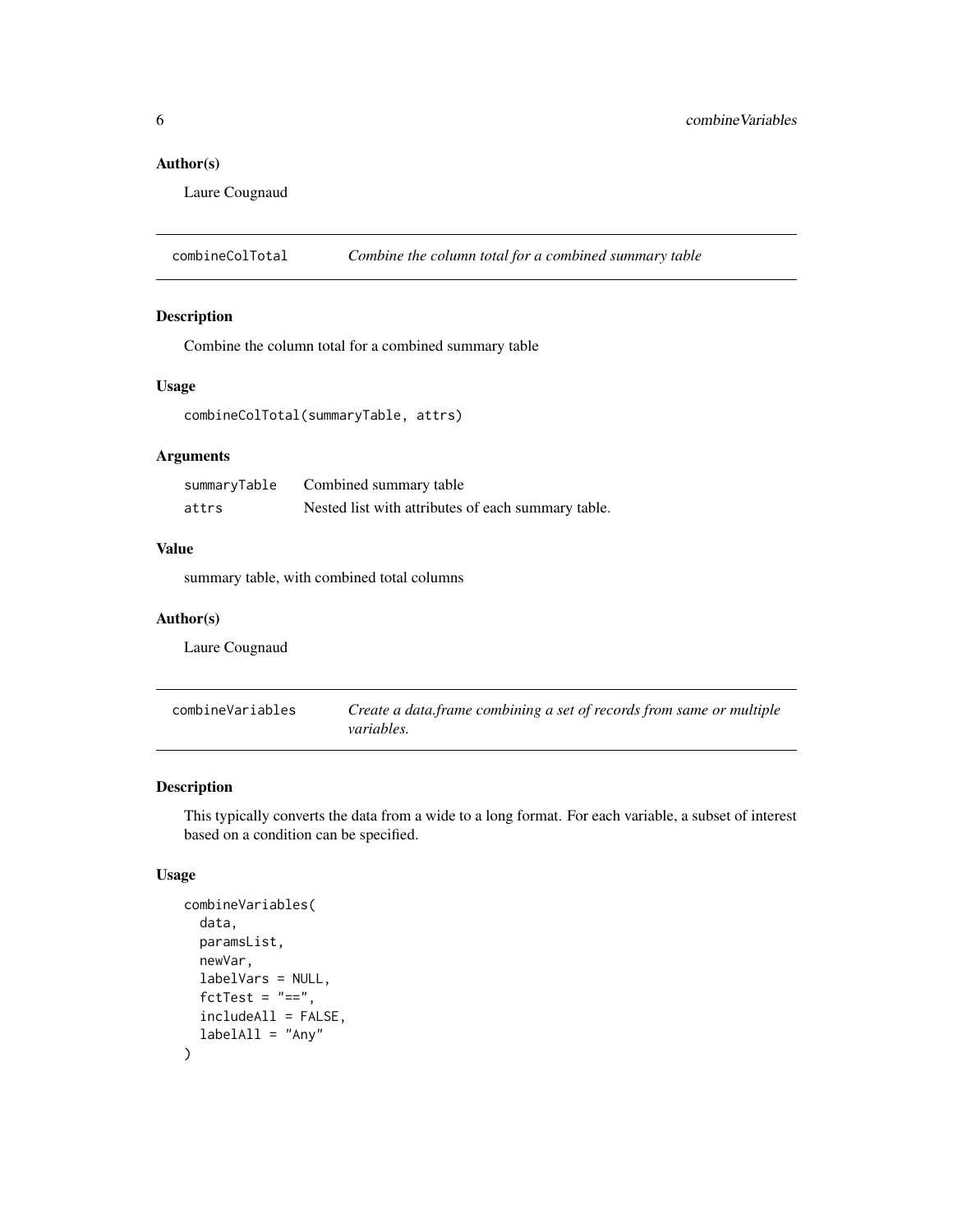### Author(s)

Laure Cougnaud

## combineColTotal — *Combine the column total for a combined summary table*

### Description

Combine the column total for a combined summary table

### Usage

```
combineColTotal(summaryTable, attrs)
```

### Arguments

| | |
|---|---|
| summaryTable | Combined summary table |
| attrs | Nested list with attributes of each summary table. |

### Value

summary table, with combined total columns

### Author(s)

Laure Cougnaud

## combineVariables — *Create a data.frame combining a set of records from same or multiple variables.*

### Description

This typically converts the data from a wide to a long format. For each variable, a subset of interest based on a condition can be specified.

### Usage

```
combineVariables(
  data,
  paramsList,
  newVar,
  labelVars = NULL,
  fctTest = "==",
  includeAll = FALSE,
  labelAll = "Any"
)
```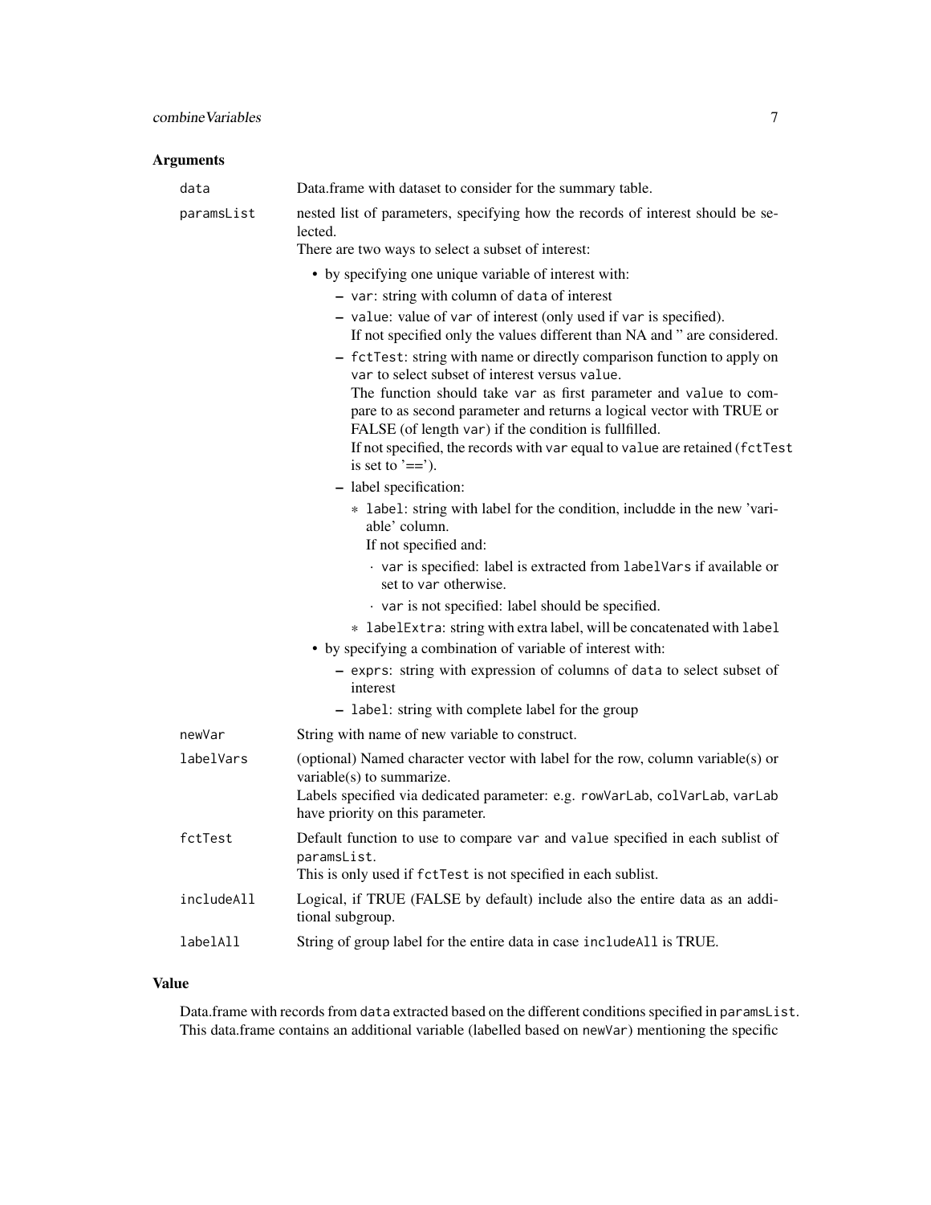### Arguments

| | |
|---|---|
| data | Data.frame with dataset to consider for the summary table. |
| paramsList | nested list of parameters, specifying how the records of interest should be selected.<br>There are two ways to select a subset of interest:<br>• by specifying one unique variable of interest with:<br>  – `var`: string with column of `data` of interest<br>  – `value`: value of `var` of interest (only used if `var` is specified).<br>    If not specified only the values different than NA and '' are considered.<br>  – `fctTest`: string with name or directly comparison function to apply on `var` to select subset of interest versus `value`.<br>    The function should take `var` as first parameter and `value` to compare to as second parameter and returns a logical vector with TRUE or FALSE (of length `var`) if the condition is fullfilled.<br>    If not specified, the records with `var` equal to `value` are retained (`fctTest` is set to '==').<br>  – label specification:<br>    * `label`: string with label for the condition, includde in the new 'variable' column.<br>      If not specified and:<br>      · `var` is specified: label is extracted from `labelVars` if available or set to `var` otherwise.<br>      · `var` is not specified: label should be specified.<br>    * `labelExtra`: string with extra label, will be concatenated with `label`<br>• by specifying a combination of variable of interest with:<br>  – `exprs`: string with expression of columns of `data` to select subset of interest<br>  – `label`: string with complete label for the group |
| newVar | String with name of new variable to construct. |
| labelVars | (optional) Named character vector with label for the row, column variable(s) or variable(s) to summarize.<br>Labels specified via dedicated parameter: e.g. `rowVarLab`, `colVarLab`, `varLab` have priority on this parameter. |
| fctTest | Default function to use to compare `var` and `value` specified in each sublist of `paramsList`.<br>This is only used if `fctTest` is not specified in each sublist. |
| includeAll | Logical, if TRUE (FALSE by default) include also the entire data as an additional subgroup. |
| labelAll | String of group label for the entire data in case `includeAll` is TRUE. |

### Value

Data.frame with records from `data` extracted based on the different conditions specified in `paramsList`. This data.frame contains an additional variable (labelled based on `newVar`) mentioning the specific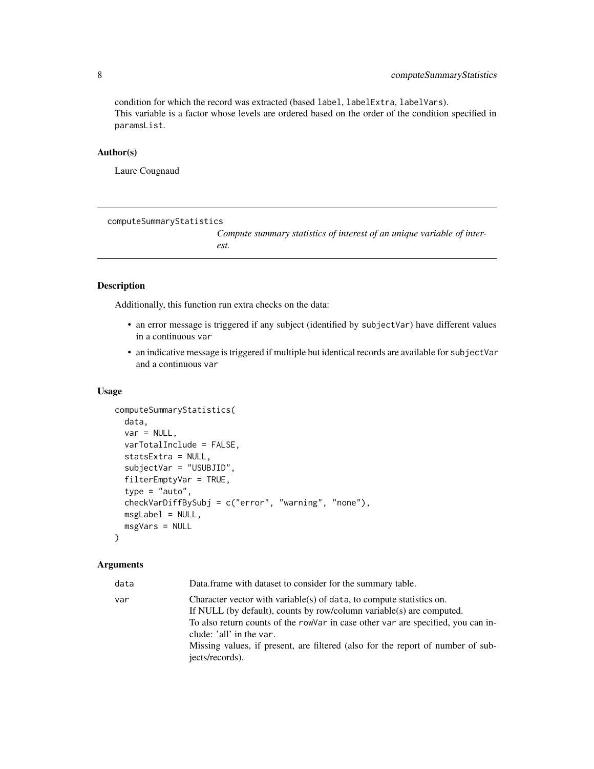condition for which the record was extracted (based label, labelExtra, labelVars).
This variable is a factor whose levels are ordered based on the order of the condition specified in paramsList.

### Author(s)

Laure Cougnaud

---

## computeSummaryStatistics

*Compute summary statistics of interest of an unique variable of interest.*

---

### Description

Additionally, this function run extra checks on the data:

- an error message is triggered if any subject (identified by subjectVar) have different values in a continuous var
- an indicative message is triggered if multiple but identical records are available for subjectVar and a continuous var

### Usage

```
computeSummaryStatistics(
  data,
  var = NULL,
  varTotalInclude = FALSE,
  statsExtra = NULL,
  subjectVar = "USUBJID",
  filterEmptyVar = TRUE,
  type = "auto",
  checkVarDiffBySubj = c("error", "warning", "none"),
  msgLabel = NULL,
  msgVars = NULL
)
```

### Arguments

| | |
|---|---|
| data | Data.frame with dataset to consider for the summary table. |
| var | Character vector with variable(s) of data, to compute statistics on.<br>If NULL (by default), counts by row/column variable(s) are computed.<br>To also return counts of the rowVar in case other var are specified, you can include: 'all' in the var.<br>Missing values, if present, are filtered (also for the report of number of subjects/records). |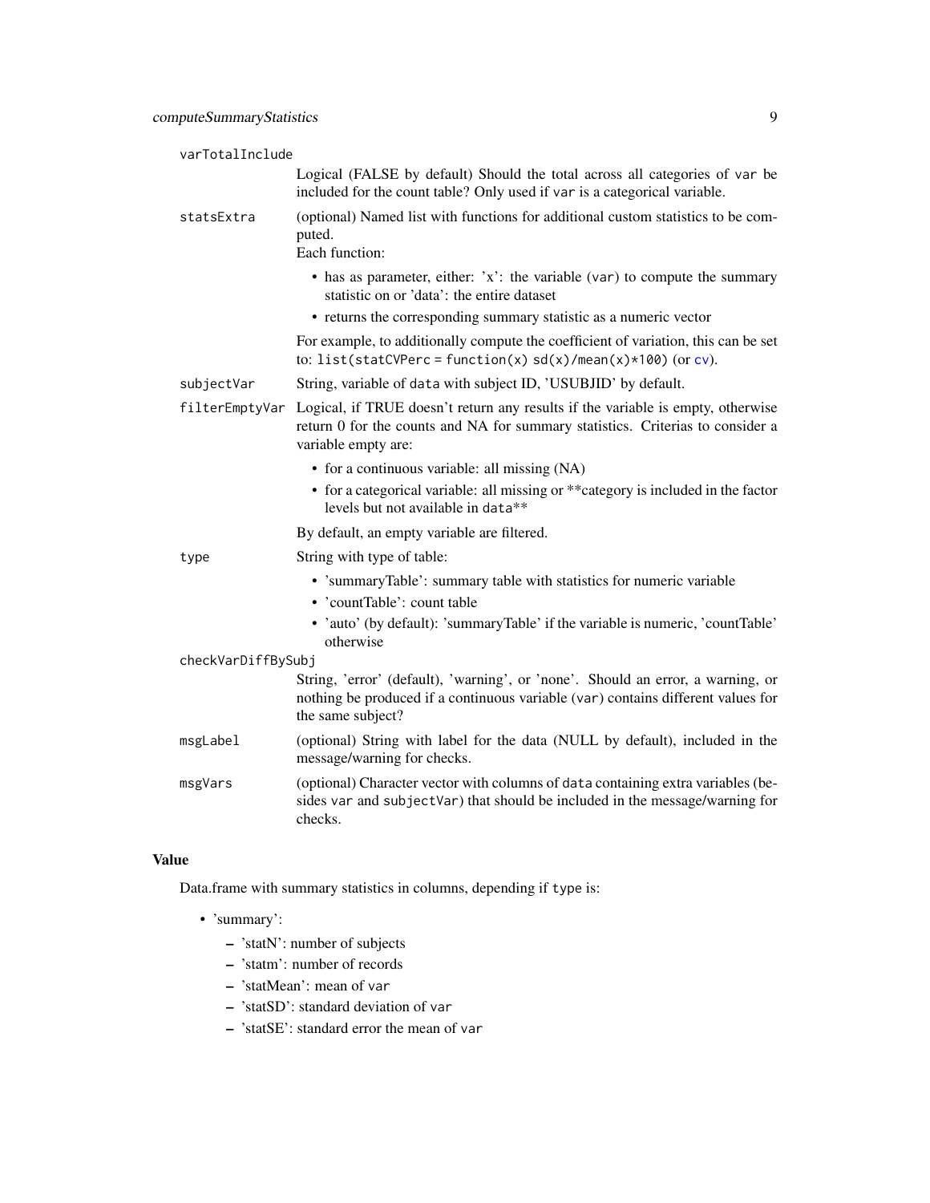varTotalInclude
: Logical (FALSE by default) Should the total across all categories of `var` be included for the count table? Only used if `var` is a categorical variable.

statsExtra
: (optional) Named list with functions for additional custom statistics to be computed.
  Each function:
  - has as parameter, either: 'x': the variable (`var`) to compute the summary statistic on or 'data': the entire dataset
  - returns the corresponding summary statistic as a numeric vector

  For example, to additionally compute the coefficient of variation, this can be set to: `list(statCVPerc = function(x) sd(x)/mean(x)*100)` (or cv).

subjectVar
: String, variable of `data` with subject ID, 'USUBJID' by default.

filterEmptyVar
: Logical, if TRUE doesn't return any results if the variable is empty, otherwise return 0 for the counts and NA for summary statistics. Criterias to consider a variable empty are:
  - for a continuous variable: all missing (NA)
  - for a categorical variable: all missing or **category is included in the factor levels but not available in `data`**

  By default, an empty variable are filtered.

type
: String with type of table:
  - 'summaryTable': summary table with statistics for numeric variable
  - 'countTable': count table
  - 'auto' (by default): 'summaryTable' if the variable is numeric, 'countTable' otherwise

checkVarDiffBySubj
: String, 'error' (default), 'warning', or 'none'. Should an error, a warning, or nothing be produced if a continuous variable (`var`) contains different values for the same subject?

msgLabel
: (optional) String with label for the data (NULL by default), included in the message/warning for checks.

msgVars
: (optional) Character vector with columns of `data` containing extra variables (besides `var` and `subjectVar`) that should be included in the message/warning for checks.

## Value

Data.frame with summary statistics in columns, depending if `type` is:

- 'summary':
  - 'statN': number of subjects
  - 'statm': number of records
  - 'statMean': mean of `var`
  - 'statSD': standard deviation of `var`
  - 'statSE': standard error the mean of `var`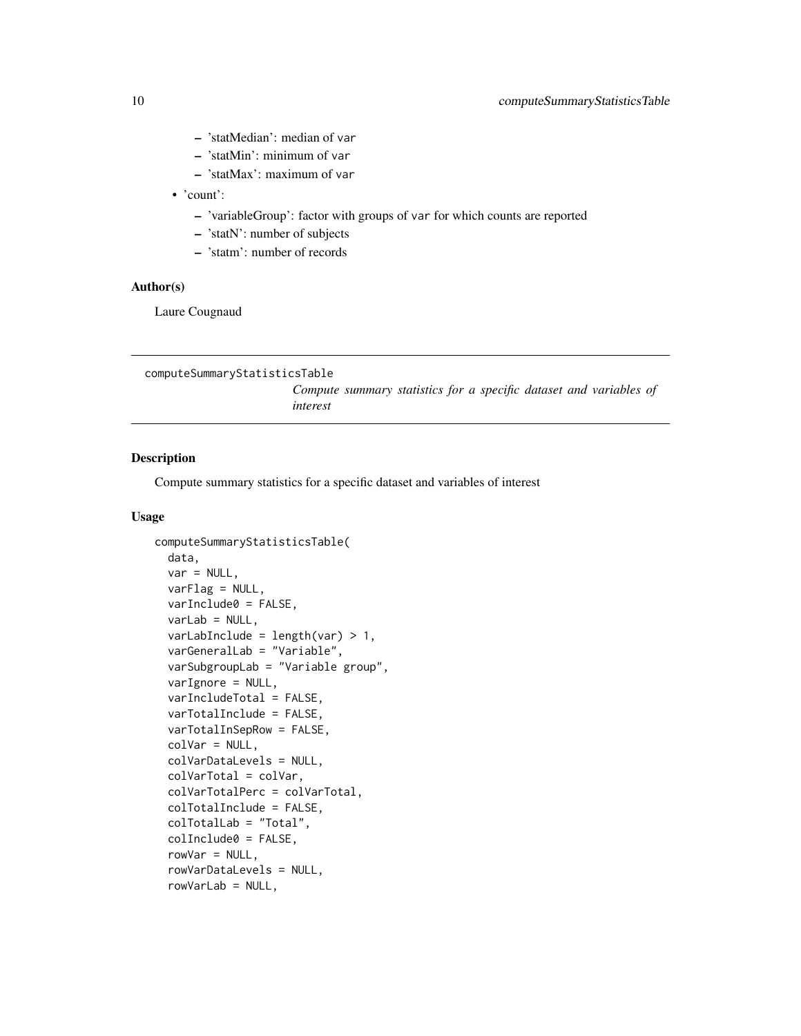- 'statMedian': median of var
- 'statMin': minimum of var
- 'statMax': maximum of var
- 'count':
  - 'variableGroup': factor with groups of var for which counts are reported
  - 'statN': number of subjects
  - 'statm': number of records

### Author(s)

Laure Cougnaud

---

## computeSummaryStatisticsTable

*Compute summary statistics for a specific dataset and variables of interest*

### Description

Compute summary statistics for a specific dataset and variables of interest

### Usage

```
computeSummaryStatisticsTable(
  data,
  var = NULL,
  varFlag = NULL,
  varInclude0 = FALSE,
  varLab = NULL,
  varLabInclude = length(var) > 1,
  varGeneralLab = "Variable",
  varSubgroupLab = "Variable group",
  varIgnore = NULL,
  varIncludeTotal = FALSE,
  varTotalInclude = FALSE,
  varTotalInSepRow = FALSE,
  colVar = NULL,
  colVarDataLevels = NULL,
  colVarTotal = colVar,
  colVarTotalPerc = colVarTotal,
  colTotalInclude = FALSE,
  colTotalLab = "Total",
  colInclude0 = FALSE,
  rowVar = NULL,
  rowVarDataLevels = NULL,
  rowVarLab = NULL,
```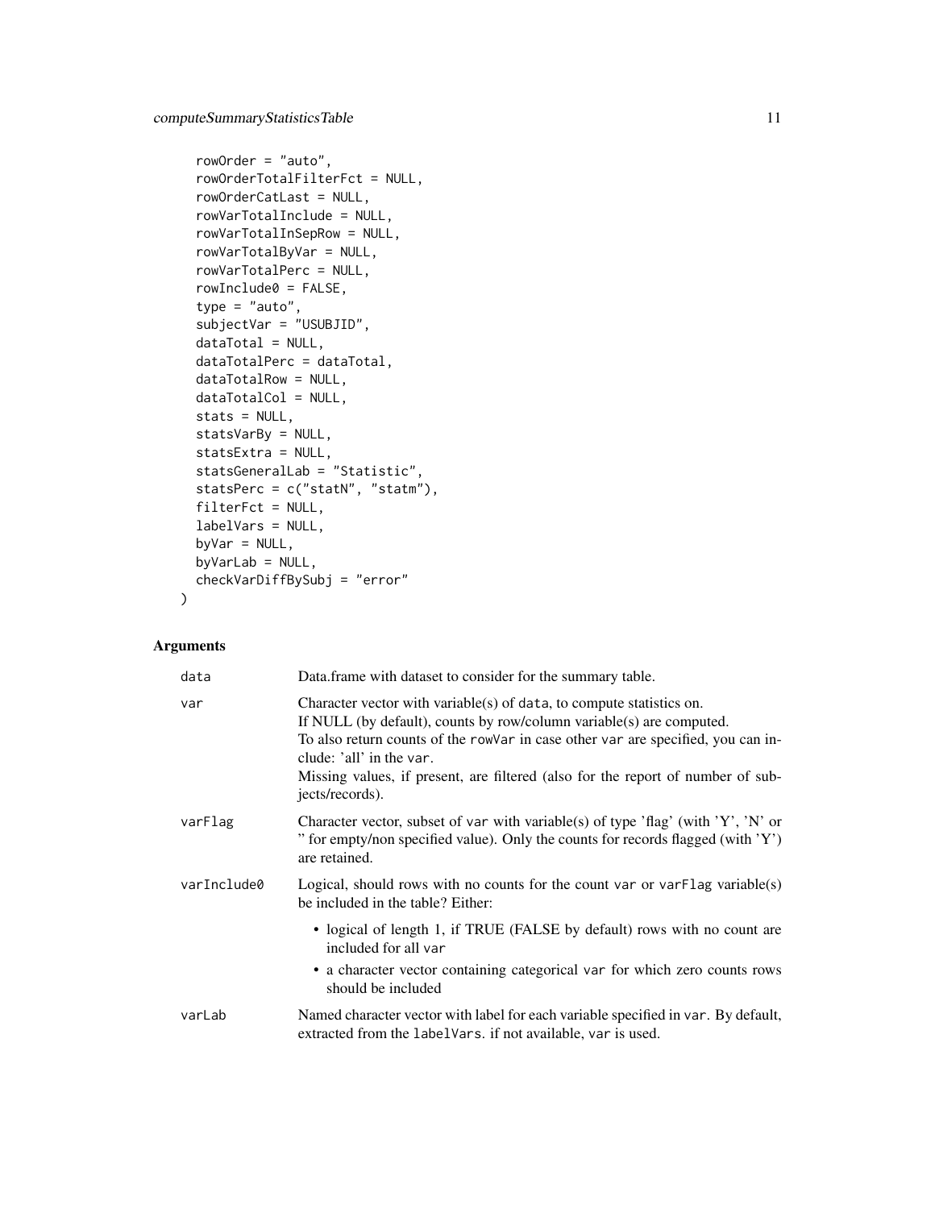```
  rowOrder = "auto",
  rowOrderTotalFilterFct = NULL,
  rowOrderCatLast = NULL,
  rowVarTotalInclude = NULL,
  rowVarTotalInSepRow = NULL,
  rowVarTotalByVar = NULL,
  rowVarTotalPerc = NULL,
  rowInclude0 = FALSE,
  type = "auto",
  subjectVar = "USUBJID",
  dataTotal = NULL,
  dataTotalPerc = dataTotal,
  dataTotalRow = NULL,
  dataTotalCol = NULL,
  stats = NULL,
  statsVarBy = NULL,
  statsExtra = NULL,
  statsGeneralLab = "Statistic",
  statsPerc = c("statN", "statm"),
  filterFct = NULL,
  labelVars = NULL,
  byVar = NULL,
  byVarLab = NULL,
  checkVarDiffBySubj = "error"
)
```

## Arguments

| | |
|---|---|
| `data` | Data.frame with dataset to consider for the summary table. |
| `var` | Character vector with variable(s) of `data`, to compute statistics on.<br>If NULL (by default), counts by row/column variable(s) are computed.<br>To also return counts of the `rowVar` in case other `var` are specified, you can include: 'all' in the `var`.<br>Missing values, if present, are filtered (also for the report of number of subjects/records). |
| `varFlag` | Character vector, subset of `var` with variable(s) of type 'flag' (with 'Y', 'N' or '' for empty/non specified value). Only the counts for records flagged (with 'Y') are retained. |
| `varInclude0` | Logical, should rows with no counts for the count `var` or `varFlag` variable(s) be included in the table? Either:<br>• logical of length 1, if TRUE (FALSE by default) rows with no count are included for all `var`<br>• a character vector containing categorical `var` for which zero counts rows should be included |
| `varLab` | Named character vector with label for each variable specified in `var`. By default, extracted from the `labelVars`. if not available, `var` is used. |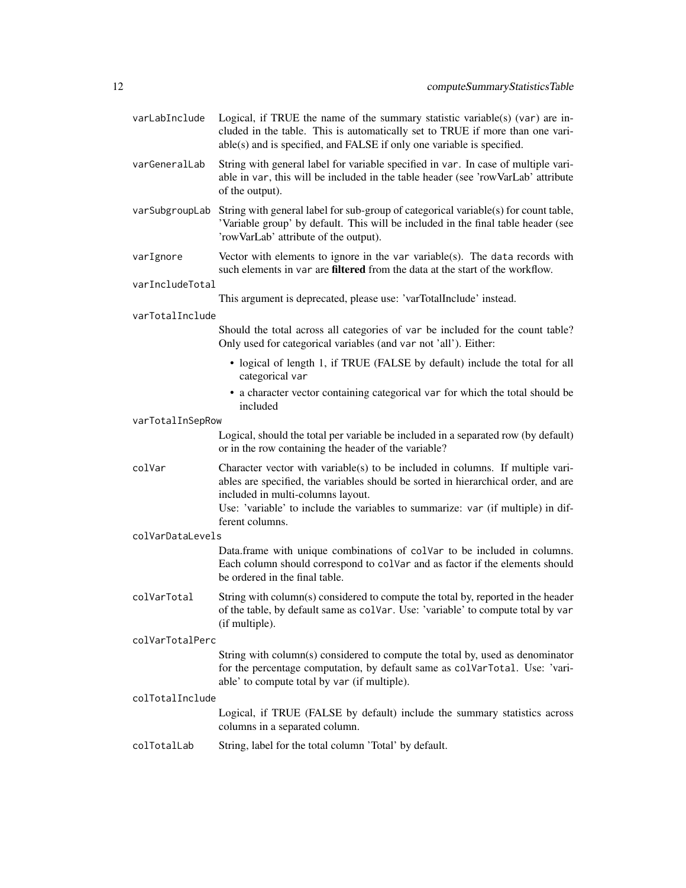**varLabInclude** Logical, if TRUE the name of the summary statistic variable(s) (`var`) are included in the table. This is automatically set to TRUE if more than one variable(s) and is specified, and FALSE if only one variable is specified.

**varGeneralLab** String with general label for variable specified in `var`. In case of multiple variable in `var`, this will be included in the table header (see 'rowVarLab' attribute of the output).

**varSubgroupLab** String with general label for sub-group of categorical variable(s) for count table, 'Variable group' by default. This will be included in the final table header (see 'rowVarLab' attribute of the output).

**varIgnore** Vector with elements to ignore in the `var` variable(s). The `data` records with such elements in `var` are **filtered** from the data at the start of the workflow.

**varIncludeTotal**
This argument is deprecated, please use: 'varTotalInclude' instead.

**varTotalInclude**
Should the total across all categories of `var` be included for the count table? Only used for categorical variables (and `var` not 'all'). Either:

- logical of length 1, if TRUE (FALSE by default) include the total for all categorical `var`
- a character vector containing categorical `var` for which the total should be included

**varTotalInSepRow**
Logical, should the total per variable be included in a separated row (by default) or in the row containing the header of the variable?

**colVar** Character vector with variable(s) to be included in columns. If multiple variables are specified, the variables should be sorted in hierarchical order, and are included in multi-columns layout.
Use: 'variable' to include the variables to summarize: `var` (if multiple) in different columns.

**colVarDataLevels**
Data.frame with unique combinations of `colVar` to be included in columns. Each column should correspond to `colVar` and as factor if the elements should be ordered in the final table.

**colVarTotal** String with column(s) considered to compute the total by, reported in the header of the table, by default same as `colVar`. Use: 'variable' to compute total by `var` (if multiple).

**colVarTotalPerc**
String with column(s) considered to compute the total by, used as denominator for the percentage computation, by default same as `colVarTotal`. Use: 'variable' to compute total by `var` (if multiple).

**colTotalInclude**
Logical, if TRUE (FALSE by default) include the summary statistics across columns in a separated column.

**colTotalLab** String, label for the total column 'Total' by default.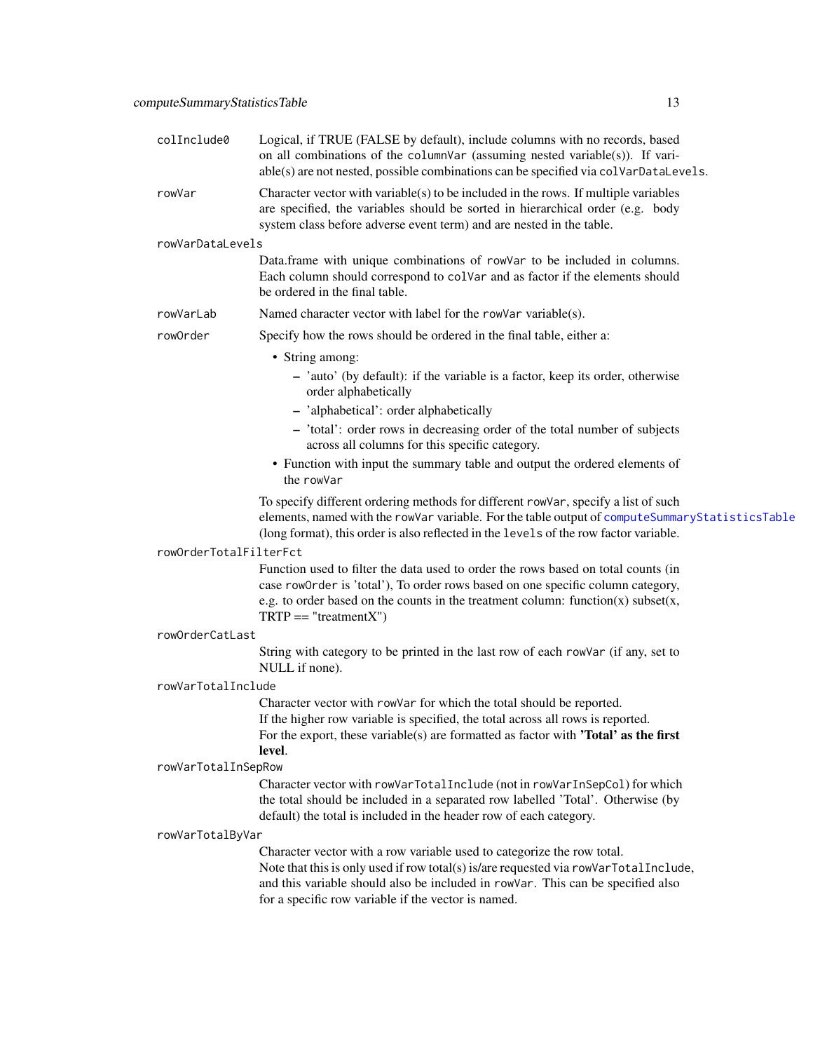**colInclude0** Logical, if TRUE (FALSE by default), include columns with no records, based on all combinations of the `columnVar` (assuming nested variable(s)). If variable(s) are not nested, possible combinations can be specified via `colVarDataLevels`.

**rowVar** Character vector with variable(s) to be included in the rows. If multiple variables are specified, the variables should be sorted in hierarchical order (e.g. body system class before adverse event term) and are nested in the table.

**rowVarDataLevels**
Data.frame with unique combinations of `rowVar` to be included in columns. Each column should correspond to `colVar` and as factor if the elements should be ordered in the final table.

**rowVarLab** Named character vector with label for the `rowVar` variable(s).

**rowOrder** Specify how the rows should be ordered in the final table, either a:

- String among:
  - 'auto' (by default): if the variable is a factor, keep its order, otherwise order alphabetically
  - 'alphabetical': order alphabetically
  - 'total': order rows in decreasing order of the total number of subjects across all columns for this specific category.
- Function with input the summary table and output the ordered elements of the `rowVar`

To specify different ordering methods for different `rowVar`, specify a list of such elements, named with the `rowVar` variable. For the table output of `computeSummaryStatisticsTable` (long format), this order is also reflected in the `levels` of the row factor variable.

**rowOrderTotalFilterFct**
Function used to filter the data used to order the rows based on total counts (in case `rowOrder` is 'total'), To order rows based on one specific column category, e.g. to order based on the counts in the treatment column: function(x) subset(x, TRTP == "treatmentX")

**rowOrderCatLast**
String with category to be printed in the last row of each `rowVar` (if any, set to NULL if none).

**rowVarTotalInclude**
Character vector with `rowVar` for which the total should be reported.
If the higher row variable is specified, the total across all rows is reported.
For the export, these variable(s) are formatted as factor with **'Total' as the first level**.

**rowVarTotalInSepRow**
Character vector with `rowVarTotalInclude` (not in `rowVarInSepCol`) for which the total should be included in a separated row labelled 'Total'. Otherwise (by default) the total is included in the header row of each category.

**rowVarTotalByVar**
Character vector with a row variable used to categorize the row total.
Note that this is only used if row total(s) is/are requested via `rowVarTotalInclude`, and this variable should also be included in `rowVar`. This can be specified also for a specific row variable if the vector is named.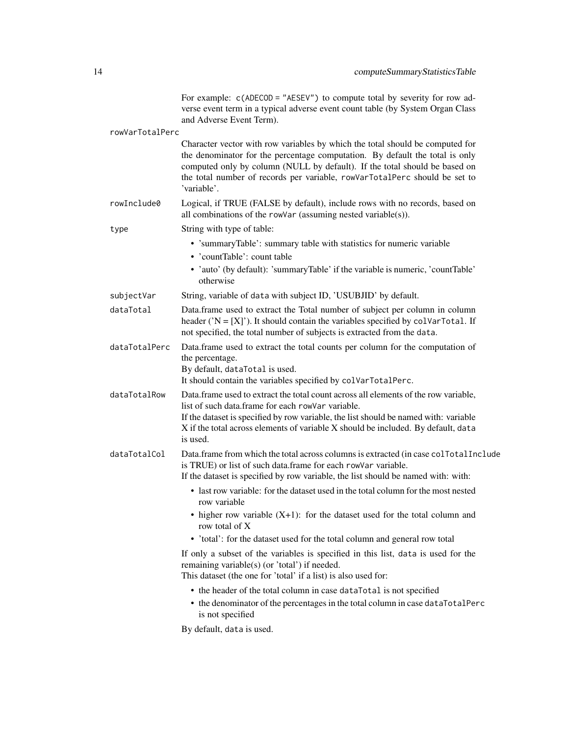For example: `c(ADECOD = "AESEV")` to compute total by severity for row adverse event term in a typical adverse event count table (by System Organ Class and Adverse Event Term).

**rowVarTotalPerc**
Character vector with row variables by which the total should be computed for the denominator for the percentage computation. By default the total is only computed only by column (NULL by default). If the total should be based on the total number of records per variable, `rowVarTotalPerc` should be set to 'variable'.

**rowInclude0**
Logical, if TRUE (FALSE by default), include rows with no records, based on all combinations of the `rowVar` (assuming nested variable(s)).

**type**
String with type of table:

- 'summaryTable': summary table with statistics for numeric variable
- 'countTable': count table
- 'auto' (by default): 'summaryTable' if the variable is numeric, 'countTable' otherwise

**subjectVar**
String, variable of `data` with subject ID, 'USUBJID' by default.

**dataTotal**
Data.frame used to extract the Total number of subject per column in column header ('N = [X]'). It should contain the variables specified by `colVarTotal`. If not specified, the total number of subjects is extracted from the `data`.

**dataTotalPerc**
Data.frame used to extract the total counts per column for the computation of the percentage.
By default, `dataTotal` is used.
It should contain the variables specified by `colVarTotalPerc`.

**dataTotalRow**
Data.frame used to extract the total count across all elements of the row variable, list of such data.frame for each `rowVar` variable.
If the dataset is specified by row variable, the list should be named with: variable X if the total across elements of variable X should be included. By default, `data` is used.

**dataTotalCol**
Data.frame from which the total across columns is extracted (in case `colTotalInclude` is TRUE) or list of such data.frame for each `rowVar` variable.
If the dataset is specified by row variable, the list should be named with: with:

- last row variable: for the dataset used in the total column for the most nested row variable
- higher row variable (X+1): for the dataset used for the total column and row total of X
- 'total': for the dataset used for the total column and general row total

If only a subset of the variables is specified in this list, `data` is used for the remaining variable(s) (or 'total') if needed.
This dataset (the one for 'total' if a list) is also used for:

- the header of the total column in case `dataTotal` is not specified
- the denominator of the percentages in the total column in case `dataTotalPerc` is not specified

By default, `data` is used.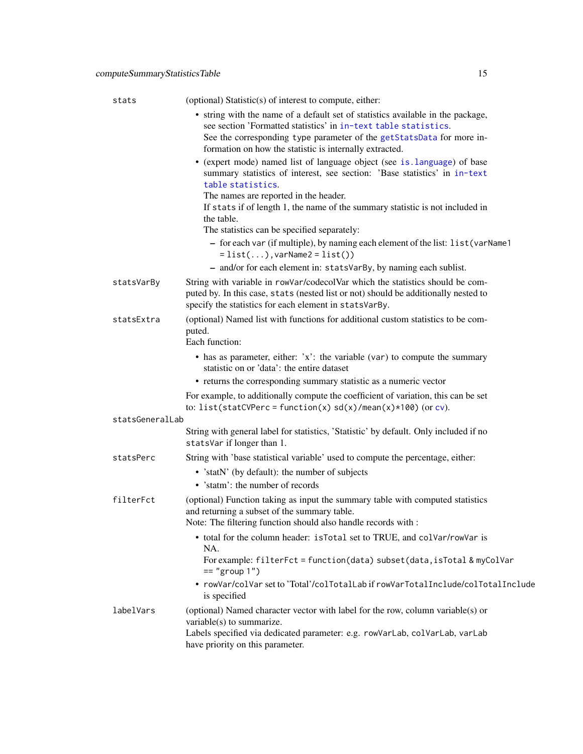**stats** (optional) Statistic(s) of interest to compute, either:

- string with the name of a default set of statistics available in the package, see section 'Formatted statistics' in in-text table statistics.
  See the corresponding type parameter of the getStatsData for more information on how the statistic is internally extracted.
- (expert mode) named list of language object (see is.language) of base summary statistics of interest, see section: 'Base statistics' in in-text table statistics.
  The names are reported in the header.
  If stats if of length 1, the name of the summary statistic is not included in the table.
  The statistics can be specified separately:
  - for each var (if multiple), by naming each element of the list: `list(varName1 = list(...), varName2 = list())`
  - and/or for each element in: statsVarBy, by naming each sublist.

**statsVarBy** String with variable in rowVar/codecolVar which the statistics should be computed by. In this case, stats (nested list or not) should be additionally nested to specify the statistics for each element in statsVarBy.

**statsExtra** (optional) Named list with functions for additional custom statistics to be computed.
Each function:

- has as parameter, either: 'x': the variable (var) to compute the summary statistic on or 'data': the entire dataset
- returns the corresponding summary statistic as a numeric vector

For example, to additionally compute the coefficient of variation, this can be set to: `list(statCVPerc = function(x) sd(x)/mean(x)*100)` (or cv).

**statsGeneralLab** String with general label for statistics, 'Statistic' by default. Only included if no statsVar if longer than 1.

**statsPerc** String with 'base statistical variable' used to compute the percentage, either:

- 'statN' (by default): the number of subjects
- 'statm': the number of records

**filterFct** (optional) Function taking as input the summary table with computed statistics and returning a subset of the summary table.
Note: The filtering function should also handle records with :

- total for the column header: isTotal set to TRUE, and colVar/rowVar is NA.
  For example: `filterFct = function(data) subset(data, isTotal & myColVar == "group 1")`
- rowVar/colVar set to 'Total'/colTotalLab if rowVarTotalInclude/colTotalInclude is specified

**labelVars** (optional) Named character vector with label for the row, column variable(s) or variable(s) to summarize.
Labels specified via dedicated parameter: e.g. rowVarLab, colVarLab, varLab have priority on this parameter.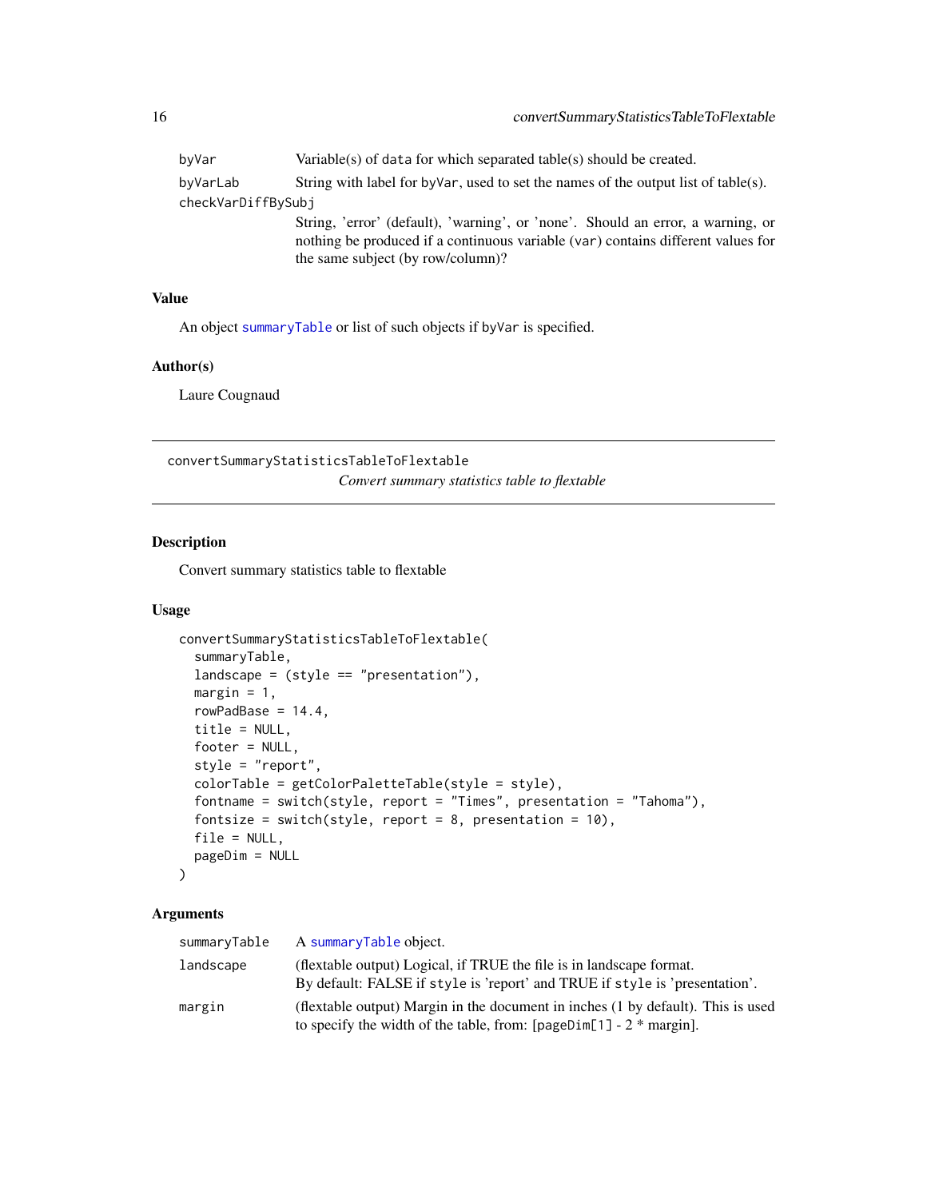| | |
|---|---|
| byVar | Variable(s) of data for which separated table(s) should be created. |
| byVarLab | String with label for byVar, used to set the names of the output list of table(s). |
| checkVarDiffBySubj | String, 'error' (default), 'warning', or 'none'. Should an error, a warning, or nothing be produced if a continuous variable (var) contains different values for the same subject (by row/column)? |

### Value

An object summaryTable or list of such objects if byVar is specified.

### Author(s)

Laure Cougnaud

---

## convertSummaryStatisticsTableToFlextable

*Convert summary statistics table to flextable*

---

### Description

Convert summary statistics table to flextable

### Usage

```
convertSummaryStatisticsTableToFlextable(
  summaryTable,
  landscape = (style == "presentation"),
  margin = 1,
  rowPadBase = 14.4,
  title = NULL,
  footer = NULL,
  style = "report",
  colorTable = getColorPaletteTable(style = style),
  fontname = switch(style, report = "Times", presentation = "Tahoma"),
  fontsize = switch(style, report = 8, presentation = 10),
  file = NULL,
  pageDim = NULL
)
```

### Arguments

| | |
|---|---|
| summaryTable | A summaryTable object. |
| landscape | (flextable output) Logical, if TRUE the file is in landscape format. By default: FALSE if style is 'report' and TRUE if style is 'presentation'. |
| margin | (flextable output) Margin in the document in inches (1 by default). This is used to specify the width of the table, from: [pageDim[1] - 2 * margin]. |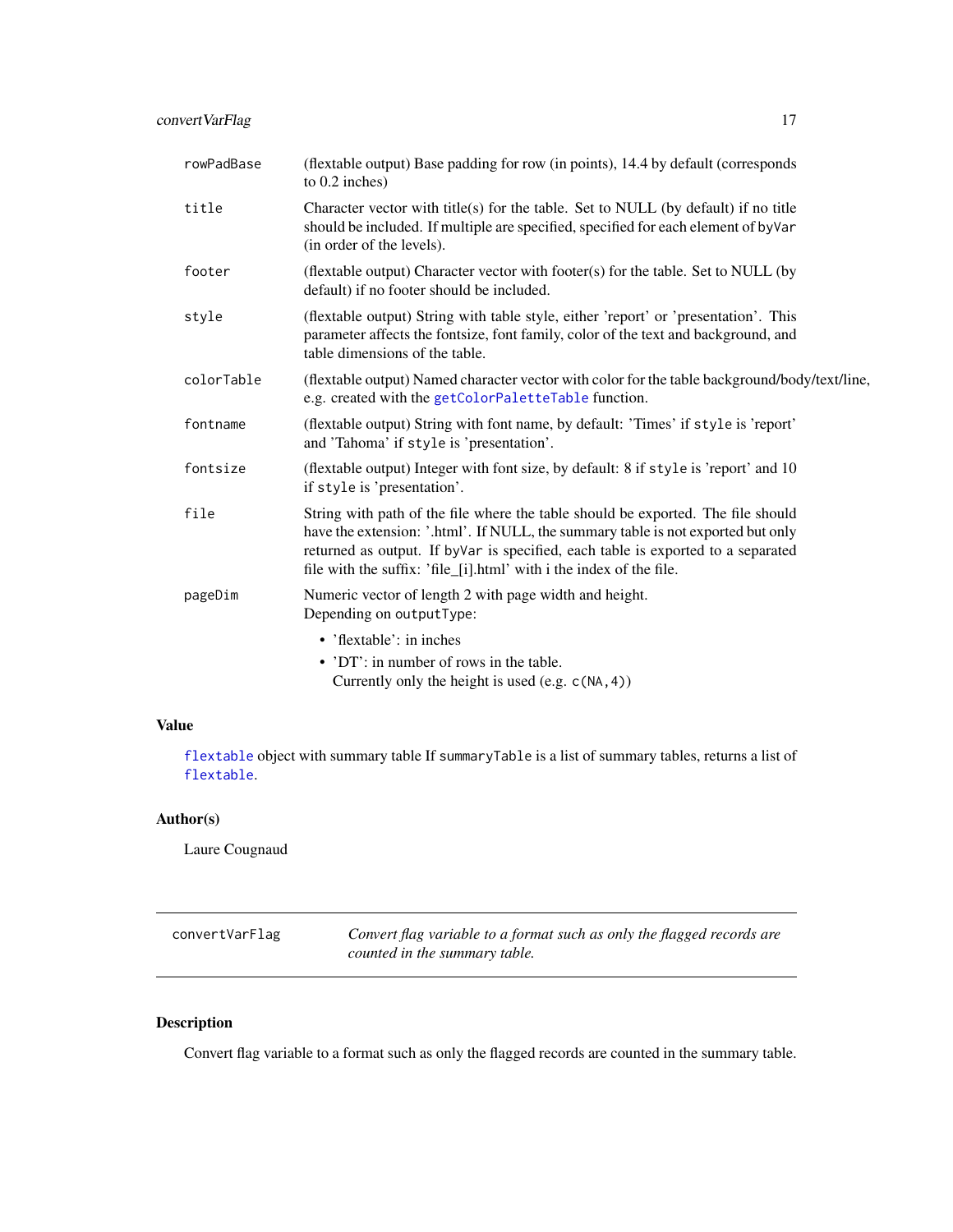| | |
|---|---|
| `rowPadBase` | (flextable output) Base padding for row (in points), 14.4 by default (corresponds to 0.2 inches) |
| `title` | Character vector with title(s) for the table. Set to NULL (by default) if no title should be included. If multiple are specified, specified for each element of `byVar` (in order of the levels). |
| `footer` | (flextable output) Character vector with footer(s) for the table. Set to NULL (by default) if no footer should be included. |
| `style` | (flextable output) String with table style, either 'report' or 'presentation'. This parameter affects the fontsize, font family, color of the text and background, and table dimensions of the table. |
| `colorTable` | (flextable output) Named character vector with color for the table background/body/text/line, e.g. created with the `getColorPaletteTable` function. |
| `fontname` | (flextable output) String with font name, by default: 'Times' if `style` is 'report' and 'Tahoma' if `style` is 'presentation'. |
| `fontsize` | (flextable output) Integer with font size, by default: 8 if `style` is 'report' and 10 if `style` is 'presentation'. |
| `file` | String with path of the file where the table should be exported. The file should have the extension: '.html'. If NULL, the summary table is not exported but only returned as output. If `byVar` is specified, each table is exported to a separated file with the suffix: 'file_[i].html' with i the index of the file. |
| `pageDim` | Numeric vector of length 2 with page width and height. Depending on `outputType`: <br>• 'flextable': in inches <br>• 'DT': in number of rows in the table. Currently only the height is used (e.g. `c(NA,4)`) |

## Value

`flextable` object with summary table If `summaryTable` is a list of summary tables, returns a list of `flextable`.

## Author(s)

Laure Cougnaud

---

`convertVarFlag` — *Convert flag variable to a format such as only the flagged records are counted in the summary table.*

---

## Description

Convert flag variable to a format such as only the flagged records are counted in the summary table.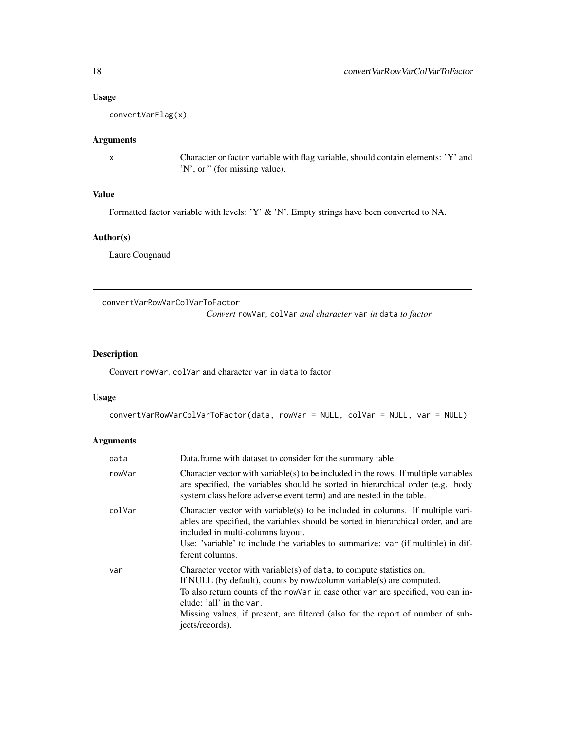### Usage

```
convertVarFlag(x)
```

### Arguments

| | |
|---|---|
| x | Character or factor variable with flag variable, should contain elements: 'Y' and 'N', or '' (for missing value). |

### Value

Formatted factor variable with levels: 'Y' & 'N'. Empty strings have been converted to NA.

### Author(s)

Laure Cougnaud

---

## convertVarRowVarColVarToFactor

*Convert* `rowVar`*,* `colVar` *and character* `var` *in* `data` *to factor*

### Description

Convert `rowVar`, `colVar` and character `var` in `data` to factor

### Usage

```
convertVarRowVarColVarToFactor(data, rowVar = NULL, colVar = NULL, var = NULL)
```

### Arguments

| | |
|---|---|
| data | Data.frame with dataset to consider for the summary table. |
| rowVar | Character vector with variable(s) to be included in the rows. If multiple variables are specified, the variables should be sorted in hierarchical order (e.g. body system class before adverse event term) and are nested in the table. |
| colVar | Character vector with variable(s) to be included in columns. If multiple variables are specified, the variables should be sorted in hierarchical order, and are included in multi-columns layout.<br>Use: 'variable' to include the variables to summarize: `var` (if multiple) in different columns. |
| var | Character vector with variable(s) of `data`, to compute statistics on.<br>If NULL (by default), counts by row/column variable(s) are computed.<br>To also return counts of the `rowVar` in case other `var` are specified, you can include: 'all' in the `var`.<br>Missing values, if present, are filtered (also for the report of number of subjects/records). |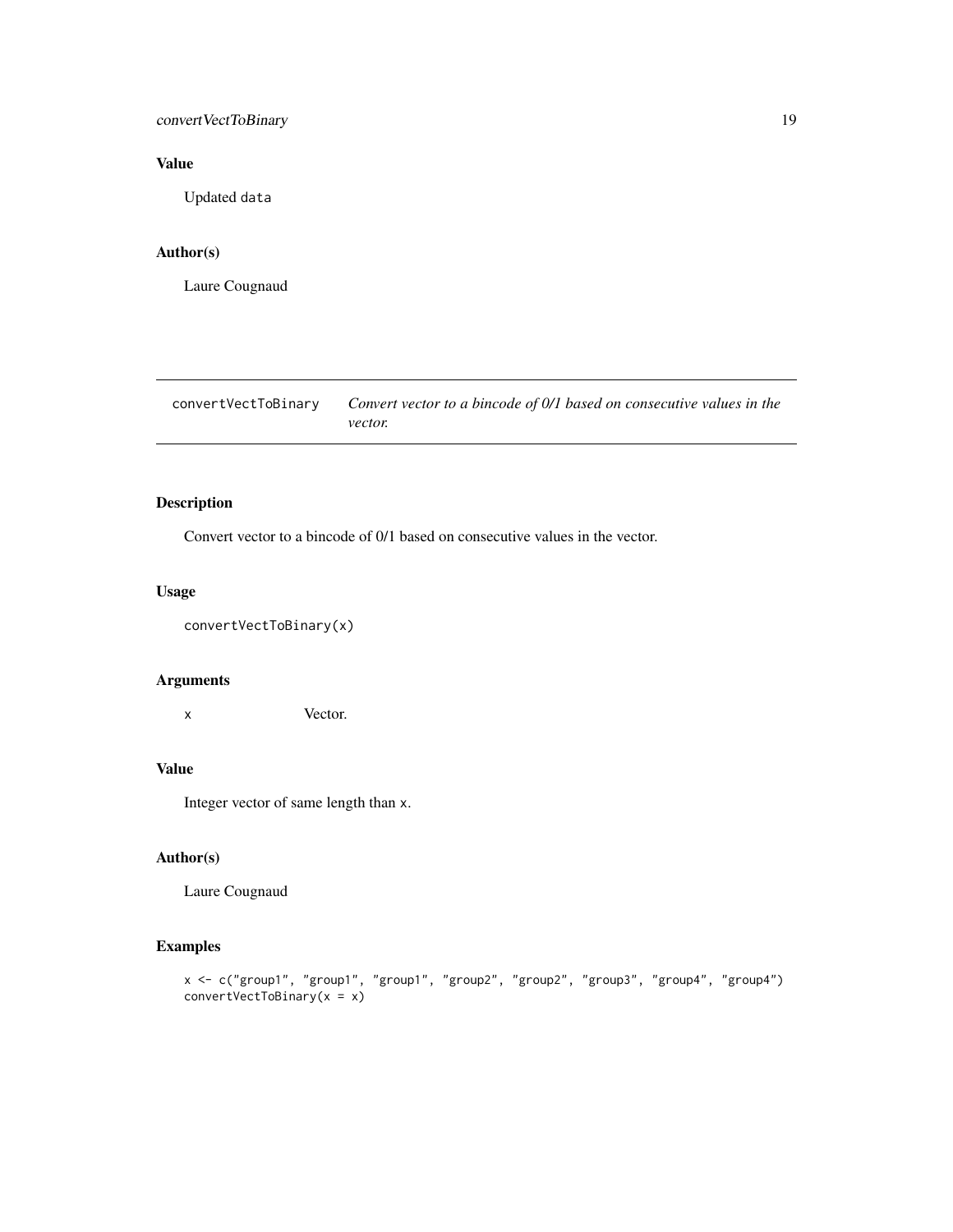## Value

Updated `data`

## Author(s)

Laure Cougnaud

---

# convertVectToBinary — *Convert vector to a bincode of 0/1 based on consecutive values in the vector.*

---

## Description

Convert vector to a bincode of 0/1 based on consecutive values in the vector.

## Usage

```
convertVectToBinary(x)
```

## Arguments

| | |
|---|---|
| `x` | Vector. |

## Value

Integer vector of same length than `x`.

## Author(s)

Laure Cougnaud

## Examples

```
x <- c("group1", "group1", "group1", "group2", "group2", "group3", "group4", "group4")
convertVectToBinary(x = x)
```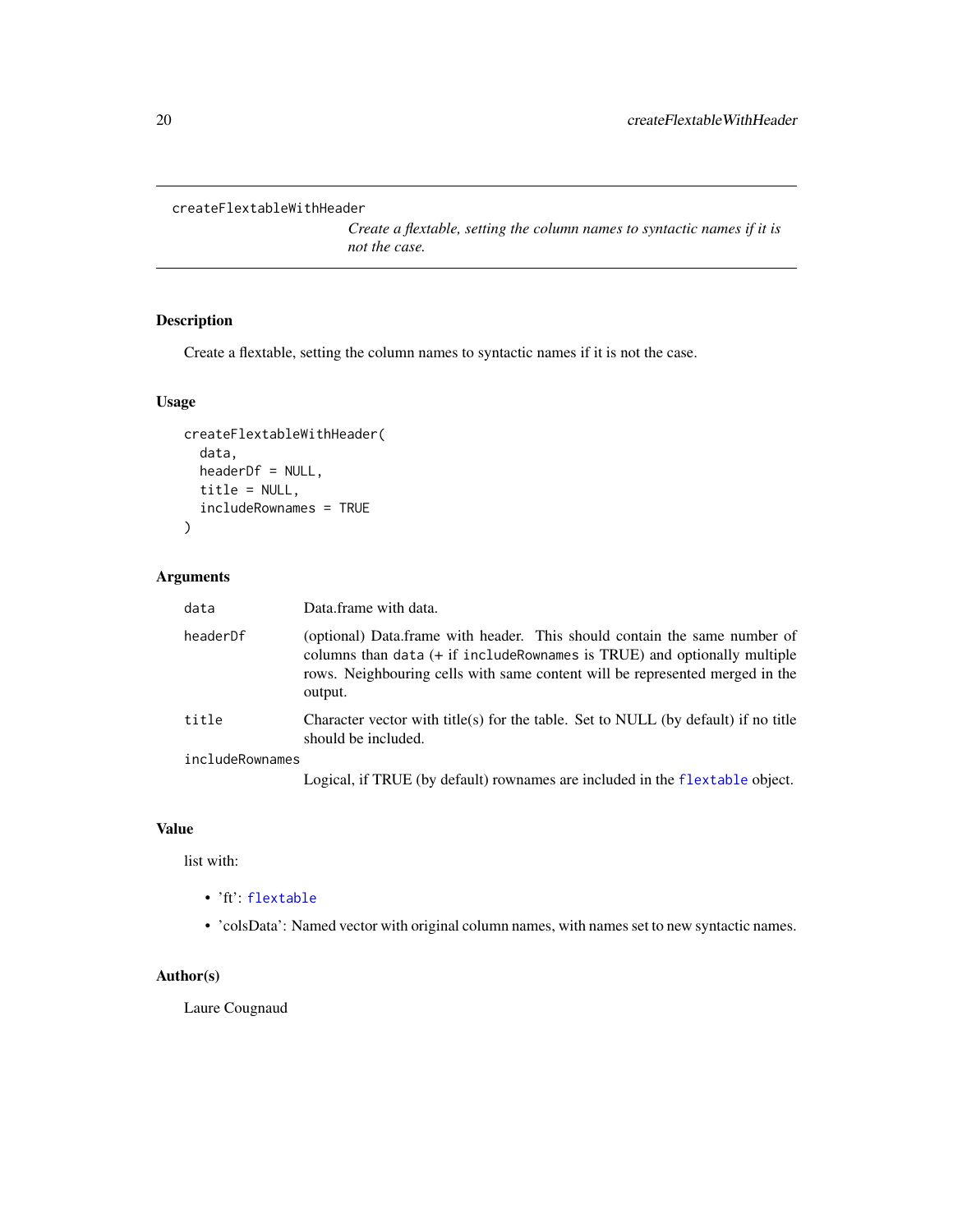## createFlextableWithHeader

*Create a flextable, setting the column names to syntactic names if it is not the case.*

### Description

Create a flextable, setting the column names to syntactic names if it is not the case.

### Usage

```
createFlextableWithHeader(
  data,
  headerDf = NULL,
  title = NULL,
  includeRownames = TRUE
)
```

### Arguments

| | |
|---|---|
| `data` | Data.frame with data. |
| `headerDf` | (optional) Data.frame with header. This should contain the same number of columns than `data` (+ if `includeRownames` is TRUE) and optionally multiple rows. Neighbouring cells with same content will be represented merged in the output. |
| `title` | Character vector with title(s) for the table. Set to NULL (by default) if no title should be included. |
| `includeRownames` | Logical, if TRUE (by default) rownames are included in the `flextable` object. |

### Value

list with:

- 'ft': `flextable`
- 'colsData': Named vector with original column names, with names set to new syntactic names.

### Author(s)

Laure Cougnaud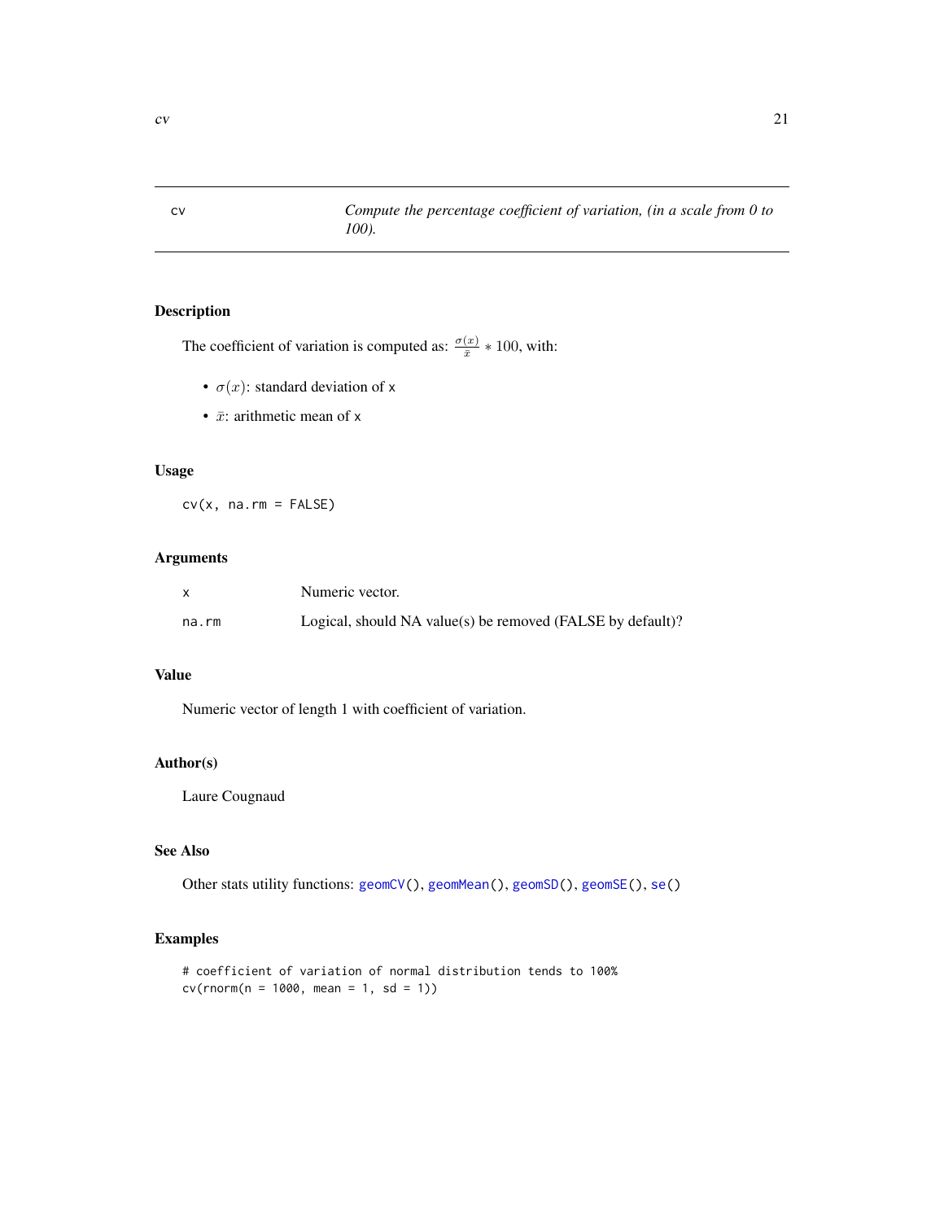# cv — *Compute the percentage coefficient of variation, (in a scale from 0 to 100).*

## Description

The coefficient of variation is computed as: $\frac{\sigma(x)}{\bar{x}} * 100$, with:

- $\sigma(x)$: standard deviation of x
- $\bar{x}$: arithmetic mean of x

## Usage

```
cv(x, na.rm = FALSE)
```

## Arguments

| | |
|---|---|
| x | Numeric vector. |
| na.rm | Logical, should NA value(s) be removed (FALSE by default)? |

## Value

Numeric vector of length 1 with coefficient of variation.

## Author(s)

Laure Cougnaud

## See Also

Other stats utility functions: geomCV(), geomMean(), geomSD(), geomSE(), se()

## Examples

```
# coefficient of variation of normal distribution tends to 100%
cv(rnorm(n = 1000, mean = 1, sd = 1))
```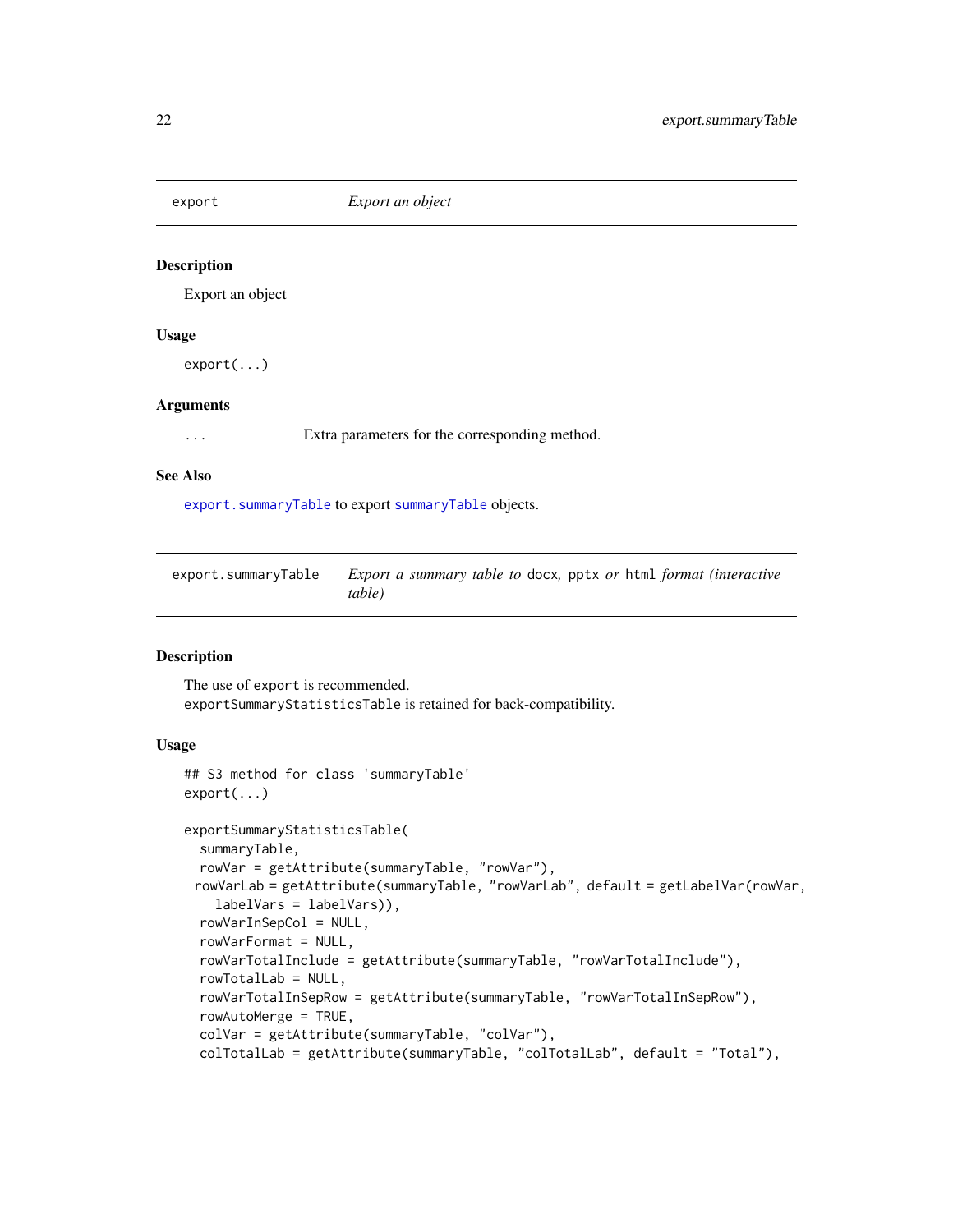## export — *Export an object*

### Description

Export an object

### Usage

```
export(...)
```

### Arguments

`...` Extra parameters for the corresponding method.

### See Also

`export.summaryTable` to export `summaryTable` objects.

## export.summaryTable — *Export a summary table to* `docx`, `pptx` *or* `html` *format (interactive table)*

### Description

The use of `export` is recommended.
`exportSummaryStatisticsTable` is retained for back-compatibility.

### Usage

```
## S3 method for class 'summaryTable'
export(...)

exportSummaryStatisticsTable(
  summaryTable,
  rowVar = getAttribute(summaryTable, "rowVar"),
  rowVarLab = getAttribute(summaryTable, "rowVarLab", default = getLabelVar(rowVar,
    labelVars = labelVars)),
  rowVarInSepCol = NULL,
  rowVarFormat = NULL,
  rowVarTotalInclude = getAttribute(summaryTable, "rowVarTotalInclude"),
  rowTotalLab = NULL,
  rowVarTotalInSepRow = getAttribute(summaryTable, "rowVarTotalInSepRow"),
  rowAutoMerge = TRUE,
  colVar = getAttribute(summaryTable, "colVar"),
  colTotalLab = getAttribute(summaryTable, "colTotalLab", default = "Total"),
```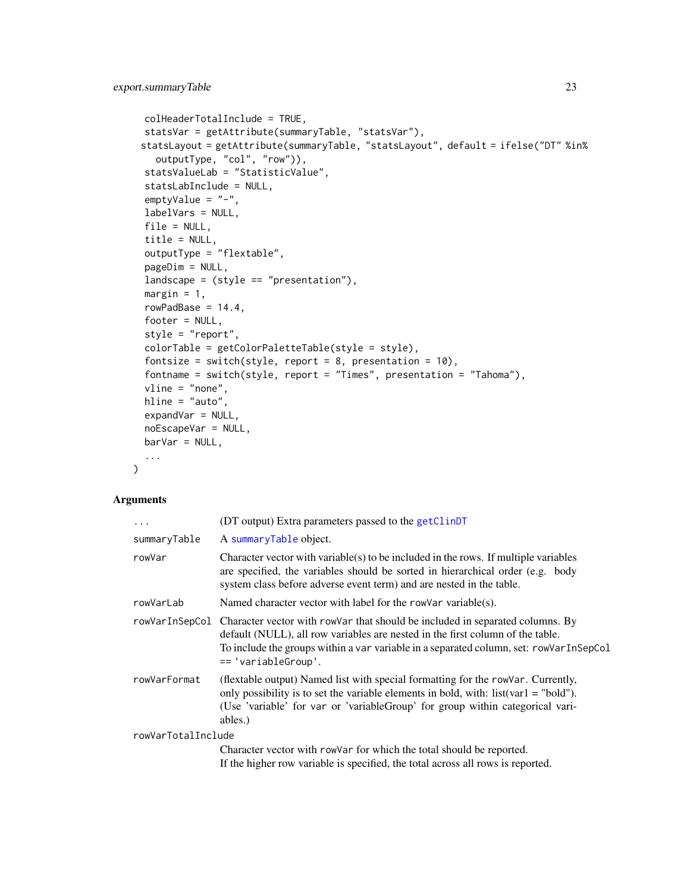```
  colHeaderTotalInclude = TRUE,
  statsVar = getAttribute(summaryTable, "statsVar"),
  statsLayout = getAttribute(summaryTable, "statsLayout", default = ifelse("DT" %in%
    outputType, "col", "row")),
  statsValueLab = "StatisticValue",
  statsLabInclude = NULL,
  emptyValue = "-",
  labelVars = NULL,
  file = NULL,
  title = NULL,
  outputType = "flextable",
  pageDim = NULL,
  landscape = (style == "presentation"),
  margin = 1,
  rowPadBase = 14.4,
  footer = NULL,
  style = "report",
  colorTable = getColorPaletteTable(style = style),
  fontsize = switch(style, report = 8, presentation = 10),
  fontname = switch(style, report = "Times", presentation = "Tahoma"),
  vline = "none",
  hline = "auto",
  expandVar = NULL,
  noEscapeVar = NULL,
  barVar = NULL,
  ...
)
```

## Arguments

| | |
|---|---|
| `...` | (DT output) Extra parameters passed to the `getClinDT` |
| `summaryTable` | A `summaryTable` object. |
| `rowVar` | Character vector with variable(s) to be included in the rows. If multiple variables are specified, the variables should be sorted in hierarchical order (e.g. body system class before adverse event term) and are nested in the table. |
| `rowVarLab` | Named character vector with label for the `rowVar` variable(s). |
| `rowVarInSepCol` | Character vector with `rowVar` that should be included in separated columns. By default (NULL), all row variables are nested in the first column of the table. To include the groups within a `var` variable in a separated column, set: `rowVarInSepCol == 'variableGroup'`. |
| `rowVarFormat` | (flextable output) Named list with special formatting for the `rowVar`. Currently, only possibility is to set the variable elements in bold, with: list(var1 = "bold"). (Use 'variable' for `var` or 'variableGroup' for group within categorical variables.) |
| `rowVarTotalInclude` | Character vector with `rowVar` for which the total should be reported. If the higher row variable is specified, the total across all rows is reported. |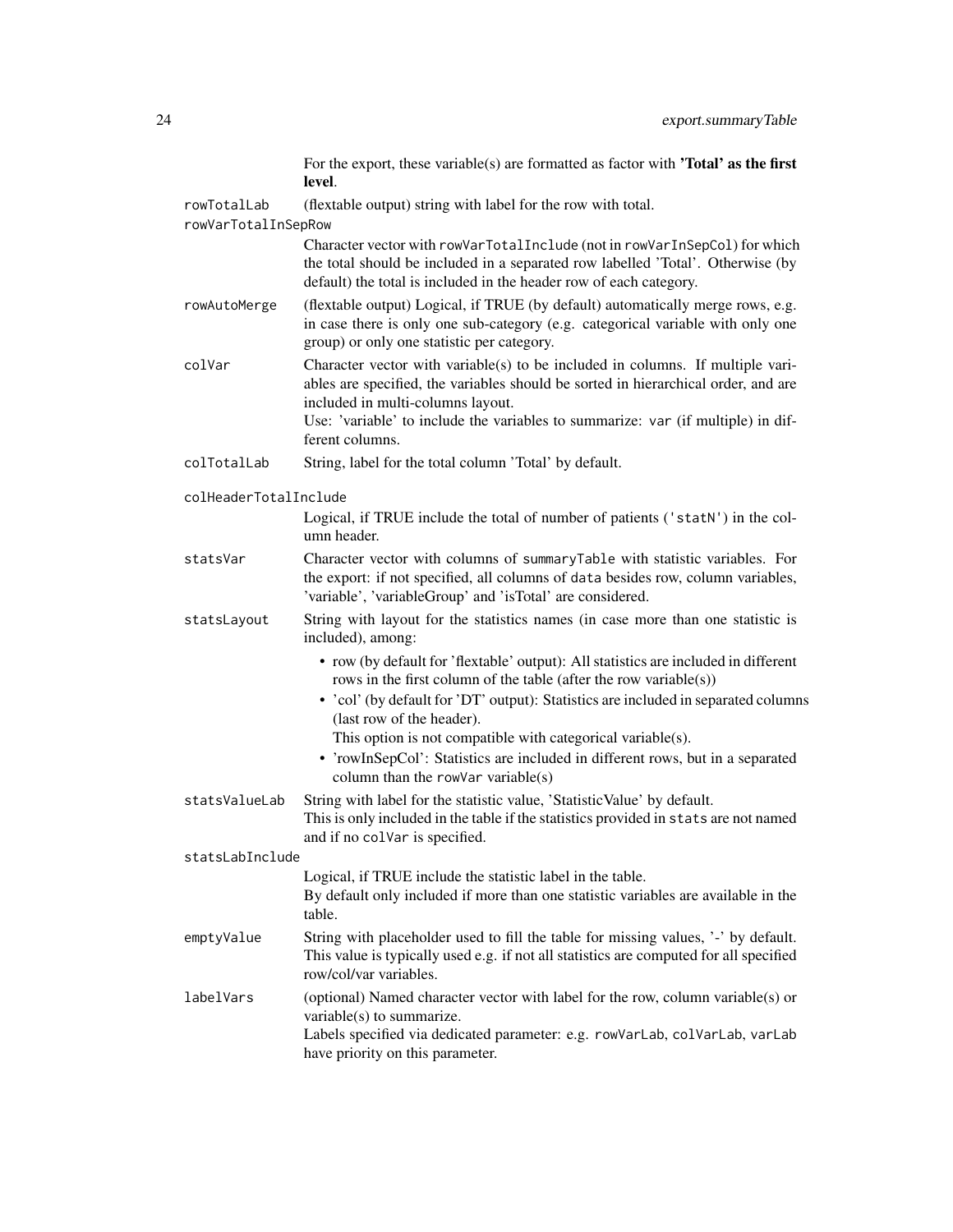For the export, these variable(s) are formatted as factor with **'Total' as the first level**.

**rowTotalLab** (flextable output) string with label for the row with total.

**rowVarTotalInSepRow** Character vector with `rowVarTotalInclude` (not in `rowVarInSepCol`) for which the total should be included in a separated row labelled 'Total'. Otherwise (by default) the total is included in the header row of each category.

**rowAutoMerge** (flextable output) Logical, if TRUE (by default) automatically merge rows, e.g. in case there is only one sub-category (e.g. categorical variable with only one group) or only one statistic per category.

**colVar** Character vector with variable(s) to be included in columns. If multiple variables are specified, the variables should be sorted in hierarchical order, and are included in multi-columns layout.
Use: 'variable' to include the variables to summarize: `var` (if multiple) in different columns.

**colTotalLab** String, label for the total column 'Total' by default.

**colHeaderTotalInclude** Logical, if TRUE include the total of number of patients (`'statN'`) in the column header.

**statsVar** Character vector with columns of `summaryTable` with statistic variables. For the export: if not specified, all columns of `data` besides row, column variables, 'variable', 'variableGroup' and 'isTotal' are considered.

**statsLayout** String with layout for the statistics names (in case more than one statistic is included), among:

- row (by default for 'flextable' output): All statistics are included in different rows in the first column of the table (after the row variable(s))
- 'col' (by default for 'DT' output): Statistics are included in separated columns (last row of the header).
  This option is not compatible with categorical variable(s).
- 'rowInSepCol': Statistics are included in different rows, but in a separated column than the `rowVar` variable(s)

**statsValueLab** String with label for the statistic value, 'StatisticValue' by default.
This is only included in the table if the statistics provided in `stats` are not named and if no `colVar` is specified.

**statsLabInclude** Logical, if TRUE include the statistic label in the table.
By default only included if more than one statistic variables are available in the table.

**emptyValue** String with placeholder used to fill the table for missing values, '-' by default. This value is typically used e.g. if not all statistics are computed for all specified row/col/var variables.

**labelVars** (optional) Named character vector with label for the row, column variable(s) or variable(s) to summarize.
Labels specified via dedicated parameter: e.g. `rowVarLab`, `colVarLab`, `varLab` have priority on this parameter.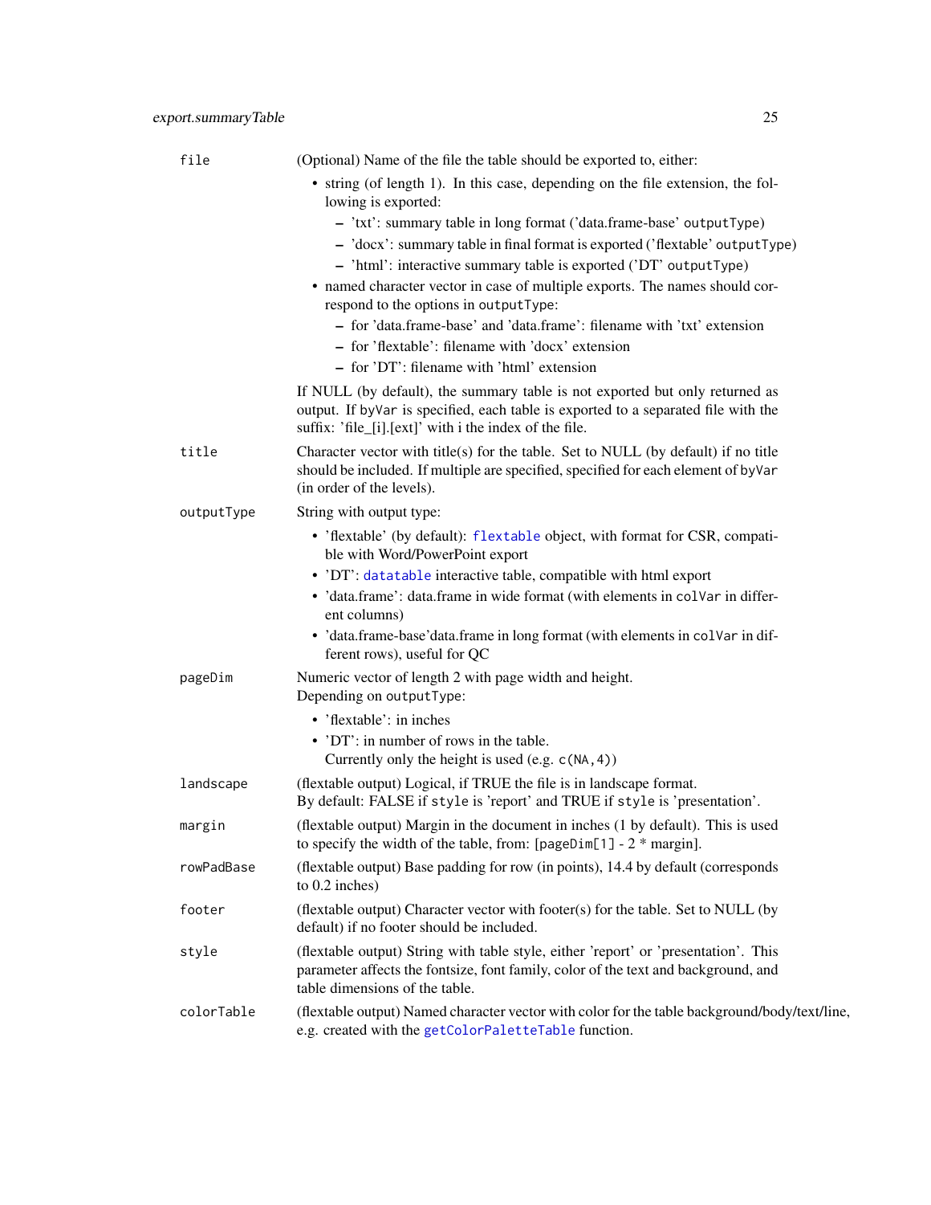| | |
|---|---|
| file | (Optional) Name of the file the table should be exported to, either:<br>• string (of length 1). In this case, depending on the file extension, the following is exported:<br>  – 'txt': summary table in long format ('data.frame-base' outputType)<br>  – 'docx': summary table in final format is exported ('flextable' outputType)<br>  – 'html': interactive summary table is exported ('DT' outputType)<br>• named character vector in case of multiple exports. The names should correspond to the options in outputType:<br>  – for 'data.frame-base' and 'data.frame': filename with 'txt' extension<br>  – for 'flextable': filename with 'docx' extension<br>  – for 'DT': filename with 'html' extension<br><br>If NULL (by default), the summary table is not exported but only returned as output. If byVar is specified, each table is exported to a separated file with the suffix: 'file_[i].[ext]' with i the index of the file. |
| title | Character vector with title(s) for the table. Set to NULL (by default) if no title should be included. If multiple are specified, specified for each element of byVar (in order of the levels). |
| outputType | String with output type:<br>• 'flextable' (by default): flextable object, with format for CSR, compatible with Word/PowerPoint export<br>• 'DT': datatable interactive table, compatible with html export<br>• 'data.frame': data.frame in wide format (with elements in colVar in different columns)<br>• 'data.frame-base'data.frame in long format (with elements in colVar in different rows), useful for QC |
| pageDim | Numeric vector of length 2 with page width and height.<br>Depending on outputType:<br>• 'flextable': in inches<br>• 'DT': in number of rows in the table.<br>Currently only the height is used (e.g. c(NA,4)) |
| landscape | (flextable output) Logical, if TRUE the file is in landscape format.<br>By default: FALSE if style is 'report' and TRUE if style is 'presentation'. |
| margin | (flextable output) Margin in the document in inches (1 by default). This is used to specify the width of the table, from: [pageDim[1] - 2 * margin]. |
| rowPadBase | (flextable output) Base padding for row (in points), 14.4 by default (corresponds to 0.2 inches) |
| footer | (flextable output) Character vector with footer(s) for the table. Set to NULL (by default) if no footer should be included. |
| style | (flextable output) String with table style, either 'report' or 'presentation'. This parameter affects the fontsize, font family, color of the text and background, and table dimensions of the table. |
| colorTable | (flextable output) Named character vector with color for the table background/body/text/line, e.g. created with the getColorPaletteTable function. |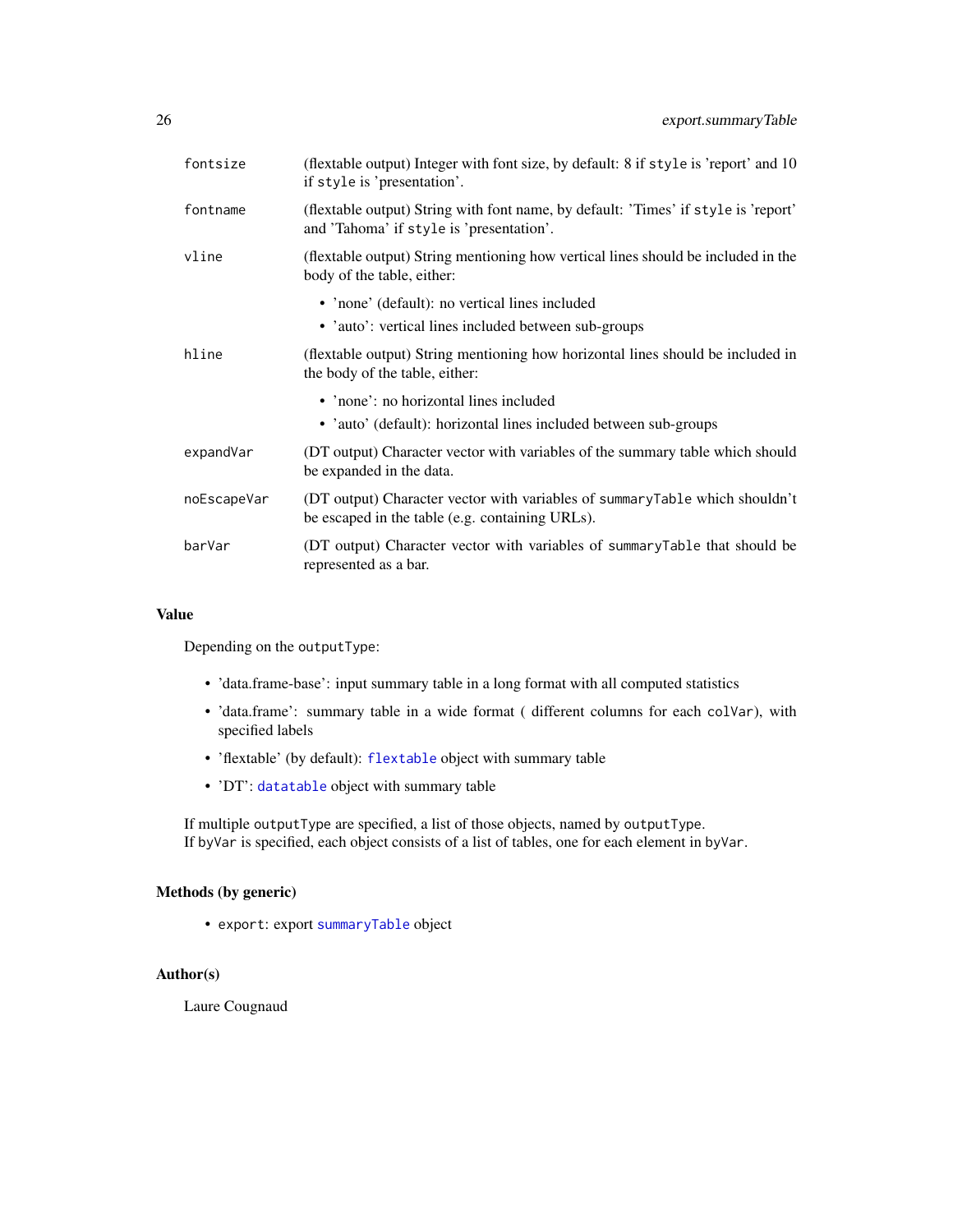| | |
|---|---|
| `fontsize` | (flextable output) Integer with font size, by default: 8 if `style` is 'report' and 10 if `style` is 'presentation'. |
| `fontname` | (flextable output) String with font name, by default: 'Times' if `style` is 'report' and 'Tahoma' if `style` is 'presentation'. |
| `vline` | (flextable output) String mentioning how vertical lines should be included in the body of the table, either: <br>• 'none' (default): no vertical lines included <br>• 'auto': vertical lines included between sub-groups |
| `hline` | (flextable output) String mentioning how horizontal lines should be included in the body of the table, either: <br>• 'none': no horizontal lines included <br>• 'auto' (default): horizontal lines included between sub-groups |
| `expandVar` | (DT output) Character vector with variables of the summary table which should be expanded in the data. |
| `noEscapeVar` | (DT output) Character vector with variables of `summaryTable` which shouldn't be escaped in the table (e.g. containing URLs). |
| `barVar` | (DT output) Character vector with variables of `summaryTable` that should be represented as a bar. |

## Value

Depending on the `outputType`:

- 'data.frame-base': input summary table in a long format with all computed statistics
- 'data.frame': summary table in a wide format ( different columns for each `colVar`), with specified labels
- 'flextable' (by default): `flextable` object with summary table
- 'DT': `datatable` object with summary table

If multiple `outputType` are specified, a list of those objects, named by `outputType`.
If `byVar` is specified, each object consists of a list of tables, one for each element in `byVar`.

## Methods (by generic)

- `export`: export `summaryTable` object

## Author(s)

Laure Cougnaud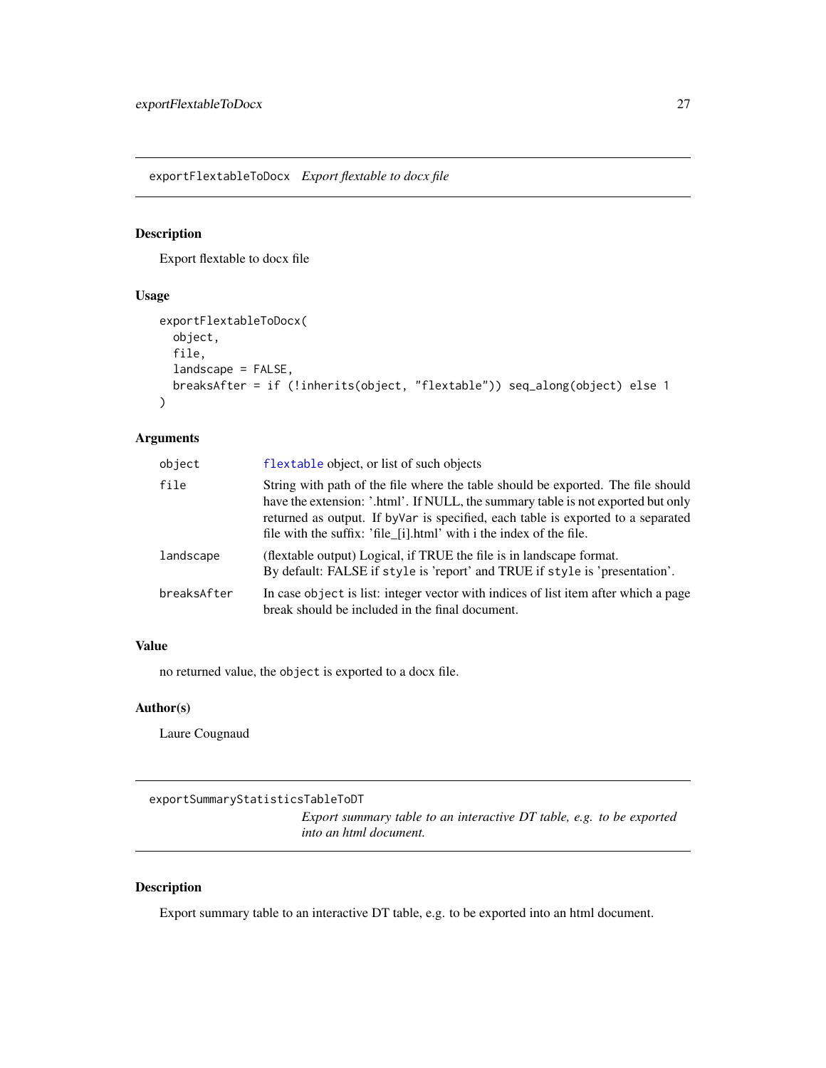## exportFlextableToDocx *Export flextable to docx file*

### Description

Export flextable to docx file

### Usage

```
exportFlextableToDocx(
  object,
  file,
  landscape = FALSE,
  breaksAfter = if (!inherits(object, "flextable")) seq_along(object) else 1
)
```

### Arguments

| | |
|---|---|
| object | flextable object, or list of such objects |
| file | String with path of the file where the table should be exported. The file should have the extension: '.html'. If NULL, the summary table is not exported but only returned as output. If byVar is specified, each table is exported to a separated file with the suffix: 'file_[i].html' with i the index of the file. |
| landscape | (flextable output) Logical, if TRUE the file is in landscape format. By default: FALSE if style is 'report' and TRUE if style is 'presentation'. |
| breaksAfter | In case object is list: integer vector with indices of list item after which a page break should be included in the final document. |

### Value

no returned value, the object is exported to a docx file.

### Author(s)

Laure Cougnaud

## exportSummaryStatisticsTableToDT *Export summary table to an interactive DT table, e.g. to be exported into an html document.*

### Description

Export summary table to an interactive DT table, e.g. to be exported into an html document.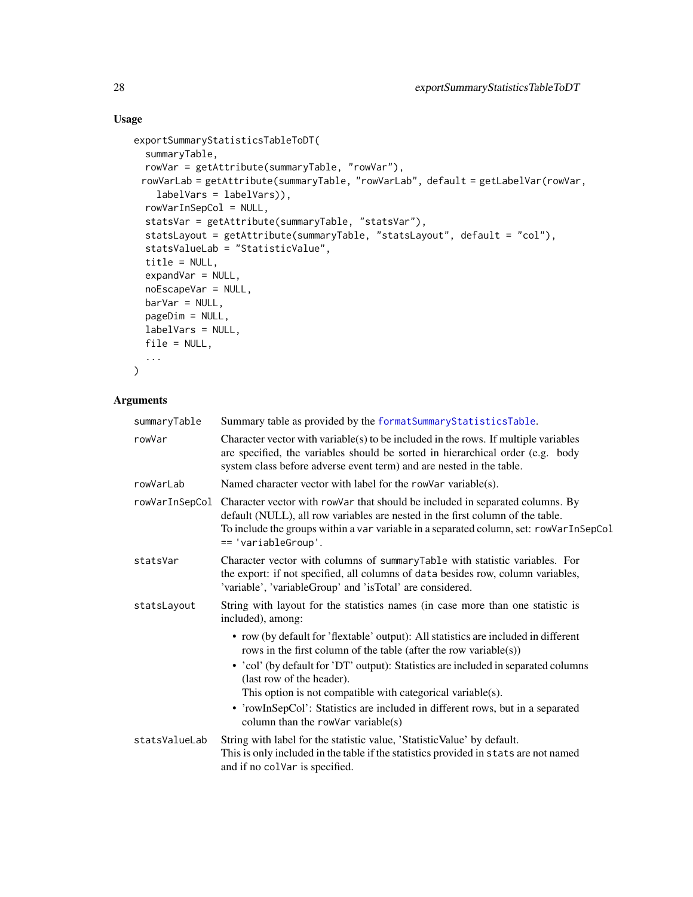## Usage

```
exportSummaryStatisticsTableToDT(
  summaryTable,
  rowVar = getAttribute(summaryTable, "rowVar"),
  rowVarLab = getAttribute(summaryTable, "rowVarLab", default = getLabelVar(rowVar,
    labelVars = labelVars)),
  rowVarInSepCol = NULL,
  statsVar = getAttribute(summaryTable, "statsVar"),
  statsLayout = getAttribute(summaryTable, "statsLayout", default = "col"),
  statsValueLab = "StatisticValue",
  title = NULL,
  expandVar = NULL,
  noEscapeVar = NULL,
  barVar = NULL,
  pageDim = NULL,
  labelVars = NULL,
  file = NULL,
  ...
)
```

## Arguments

| | |
|---|---|
| `summaryTable` | Summary table as provided by the `formatSummaryStatisticsTable`. |
| `rowVar` | Character vector with variable(s) to be included in the rows. If multiple variables are specified, the variables should be sorted in hierarchical order (e.g. body system class before adverse event term) and are nested in the table. |
| `rowVarLab` | Named character vector with label for the `rowVar` variable(s). |
| `rowVarInSepCol` | Character vector with `rowVar` that should be included in separated columns. By default (NULL), all row variables are nested in the first column of the table. To include the groups within a `var` variable in a separated column, set: `rowVarInSepCol == 'variableGroup'`. |
| `statsVar` | Character vector with columns of `summaryTable` with statistic variables. For the export: if not specified, all columns of `data` besides row, column variables, 'variable', 'variableGroup' and 'isTotal' are considered. |
| `statsLayout` | String with layout for the statistics names (in case more than one statistic is included), among: <br>• row (by default for 'flextable' output): All statistics are included in different rows in the first column of the table (after the row variable(s)) <br>• 'col' (by default for 'DT' output): Statistics are included in separated columns (last row of the header). This option is not compatible with categorical variable(s). <br>• 'rowInSepCol': Statistics are included in different rows, but in a separated column than the `rowVar` variable(s) |
| `statsValueLab` | String with label for the statistic value, 'StatisticValue' by default. This is only included in the table if the statistics provided in `stats` are not named and if no `colVar` is specified. |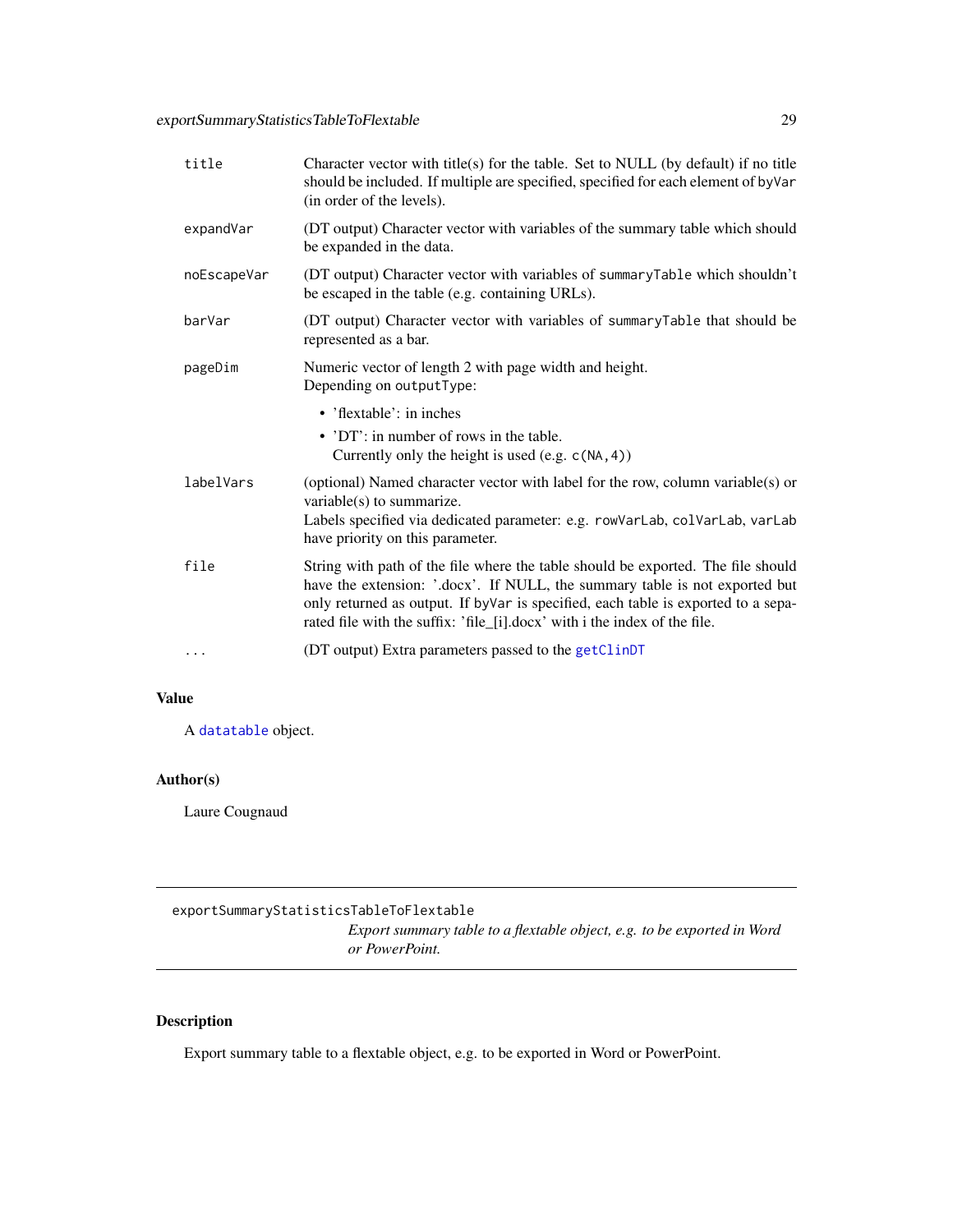| | |
|---|---|
| `title` | Character vector with title(s) for the table. Set to NULL (by default) if no title should be included. If multiple are specified, specified for each element of `byVar` (in order of the levels). |
| `expandVar` | (DT output) Character vector with variables of the summary table which should be expanded in the data. |
| `noEscapeVar` | (DT output) Character vector with variables of `summaryTable` which shouldn't be escaped in the table (e.g. containing URLs). |
| `barVar` | (DT output) Character vector with variables of `summaryTable` that should be represented as a bar. |
| `pageDim` | Numeric vector of length 2 with page width and height.<br>Depending on `outputType`:<br>• 'flextable': in inches<br>• 'DT': in number of rows in the table.<br>Currently only the height is used (e.g. `c(NA,4)`) |
| `labelVars` | (optional) Named character vector with label for the row, column variable(s) or variable(s) to summarize.<br>Labels specified via dedicated parameter: e.g. `rowVarLab`, `colVarLab`, `varLab` have priority on this parameter. |
| `file` | String with path of the file where the table should be exported. The file should have the extension: '.docx'. If NULL, the summary table is not exported but only returned as output. If `byVar` is specified, each table is exported to a separated file with the suffix: 'file_[i].docx' with i the index of the file. |
| `...` | (DT output) Extra parameters passed to the `getClinDT` |

## Value

A `datatable` object.

## Author(s)

Laure Cougnaud

---

`exportSummaryStatisticsTableToFlextable`
*Export summary table to a flextable object, e.g. to be exported in Word or PowerPoint.*

---

## Description

Export summary table to a flextable object, e.g. to be exported in Word or PowerPoint.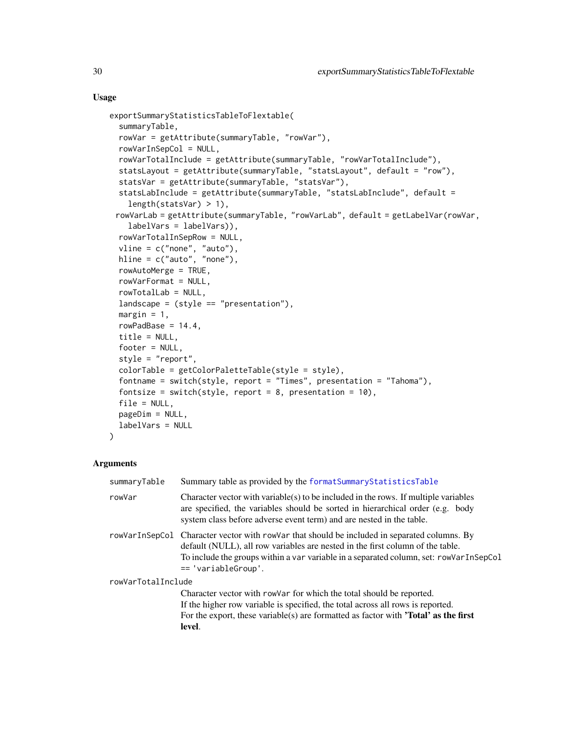## Usage

```
exportSummaryStatisticsTableToFlextable(
  summaryTable,
  rowVar = getAttribute(summaryTable, "rowVar"),
  rowVarInSepCol = NULL,
  rowVarTotalInclude = getAttribute(summaryTable, "rowVarTotalInclude"),
  statsLayout = getAttribute(summaryTable, "statsLayout", default = "row"),
  statsVar = getAttribute(summaryTable, "statsVar"),
  statsLabInclude = getAttribute(summaryTable, "statsLabInclude", default =
    length(statsVar) > 1),
  rowVarLab = getAttribute(summaryTable, "rowVarLab", default = getLabelVar(rowVar,
    labelVars = labelVars)),
  rowVarTotalInSepRow = NULL,
  vline = c("none", "auto"),
  hline = c("auto", "none"),
  rowAutoMerge = TRUE,
  rowVarFormat = NULL,
  rowTotalLab = NULL,
  landscape = (style == "presentation"),
  margin = 1,
  rowPadBase = 14.4,
  title = NULL,
  footer = NULL,
  style = "report",
  colorTable = getColorPaletteTable(style = style),
  fontname = switch(style, report = "Times", presentation = "Tahoma"),
  fontsize = switch(style, report = 8, presentation = 10),
  file = NULL,
  pageDim = NULL,
  labelVars = NULL
)
```

## Arguments

| | |
|---|---|
| summaryTable | Summary table as provided by the formatSummaryStatisticsTable |
| rowVar | Character vector with variable(s) to be included in the rows. If multiple variables are specified, the variables should be sorted in hierarchical order (e.g. body system class before adverse event term) and are nested in the table. |
| rowVarInSepCol | Character vector with rowVar that should be included in separated columns. By default (NULL), all row variables are nested in the first column of the table. To include the groups within a var variable in a separated column, set: rowVarInSepCol == 'variableGroup'. |
| rowVarTotalInclude | Character vector with rowVar for which the total should be reported. If the higher row variable is specified, the total across all rows is reported. For the export, these variable(s) are formatted as factor with **'Total' as the first level**. |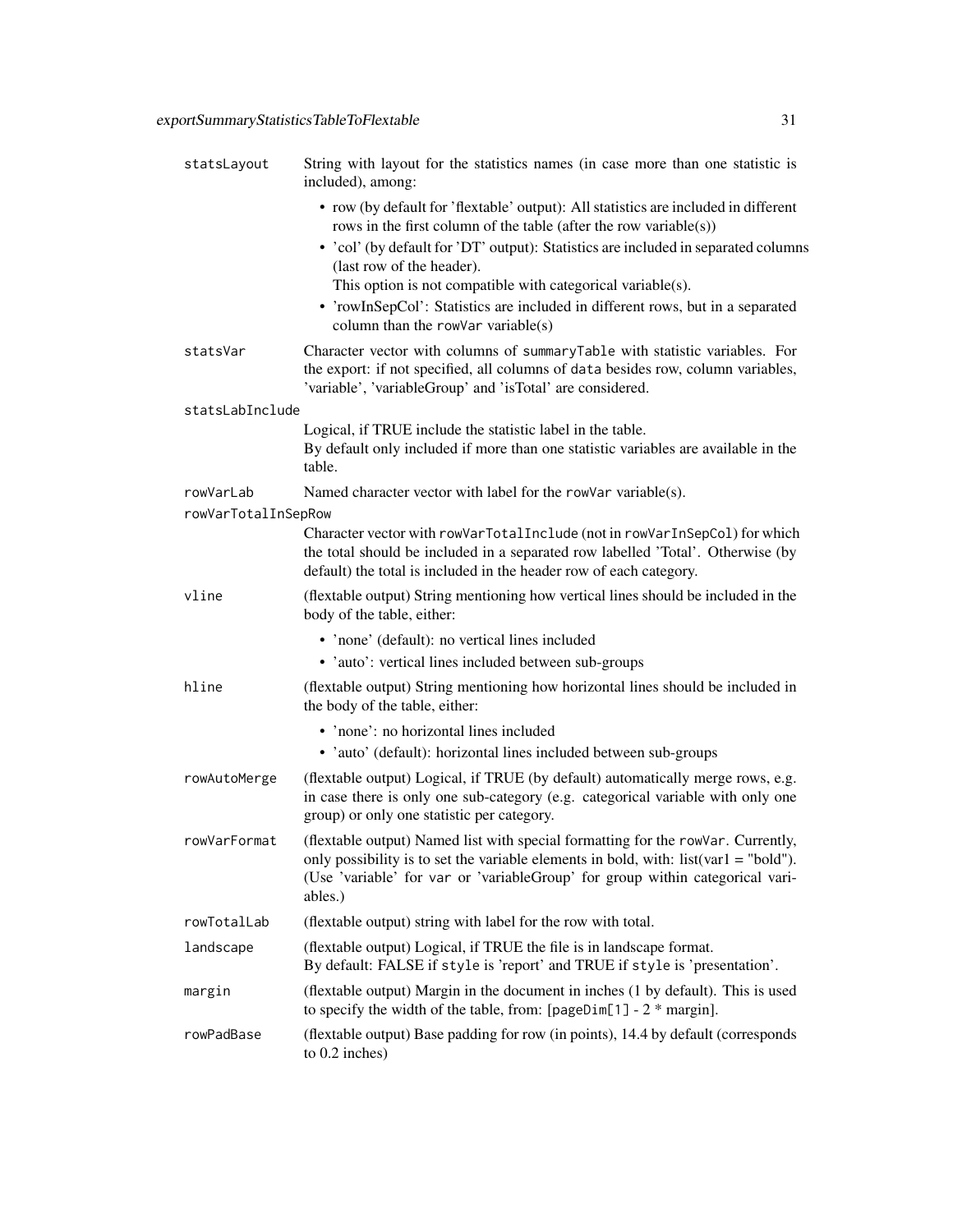**statsLayout** String with layout for the statistics names (in case more than one statistic is included), among:

- row (by default for 'flextable' output): All statistics are included in different rows in the first column of the table (after the row variable(s))
- 'col' (by default for 'DT' output): Statistics are included in separated columns (last row of the header).
  This option is not compatible with categorical variable(s).
- 'rowInSepCol': Statistics are included in different rows, but in a separated column than the `rowVar` variable(s)

**statsVar** Character vector with columns of `summaryTable` with statistic variables. For the export: if not specified, all columns of `data` besides row, column variables, 'variable', 'variableGroup' and 'isTotal' are considered.

**statsLabInclude**
Logical, if TRUE include the statistic label in the table.
By default only included if more than one statistic variables are available in the table.

**rowVarLab** Named character vector with label for the `rowVar` variable(s).

**rowVarTotalInSepRow**
Character vector with `rowVarTotalInclude` (not in `rowVarInSepCol`) for which the total should be included in a separated row labelled 'Total'. Otherwise (by default) the total is included in the header row of each category.

**vline** (flextable output) String mentioning how vertical lines should be included in the body of the table, either:

- 'none' (default): no vertical lines included
- 'auto': vertical lines included between sub-groups

**hline** (flextable output) String mentioning how horizontal lines should be included in the body of the table, either:

- 'none': no horizontal lines included
- 'auto' (default): horizontal lines included between sub-groups

**rowAutoMerge** (flextable output) Logical, if TRUE (by default) automatically merge rows, e.g. in case there is only one sub-category (e.g. categorical variable with only one group) or only one statistic per category.

**rowVarFormat** (flextable output) Named list with special formatting for the `rowVar`. Currently, only possibility is to set the variable elements in bold, with: list(var1 = "bold"). (Use 'variable' for `var` or 'variableGroup' for group within categorical variables.)

**rowTotalLab** (flextable output) string with label for the row with total.

**landscape** (flextable output) Logical, if TRUE the file is in landscape format.
By default: FALSE if `style` is 'report' and TRUE if `style` is 'presentation'.

**margin** (flextable output) Margin in the document in inches (1 by default). This is used to specify the width of the table, from: [`pageDim[1]` - 2 * margin].

**rowPadBase** (flextable output) Base padding for row (in points), 14.4 by default (corresponds to 0.2 inches)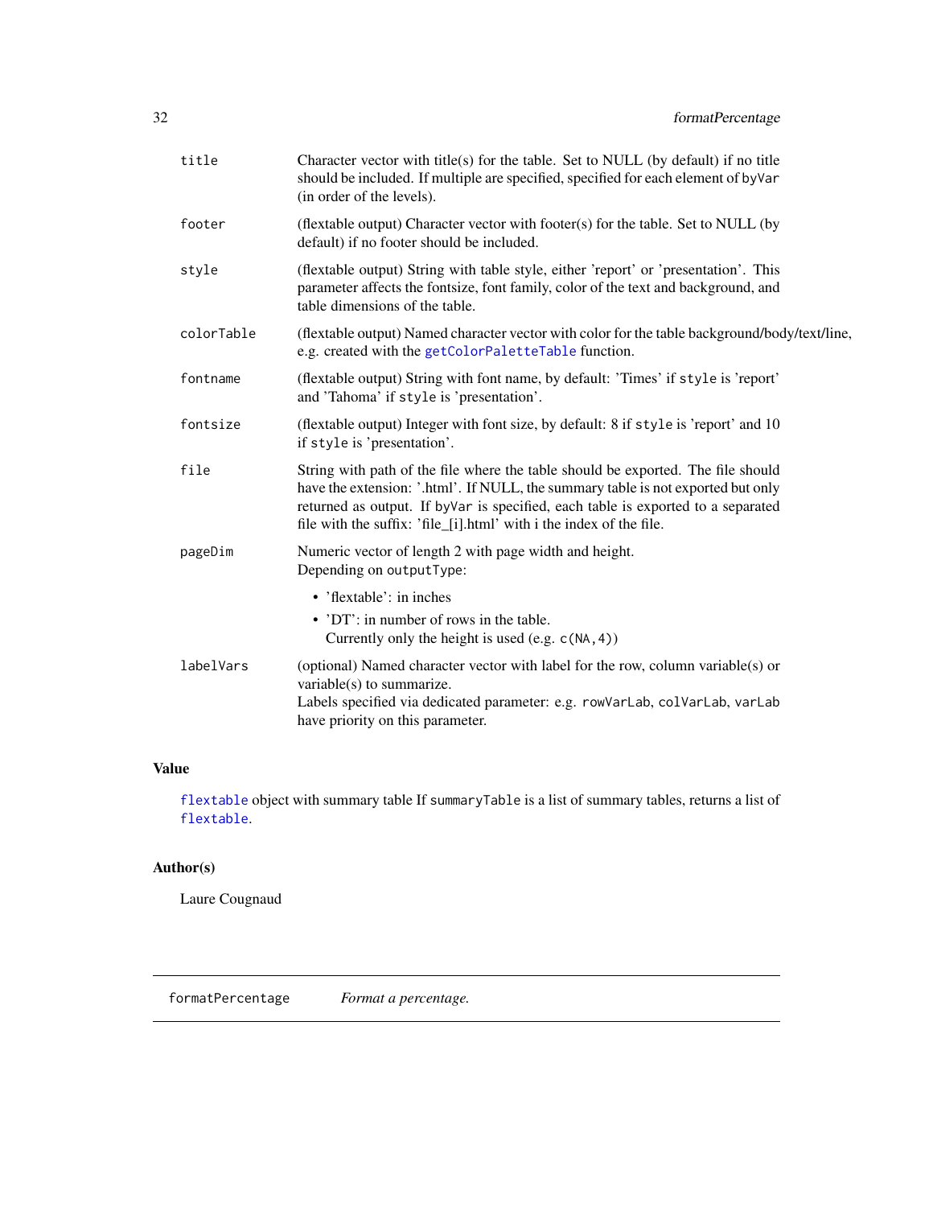| | |
|---|---|
| `title` | Character vector with title(s) for the table. Set to NULL (by default) if no title should be included. If multiple are specified, specified for each element of `byVar` (in order of the levels). |
| `footer` | (flextable output) Character vector with footer(s) for the table. Set to NULL (by default) if no footer should be included. |
| `style` | (flextable output) String with table style, either 'report' or 'presentation'. This parameter affects the fontsize, font family, color of the text and background, and table dimensions of the table. |
| `colorTable` | (flextable output) Named character vector with color for the table background/body/text/line, e.g. created with the `getColorPaletteTable` function. |
| `fontname` | (flextable output) String with font name, by default: 'Times' if `style` is 'report' and 'Tahoma' if `style` is 'presentation'. |
| `fontsize` | (flextable output) Integer with font size, by default: 8 if `style` is 'report' and 10 if `style` is 'presentation'. |
| `file` | String with path of the file where the table should be exported. The file should have the extension: '.html'. If NULL, the summary table is not exported but only returned as output. If `byVar` is specified, each table is exported to a separated file with the suffix: 'file_[i].html' with i the index of the file. |
| `pageDim` | Numeric vector of length 2 with page width and height. Depending on `outputType`: <br> • 'flextable': in inches <br> • 'DT': in number of rows in the table. Currently only the height is used (e.g. `c(NA,4)`) |
| `labelVars` | (optional) Named character vector with label for the row, column variable(s) or variable(s) to summarize. Labels specified via dedicated parameter: e.g. `rowVarLab`, `colVarLab`, `varLab` have priority on this parameter. |

## Value

`flextable` object with summary table If `summaryTable` is a list of summary tables, returns a list of `flextable`.

## Author(s)

Laure Cougnaud

---

## formatPercentage *Format a percentage.*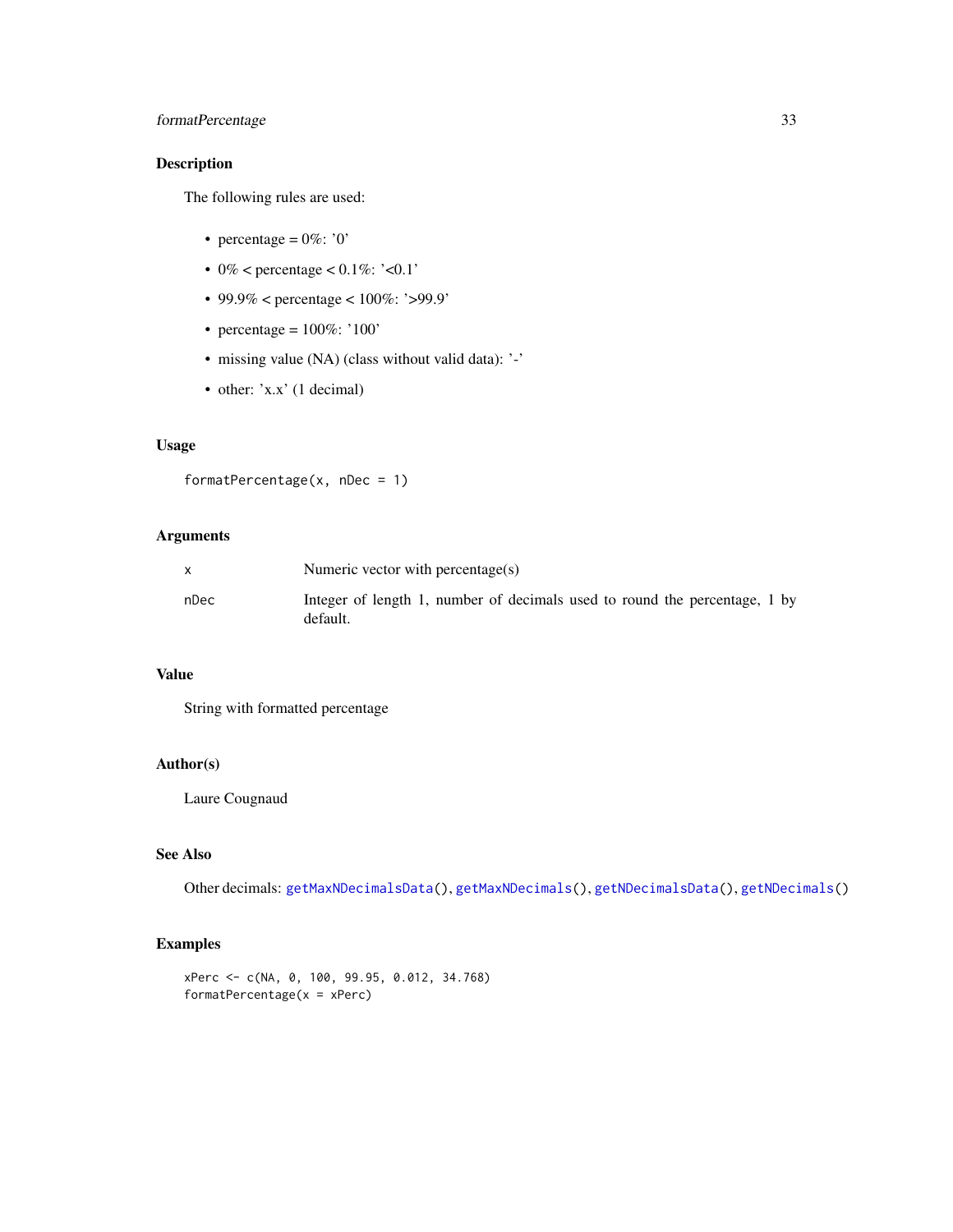## Description

The following rules are used:

- percentage = 0%: '0'
- 0% < percentage < 0.1%: '<0.1'
- 99.9% < percentage < 100%: '>99.9'
- percentage = 100%: '100'
- missing value (NA) (class without valid data): '-'
- other: 'x.x' (1 decimal)

## Usage

```
formatPercentage(x, nDec = 1)
```

## Arguments

| | |
|---|---|
| `x` | Numeric vector with percentage(s) |
| `nDec` | Integer of length 1, number of decimals used to round the percentage, 1 by default. |

## Value

String with formatted percentage

## Author(s)

Laure Cougnaud

## See Also

Other decimals: `getMaxNDecimalsData()`, `getMaxNDecimals()`, `getNDecimalsData()`, `getNDecimals()`

## Examples

```
xPerc <- c(NA, 0, 100, 99.95, 0.012, 34.768)
formatPercentage(x = xPerc)
```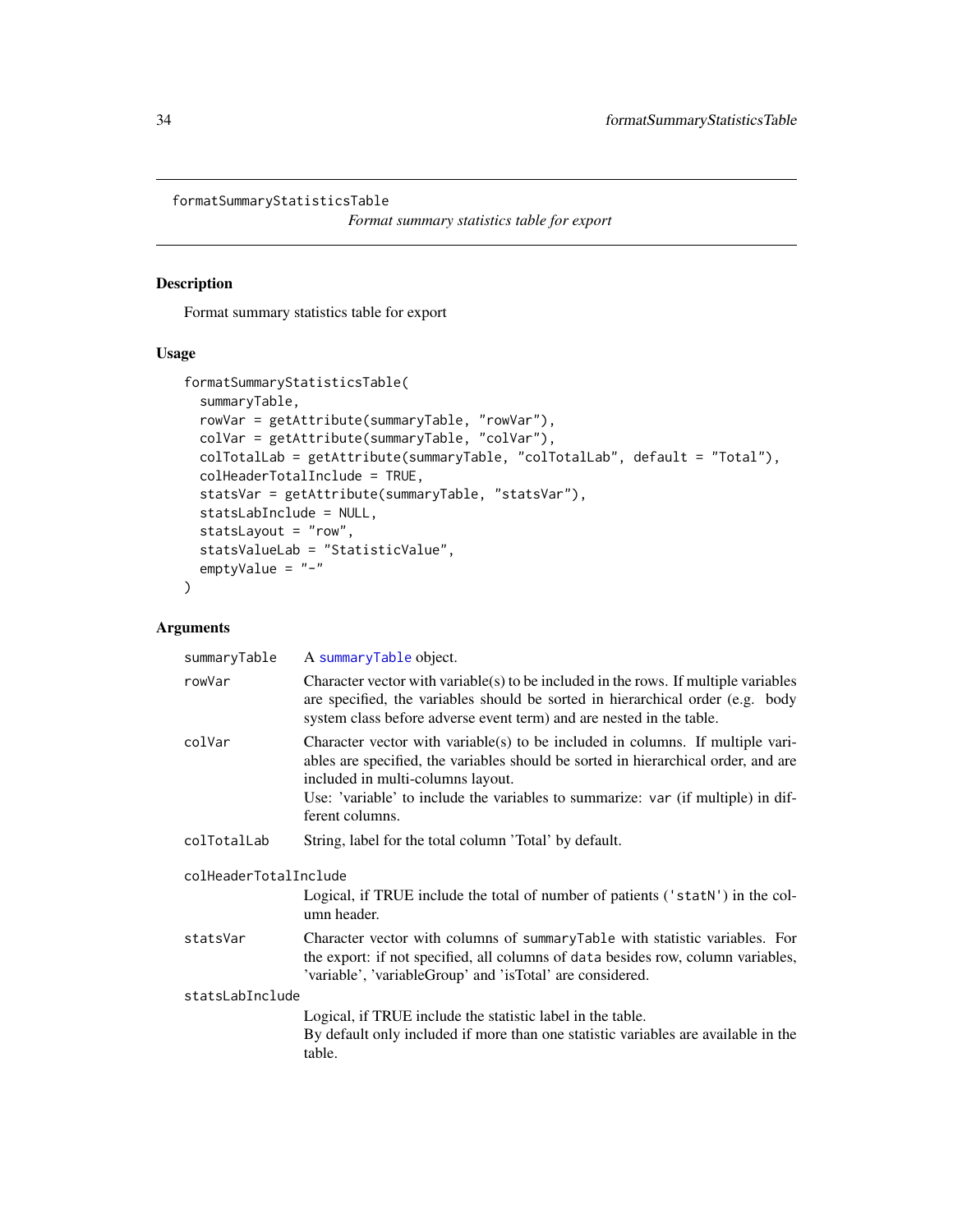formatSummaryStatisticsTable

*Format summary statistics table for export*

## Description

Format summary statistics table for export

## Usage

```
formatSummaryStatisticsTable(
  summaryTable,
  rowVar = getAttribute(summaryTable, "rowVar"),
  colVar = getAttribute(summaryTable, "colVar"),
  colTotalLab = getAttribute(summaryTable, "colTotalLab", default = "Total"),
  colHeaderTotalInclude = TRUE,
  statsVar = getAttribute(summaryTable, "statsVar"),
  statsLabInclude = NULL,
  statsLayout = "row",
  statsValueLab = "StatisticValue",
  emptyValue = "-"
)
```

## Arguments

| Argument | Description |
|---|---|
| `summaryTable` | A `summaryTable` object. |
| `rowVar` | Character vector with variable(s) to be included in the rows. If multiple variables are specified, the variables should be sorted in hierarchical order (e.g. body system class before adverse event term) and are nested in the table. |
| `colVar` | Character vector with variable(s) to be included in columns. If multiple variables are specified, the variables should be sorted in hierarchical order, and are included in multi-columns layout.<br>Use: 'variable' to include the variables to summarize: `var` (if multiple) in different columns. |
| `colTotalLab` | String, label for the total column 'Total' by default. |
| `colHeaderTotalInclude` | Logical, if TRUE include the total of number of patients (`'statN'`) in the column header. |
| `statsVar` | Character vector with columns of `summaryTable` with statistic variables. For the export: if not specified, all columns of `data` besides row, column variables, 'variable', 'variableGroup' and 'isTotal' are considered. |
| `statsLabInclude` | Logical, if TRUE include the statistic label in the table.<br>By default only included if more than one statistic variables are available in the table. |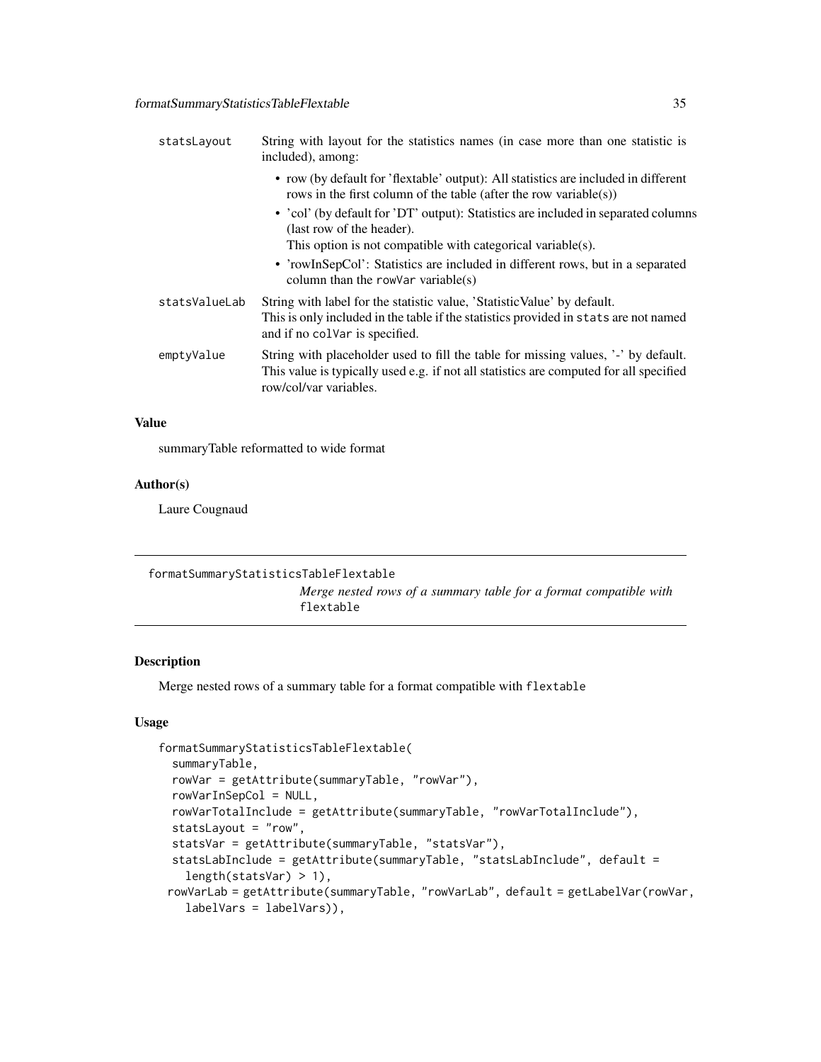| | |
|---|---|
| statsLayout | String with layout for the statistics names (in case more than one statistic is included), among:<br>• row (by default for 'flextable' output): All statistics are included in different rows in the first column of the table (after the row variable(s))<br>• 'col' (by default for 'DT' output): Statistics are included in separated columns (last row of the header).<br>This option is not compatible with categorical variable(s).<br>• 'rowInSepCol': Statistics are included in different rows, but in a separated column than the `rowVar` variable(s) |
| statsValueLab | String with label for the statistic value, 'StatisticValue' by default.<br>This is only included in the table if the statistics provided in `stats` are not named and if no `colVar` is specified. |
| emptyValue | String with placeholder used to fill the table for missing values, '-' by default.<br>This value is typically used e.g. if not all statistics are computed for all specified row/col/var variables. |

### Value

summaryTable reformatted to wide format

### Author(s)

Laure Cougnaud

---

## formatSummaryStatisticsTableFlextable

*Merge nested rows of a summary table for a format compatible with* `flextable`

---

### Description

Merge nested rows of a summary table for a format compatible with `flextable`

### Usage

```
formatSummaryStatisticsTableFlextable(
  summaryTable,
  rowVar = getAttribute(summaryTable, "rowVar"),
  rowVarInSepCol = NULL,
  rowVarTotalInclude = getAttribute(summaryTable, "rowVarTotalInclude"),
  statsLayout = "row",
  statsVar = getAttribute(summaryTable, "statsVar"),
  statsLabInclude = getAttribute(summaryTable, "statsLabInclude", default =
    length(statsVar) > 1),
  rowVarLab = getAttribute(summaryTable, "rowVarLab", default = getLabelVar(rowVar,
    labelVars = labelVars)),
```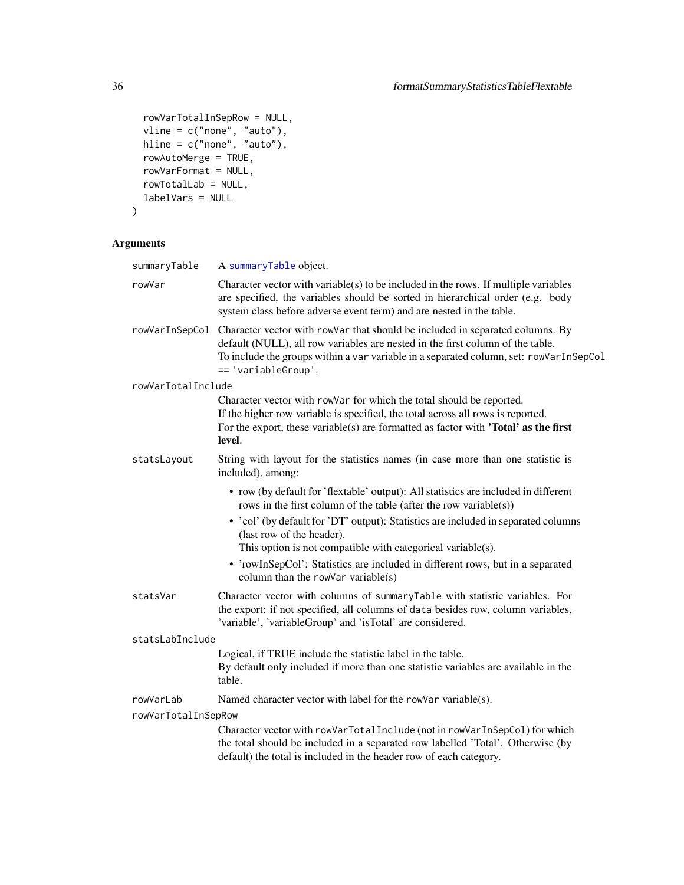```
  rowVarTotalInSepRow = NULL,
  vline = c("none", "auto"),
  hline = c("none", "auto"),
  rowAutoMerge = TRUE,
  rowVarFormat = NULL,
  rowTotalLab = NULL,
  labelVars = NULL
)
```

## Arguments

`summaryTable` A `summaryTable` object.

`rowVar` Character vector with variable(s) to be included in the rows. If multiple variables are specified, the variables should be sorted in hierarchical order (e.g. body system class before adverse event term) and are nested in the table.

`rowVarInSepCol` Character vector with `rowVar` that should be included in separated columns. By default (NULL), all row variables are nested in the first column of the table. To include the groups within a `var` variable in a separated column, set: `rowVarInSepCol == 'variableGroup'`.

`rowVarTotalInclude`
Character vector with `rowVar` for which the total should be reported.
If the higher row variable is specified, the total across all rows is reported.
For the export, these variable(s) are formatted as factor with **'Total' as the first level**.

`statsLayout` String with layout for the statistics names (in case more than one statistic is included), among:

- row (by default for 'flextable' output): All statistics are included in different rows in the first column of the table (after the row variable(s))
- 'col' (by default for 'DT' output): Statistics are included in separated columns (last row of the header).
  This option is not compatible with categorical variable(s).
- 'rowInSepCol': Statistics are included in different rows, but in a separated column than the `rowVar` variable(s)

`statsVar` Character vector with columns of `summaryTable` with statistic variables. For the export: if not specified, all columns of `data` besides row, column variables, 'variable', 'variableGroup' and 'isTotal' are considered.

`statsLabInclude`
Logical, if TRUE include the statistic label in the table.
By default only included if more than one statistic variables are available in the table.

`rowVarLab` Named character vector with label for the `rowVar` variable(s).

`rowVarTotalInSepRow`
Character vector with `rowVarTotalInclude` (not in `rowVarInSepCol`) for which the total should be included in a separated row labelled 'Total'. Otherwise (by default) the total is included in the header row of each category.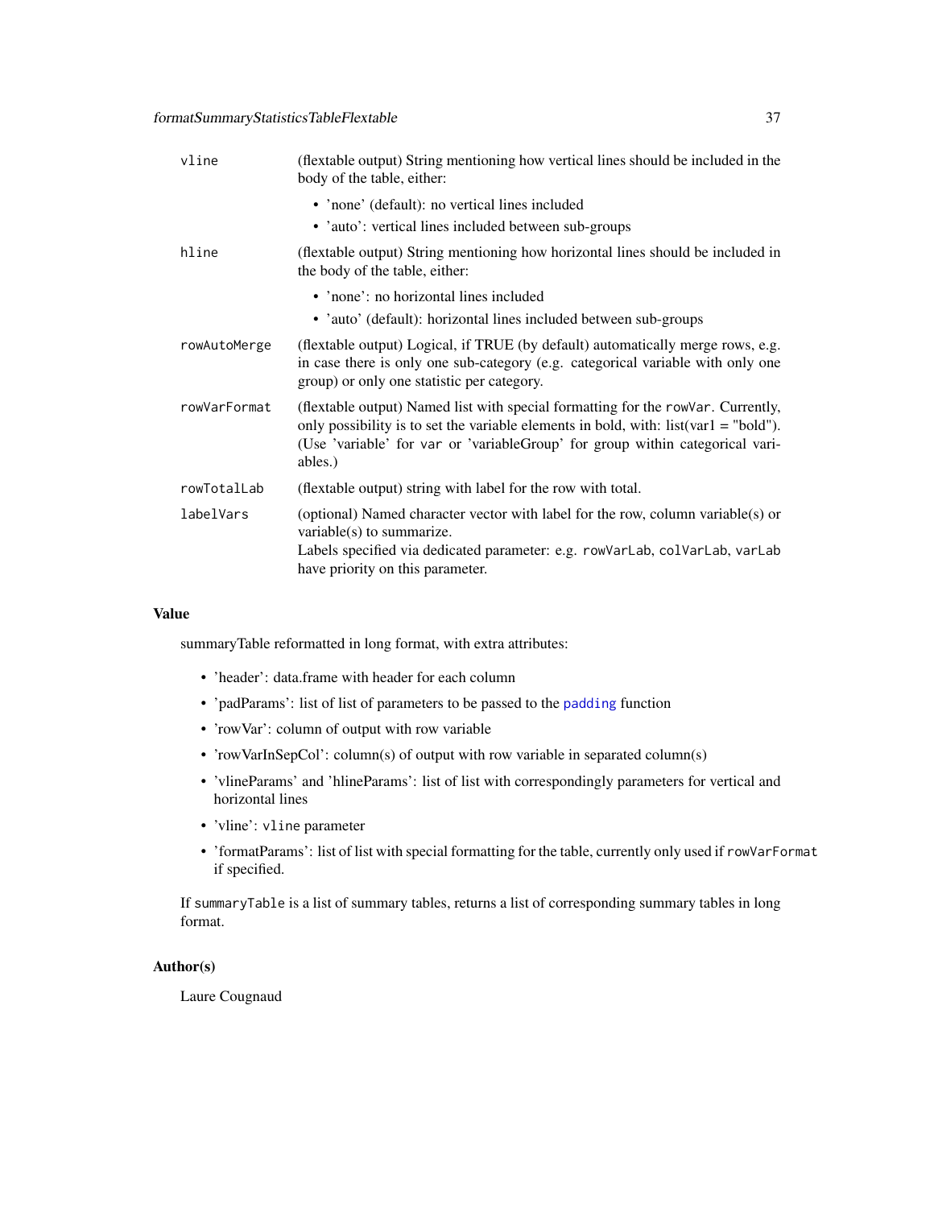| | |
|---|---|
| `vline` | (flextable output) String mentioning how vertical lines should be included in the body of the table, either:<br>• 'none' (default): no vertical lines included<br>• 'auto': vertical lines included between sub-groups |
| `hline` | (flextable output) String mentioning how horizontal lines should be included in the body of the table, either:<br>• 'none': no horizontal lines included<br>• 'auto' (default): horizontal lines included between sub-groups |
| `rowAutoMerge` | (flextable output) Logical, if TRUE (by default) automatically merge rows, e.g. in case there is only one sub-category (e.g. categorical variable with only one group) or only one statistic per category. |
| `rowVarFormat` | (flextable output) Named list with special formatting for the `rowVar`. Currently, only possibility is to set the variable elements in bold, with: list(var1 = "bold"). (Use 'variable' for `var` or 'variableGroup' for group within categorical variables.) |
| `rowTotalLab` | (flextable output) string with label for the row with total. |
| `labelVars` | (optional) Named character vector with label for the row, column variable(s) or variable(s) to summarize.<br>Labels specified via dedicated parameter: e.g. `rowVarLab`, `colVarLab`, `varLab` have priority on this parameter. |

### Value

summaryTable reformatted in long format, with extra attributes:

- 'header': data.frame with header for each column
- 'padParams': list of list of parameters to be passed to the `padding` function
- 'rowVar': column of output with row variable
- 'rowVarInSepCol': column(s) of output with row variable in separated column(s)
- 'vlineParams' and 'hlineParams': list of list with correspondingly parameters for vertical and horizontal lines
- 'vline': `vline` parameter
- 'formatParams': list of list with special formatting for the table, currently only used if `rowVarFormat` if specified.

If `summaryTable` is a list of summary tables, returns a list of corresponding summary tables in long format.

### Author(s)

Laure Cougnaud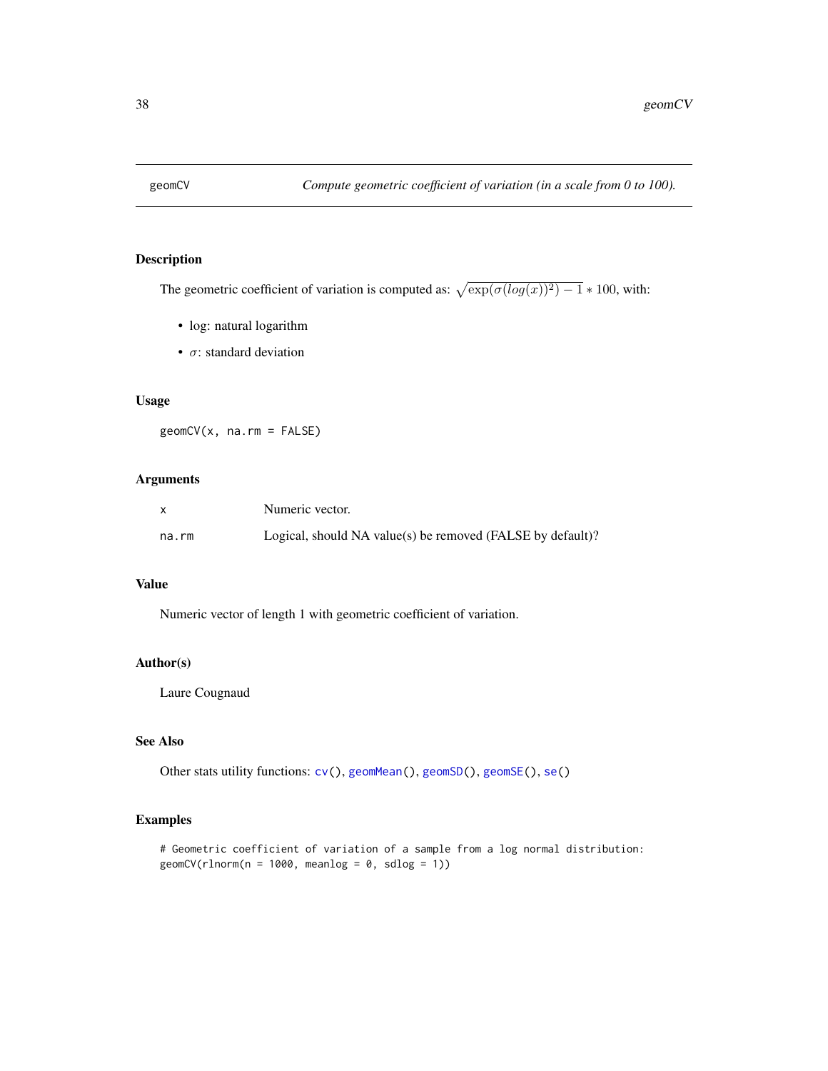# geomCV — *Compute geometric coefficient of variation (in a scale from 0 to 100).*

## Description

The geometric coefficient of variation is computed as: $\sqrt{\exp(\sigma(log(x))^2) - 1} * 100$, with:

- log: natural logarithm
- $\sigma$: standard deviation

## Usage

```
geomCV(x, na.rm = FALSE)
```

## Arguments

| | |
|---|---|
| x | Numeric vector. |
| na.rm | Logical, should NA value(s) be removed (FALSE by default)? |

## Value

Numeric vector of length 1 with geometric coefficient of variation.

## Author(s)

Laure Cougnaud

## See Also

Other stats utility functions: cv(), geomMean(), geomSD(), geomSE(), se()

## Examples

```
# Geometric coefficient of variation of a sample from a log normal distribution:
geomCV(rlnorm(n = 1000, meanlog = 0, sdlog = 1))
```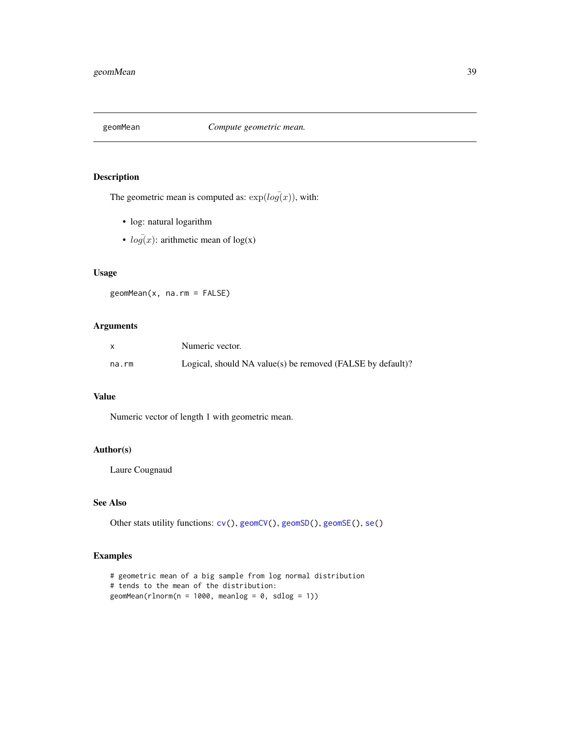## geomMean — *Compute geometric mean.*

### Description

The geometric mean is computed as: $\exp(\bar{log}(x))$, with:

- log: natural logarithm
- $\bar{log}(x)$: arithmetic mean of log(x)

### Usage

```
geomMean(x, na.rm = FALSE)
```

### Arguments

| | |
|---|---|
| `x` | Numeric vector. |
| `na.rm` | Logical, should NA value(s) be removed (FALSE by default)? |

### Value

Numeric vector of length 1 with geometric mean.

### Author(s)

Laure Cougnaud

### See Also

Other stats utility functions: `cv()`, `geomCV()`, `geomSD()`, `geomSE()`, `se()`

### Examples

```
# geometric mean of a big sample from log normal distribution
# tends to the mean of the distribution:
geomMean(rlnorm(n = 1000, meanlog = 0, sdlog = 1))
```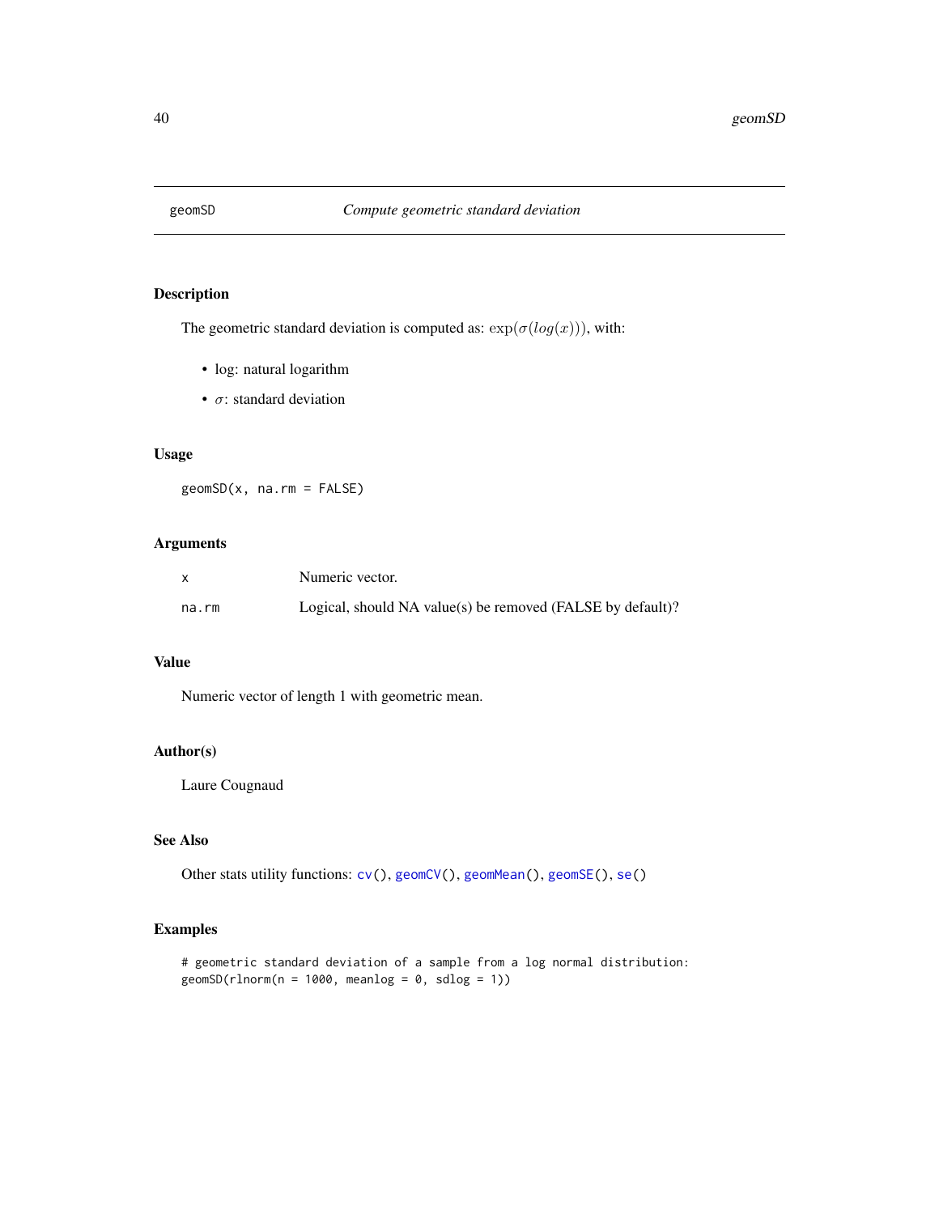geomSD *Compute geometric standard deviation*

## Description

The geometric standard deviation is computed as: $\exp(\sigma(log(x)))$, with:

- log: natural logarithm
- $\sigma$: standard deviation

## Usage

```
geomSD(x, na.rm = FALSE)
```

## Arguments

| | |
|---|---|
| x | Numeric vector. |
| na.rm | Logical, should NA value(s) be removed (FALSE by default)? |

## Value

Numeric vector of length 1 with geometric mean.

## Author(s)

Laure Cougnaud

## See Also

Other stats utility functions: cv(), geomCV(), geomMean(), geomSE(), se()

## Examples

```
# geometric standard deviation of a sample from a log normal distribution:
geomSD(rlnorm(n = 1000, meanlog = 0, sdlog = 1))
```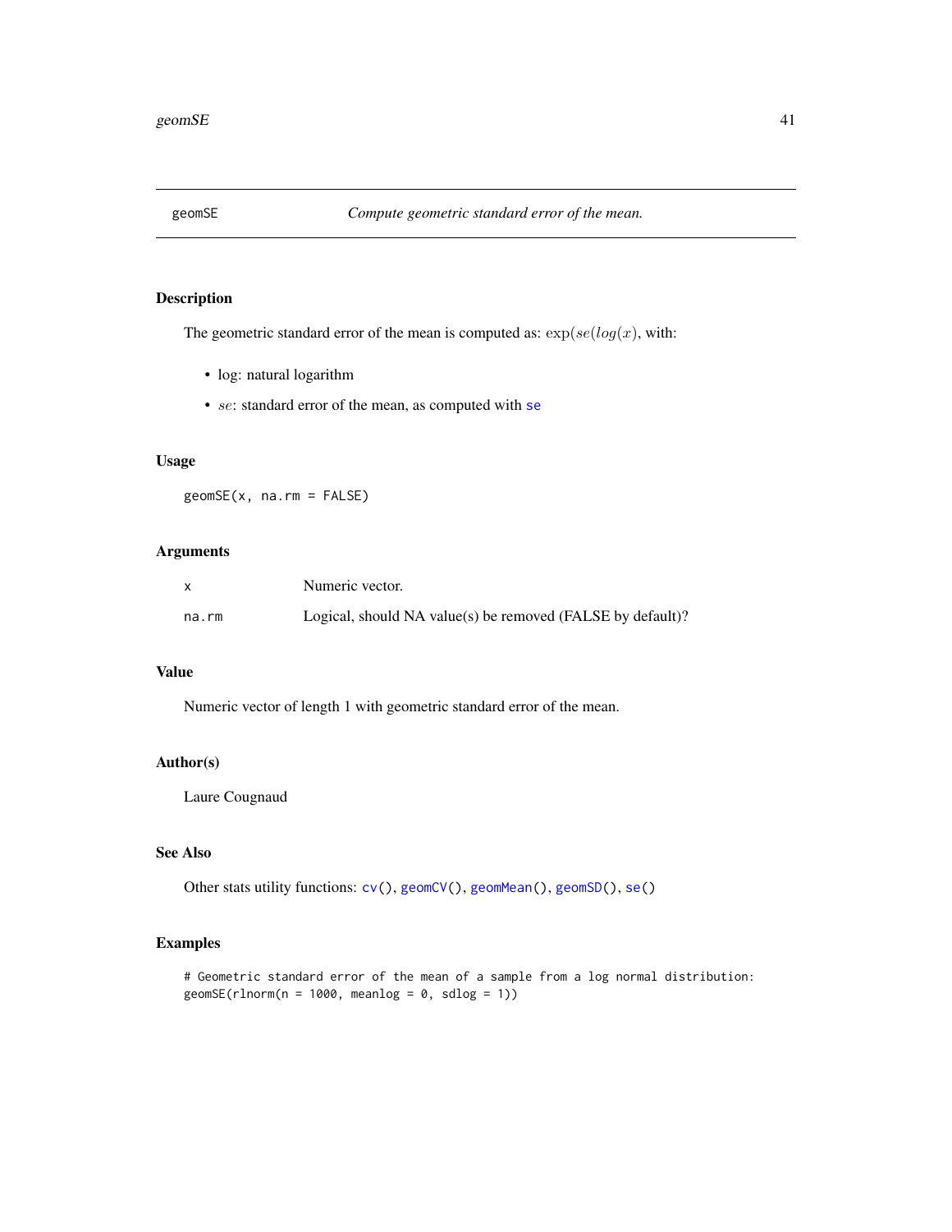`geomSE` — *Compute geometric standard error of the mean.*

### Description

The geometric standard error of the mean is computed as: $\exp(se(log(x))$, with:

- log: natural logarithm
- $se$: standard error of the mean, as computed with `se`

### Usage

```
geomSE(x, na.rm = FALSE)
```

### Arguments

| | |
|---|---|
| `x` | Numeric vector. |
| `na.rm` | Logical, should NA value(s) be removed (FALSE by default)? |

### Value

Numeric vector of length 1 with geometric standard error of the mean.

### Author(s)

Laure Cougnaud

### See Also

Other stats utility functions: `cv()`, `geomCV()`, `geomMean()`, `geomSD()`, `se()`

### Examples

```
# Geometric standard error of the mean of a sample from a log normal distribution:
geomSE(rlnorm(n = 1000, meanlog = 0, sdlog = 1))
```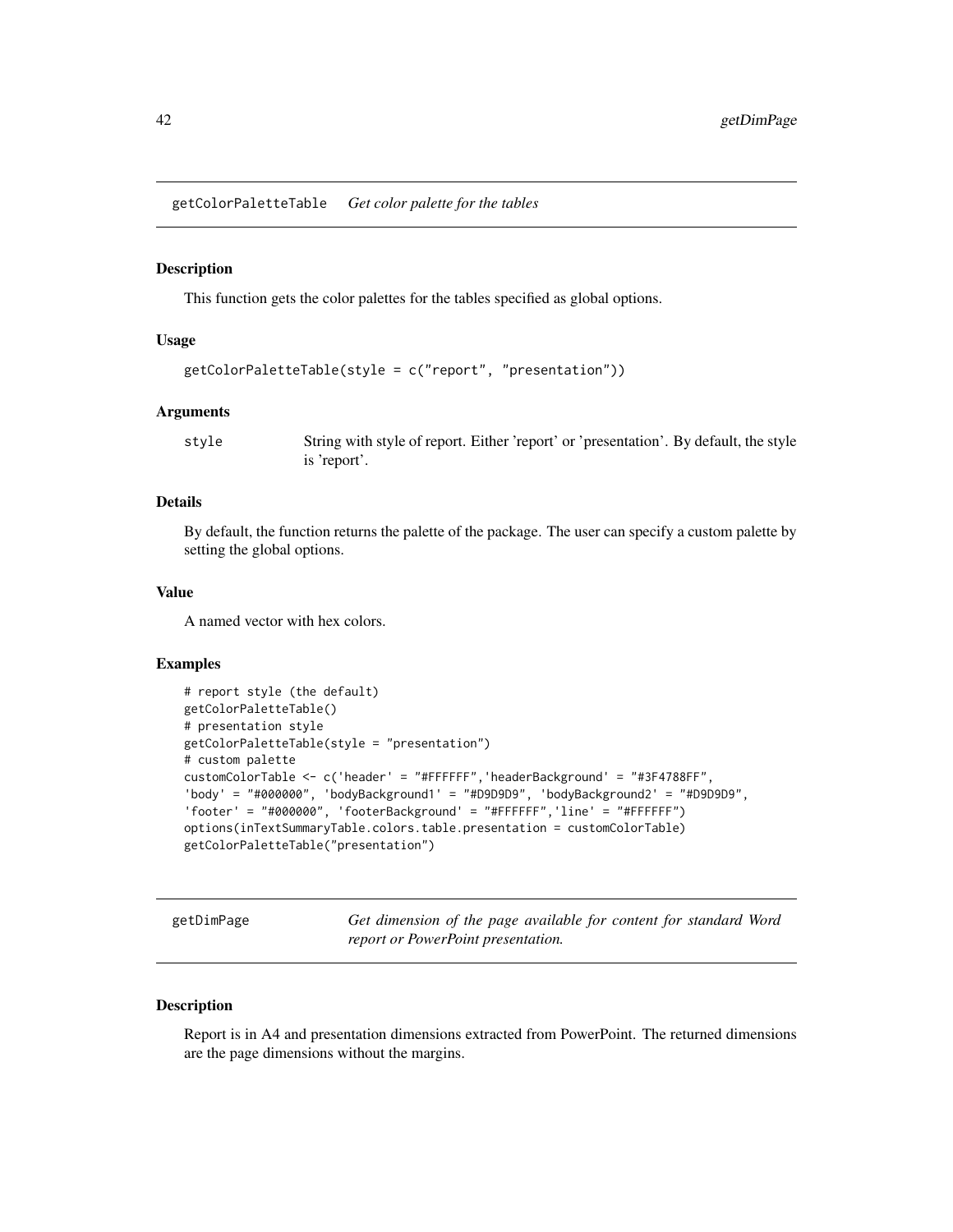## getColorPaletteTable *Get color palette for the tables*

### Description

This function gets the color palettes for the tables specified as global options.

### Usage

```
getColorPaletteTable(style = c("report", "presentation"))
```

### Arguments

| | |
|---|---|
| style | String with style of report. Either 'report' or 'presentation'. By default, the style is 'report'. |

### Details

By default, the function returns the palette of the package. The user can specify a custom palette by setting the global options.

### Value

A named vector with hex colors.

### Examples

```
# report style (the default)
getColorPaletteTable()
# presentation style
getColorPaletteTable(style = "presentation")
# custom palette
customColorTable <- c('header' = "#FFFFFF",'headerBackground' = "#3F4788FF",
'body' = "#000000", 'bodyBackground1' = "#D9D9D9", 'bodyBackground2' = "#D9D9D9",
'footer' = "#000000", 'footerBackground' = "#FFFFFF",'line' = "#FFFFFF")
options(inTextSummaryTable.colors.table.presentation = customColorTable)
getColorPaletteTable("presentation")
```

## getDimPage *Get dimension of the page available for content for standard Word report or PowerPoint presentation.*

### Description

Report is in A4 and presentation dimensions extracted from PowerPoint. The returned dimensions are the page dimensions without the margins.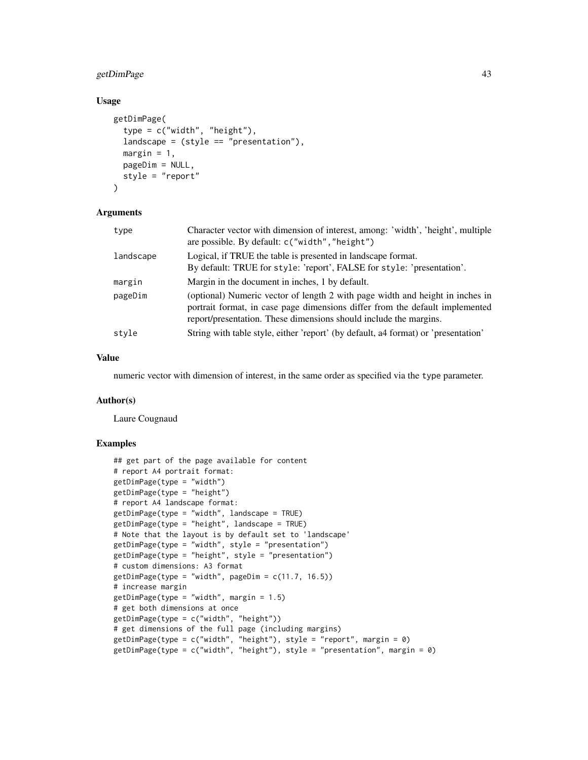### Usage

```
getDimPage(
  type = c("width", "height"),
  landscape = (style == "presentation"),
  margin = 1,
  pageDim = NULL,
  style = "report"
)
```

### Arguments

| | |
|---|---|
| type | Character vector with dimension of interest, among: 'width', 'height', multiple are possible. By default: `c("width","height")` |
| landscape | Logical, if TRUE the table is presented in landscape format.<br>By default: TRUE for `style`: 'report', FALSE for `style`: 'presentation'. |
| margin | Margin in the document in inches, 1 by default. |
| pageDim | (optional) Numeric vector of length 2 with page width and height in inches in portrait format, in case page dimensions differ from the default implemented report/presentation. These dimensions should include the margins. |
| style | String with table style, either 'report' (by default, a4 format) or 'presentation' |

### Value

numeric vector with dimension of interest, in the same order as specified via the `type` parameter.

### Author(s)

Laure Cougnaud

### Examples

```
## get part of the page available for content
# report A4 portrait format:
getDimPage(type = "width")
getDimPage(type = "height")
# report A4 landscape format:
getDimPage(type = "width", landscape = TRUE)
getDimPage(type = "height", landscape = TRUE)
# Note that the layout is by default set to 'landscape'
getDimPage(type = "width", style = "presentation")
getDimPage(type = "height", style = "presentation")
# custom dimensions: A3 format
getDimPage(type = "width", pageDim = c(11.7, 16.5))
# increase margin
getDimPage(type = "width", margin = 1.5)
# get both dimensions at once
getDimPage(type = c("width", "height"))
# get dimensions of the full page (including margins)
getDimPage(type = c("width", "height"), style = "report", margin = 0)
getDimPage(type = c("width", "height"), style = "presentation", margin = 0)
```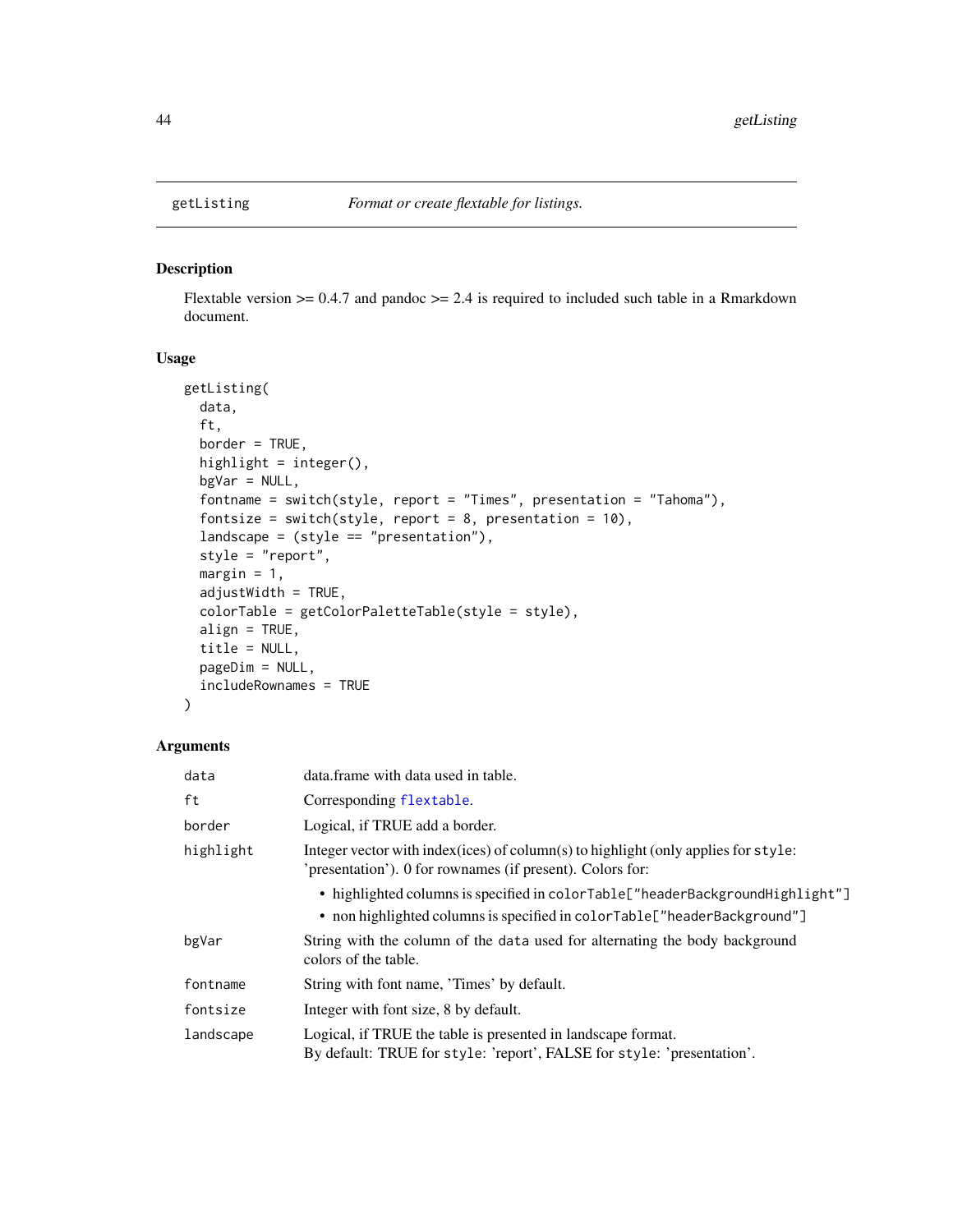# getListing — *Format or create flextable for listings.*

## Description

Flextable version >= 0.4.7 and pandoc >= 2.4 is required to included such table in a Rmarkdown document.

## Usage

```
getListing(
  data,
  ft,
  border = TRUE,
  highlight = integer(),
  bgVar = NULL,
  fontname = switch(style, report = "Times", presentation = "Tahoma"),
  fontsize = switch(style, report = 8, presentation = 10),
  landscape = (style == "presentation"),
  style = "report",
  margin = 1,
  adjustWidth = TRUE,
  colorTable = getColorPaletteTable(style = style),
  align = TRUE,
  title = NULL,
  pageDim = NULL,
  includeRownames = TRUE
)
```

## Arguments

| | |
|---|---|
| `data` | data.frame with data used in table. |
| `ft` | Corresponding `flextable`. |
| `border` | Logical, if TRUE add a border. |
| `highlight` | Integer vector with index(ices) of column(s) to highlight (only applies for `style`: 'presentation'). 0 for rownames (if present). Colors for:<br>• highlighted columns is specified in `colorTable["headerBackgroundHighlight"]`<br>• non highlighted columns is specified in `colorTable["headerBackground"]` |
| `bgVar` | String with the column of the `data` used for alternating the body background colors of the table. |
| `fontname` | String with font name, 'Times' by default. |
| `fontsize` | Integer with font size, 8 by default. |
| `landscape` | Logical, if TRUE the table is presented in landscape format.<br>By default: TRUE for `style`: 'report', FALSE for `style`: 'presentation'. |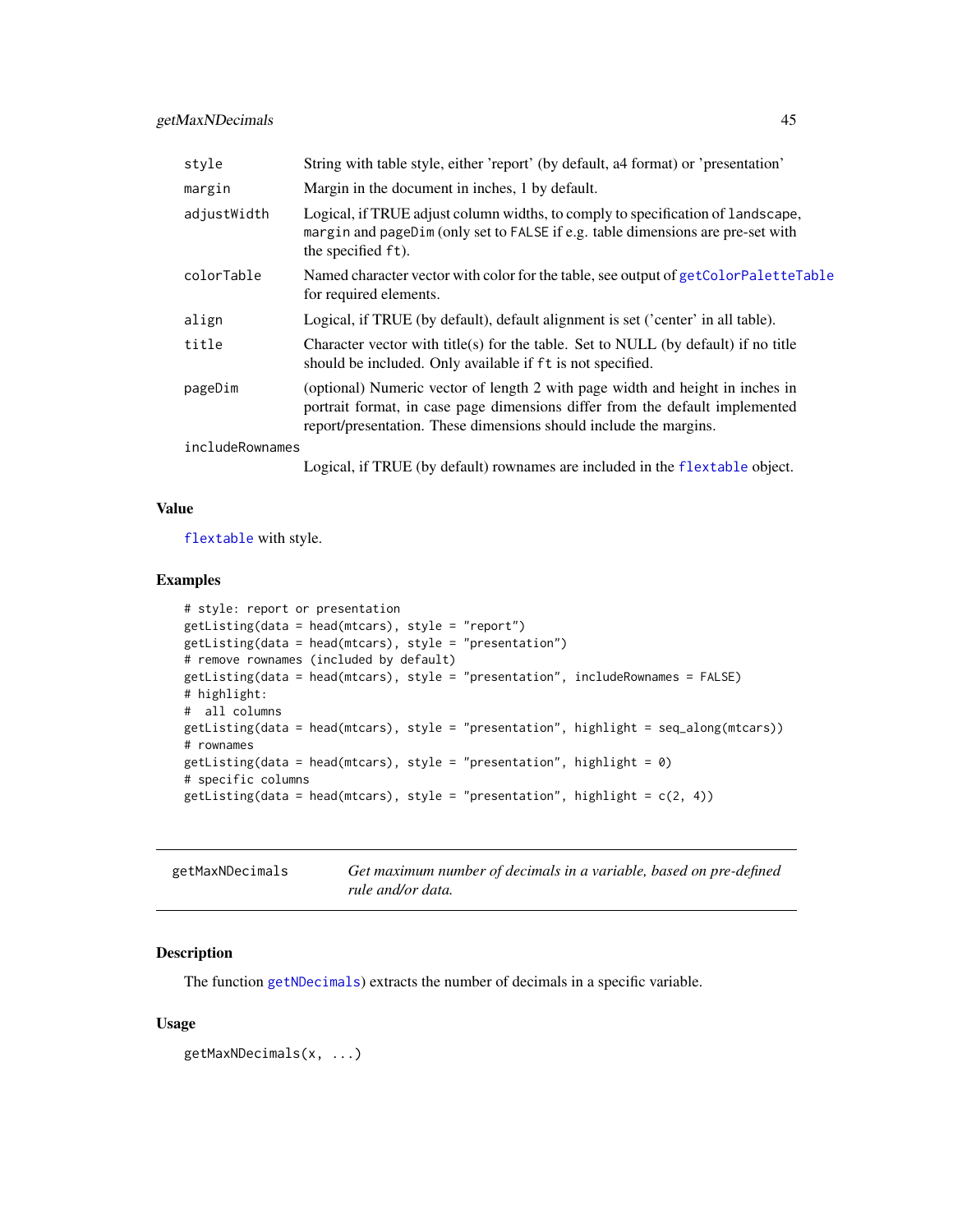| | |
|---|---|
| `style` | String with table style, either 'report' (by default, a4 format) or 'presentation' |
| `margin` | Margin in the document in inches, 1 by default. |
| `adjustWidth` | Logical, if TRUE adjust column widths, to comply to specification of `landscape`, `margin` and `pageDim` (only set to `FALSE` if e.g. table dimensions are pre-set with the specified `ft`). |
| `colorTable` | Named character vector with color for the table, see output of `getColorPaletteTable` for required elements. |
| `align` | Logical, if TRUE (by default), default alignment is set ('center' in all table). |
| `title` | Character vector with title(s) for the table. Set to NULL (by default) if no title should be included. Only available if `ft` is not specified. |
| `pageDim` | (optional) Numeric vector of length 2 with page width and height in inches in portrait format, in case page dimensions differ from the default implemented report/presentation. These dimensions should include the margins. |
| `includeRownames` | Logical, if TRUE (by default) rownames are included in the `flextable` object. |

### Value

`flextable` with style.

### Examples

```
# style: report or presentation
getListing(data = head(mtcars), style = "report")
getListing(data = head(mtcars), style = "presentation")
# remove rownames (included by default)
getListing(data = head(mtcars), style = "presentation", includeRownames = FALSE)
# highlight:
#  all columns
getListing(data = head(mtcars), style = "presentation", highlight = seq_along(mtcars))
# rownames
getListing(data = head(mtcars), style = "presentation", highlight = 0)
# specific columns
getListing(data = head(mtcars), style = "presentation", highlight = c(2, 4))
```

---

## getMaxNDecimals — *Get maximum number of decimals in a variable, based on pre-defined rule and/or data.*

### Description

The function `getNDecimals`) extracts the number of decimals in a specific variable.

### Usage

```
getMaxNDecimals(x, ...)
```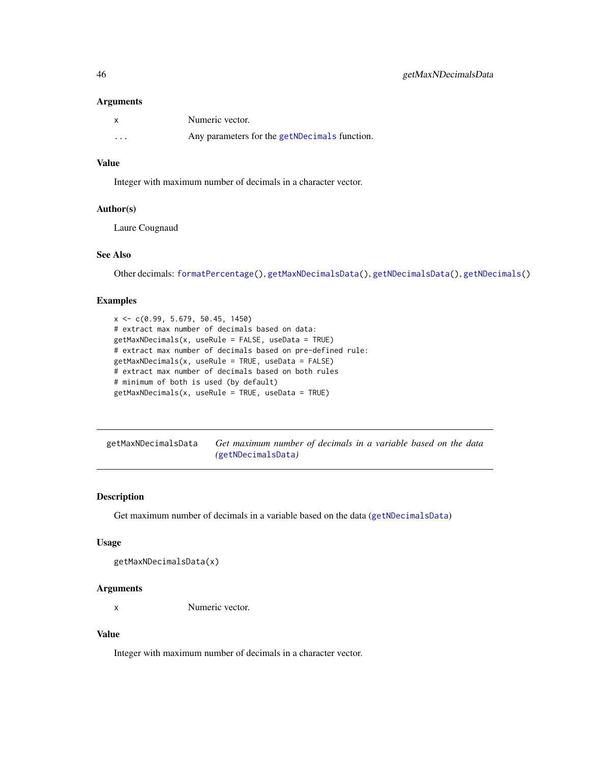### Arguments

| | |
|---|---|
| x | Numeric vector. |
| ... | Any parameters for the getNDecimals function. |

### Value

Integer with maximum number of decimals in a character vector.

### Author(s)

Laure Cougnaud

### See Also

Other decimals: formatPercentage(), getMaxNDecimalsData(), getNDecimalsData(), getNDecimals()

### Examples

```
x <- c(0.99, 5.679, 50.45, 1450)
# extract max number of decimals based on data:
getMaxNDecimals(x, useRule = FALSE, useData = TRUE)
# extract max number of decimals based on pre-defined rule:
getMaxNDecimals(x, useRule = TRUE, useData = FALSE)
# extract max number of decimals based on both rules
# minimum of both is used (by default)
getMaxNDecimals(x, useRule = TRUE, useData = TRUE)
```

---

## getMaxNDecimalsData    *Get maximum number of decimals in a variable based on the data (getNDecimalsData)*

---

### Description

Get maximum number of decimals in a variable based on the data (getNDecimalsData)

### Usage

```
getMaxNDecimalsData(x)
```

### Arguments

| | |
|---|---|
| x | Numeric vector. |

### Value

Integer with maximum number of decimals in a character vector.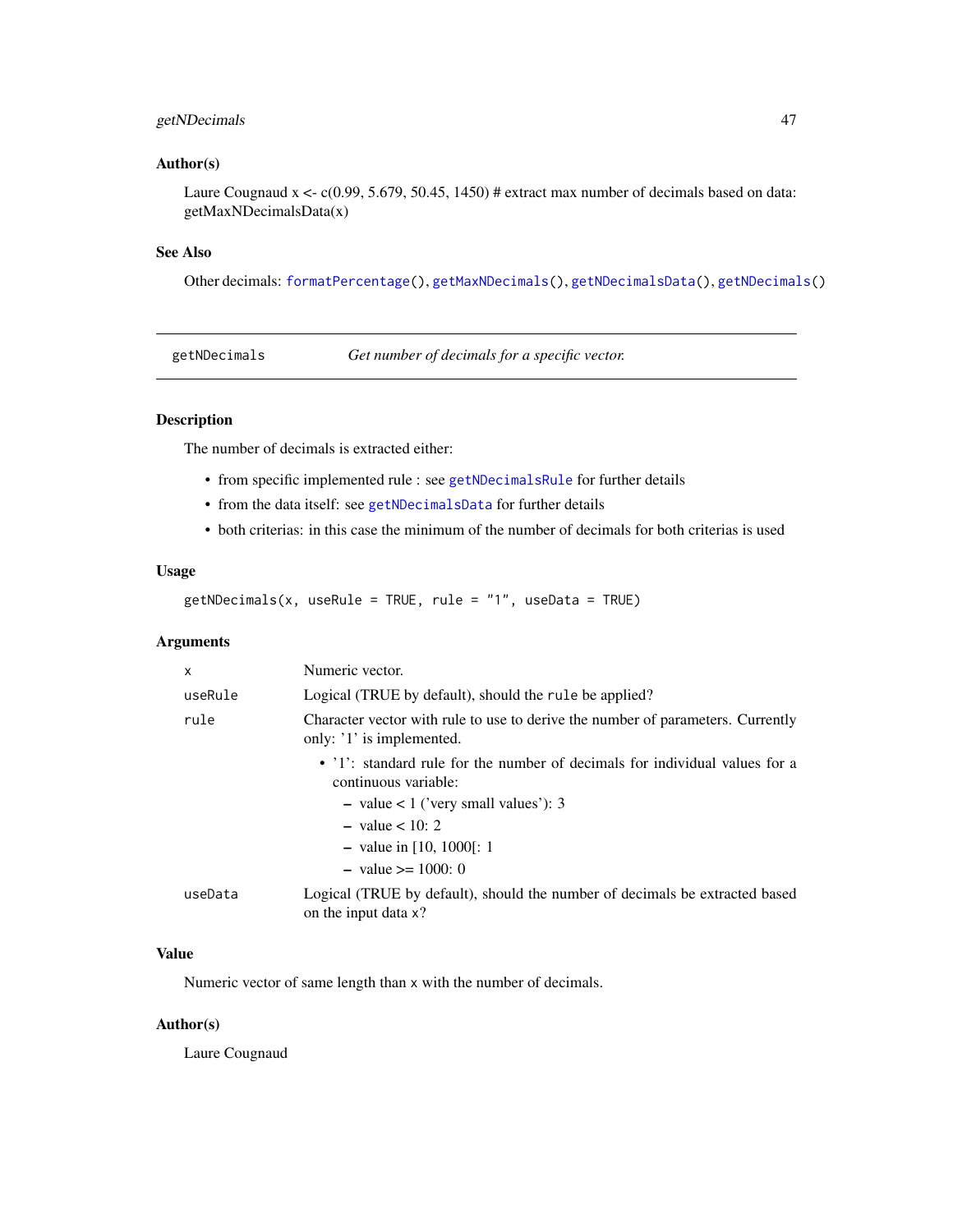## Author(s)

Laure Cougnaud x <- c(0.99, 5.679, 50.45, 1450) # extract max number of decimals based on data: getMaxNDecimalsData(x)

## See Also

Other decimals: `formatPercentage()`, `getMaxNDecimals()`, `getNDecimalsData()`, `getNDecimals()`

---

# getNDecimals — *Get number of decimals for a specific vector.*

---

## Description

The number of decimals is extracted either:

- from specific implemented rule : see `getNDecimalsRule` for further details
- from the data itself: see `getNDecimalsData` for further details
- both criterias: in this case the minimum of the number of decimals for both criterias is used

## Usage

```
getNDecimals(x, useRule = TRUE, rule = "1", useData = TRUE)
```

## Arguments

| | |
|---|---|
| `x` | Numeric vector. |
| `useRule` | Logical (TRUE by default), should the `rule` be applied? |
| `rule` | Character vector with rule to use to derive the number of parameters. Currently only: '1' is implemented.<br>• '1': standard rule for the number of decimals for individual values for a continuous variable:<br>– value < 1 ('very small values'): 3<br>– value < 10: 2<br>– value in [10, 1000[: 1<br>– value >= 1000: 0 |
| `useData` | Logical (TRUE by default), should the number of decimals be extracted based on the input data `x`? |

## Value

Numeric vector of same length than `x` with the number of decimals.

## Author(s)

Laure Cougnaud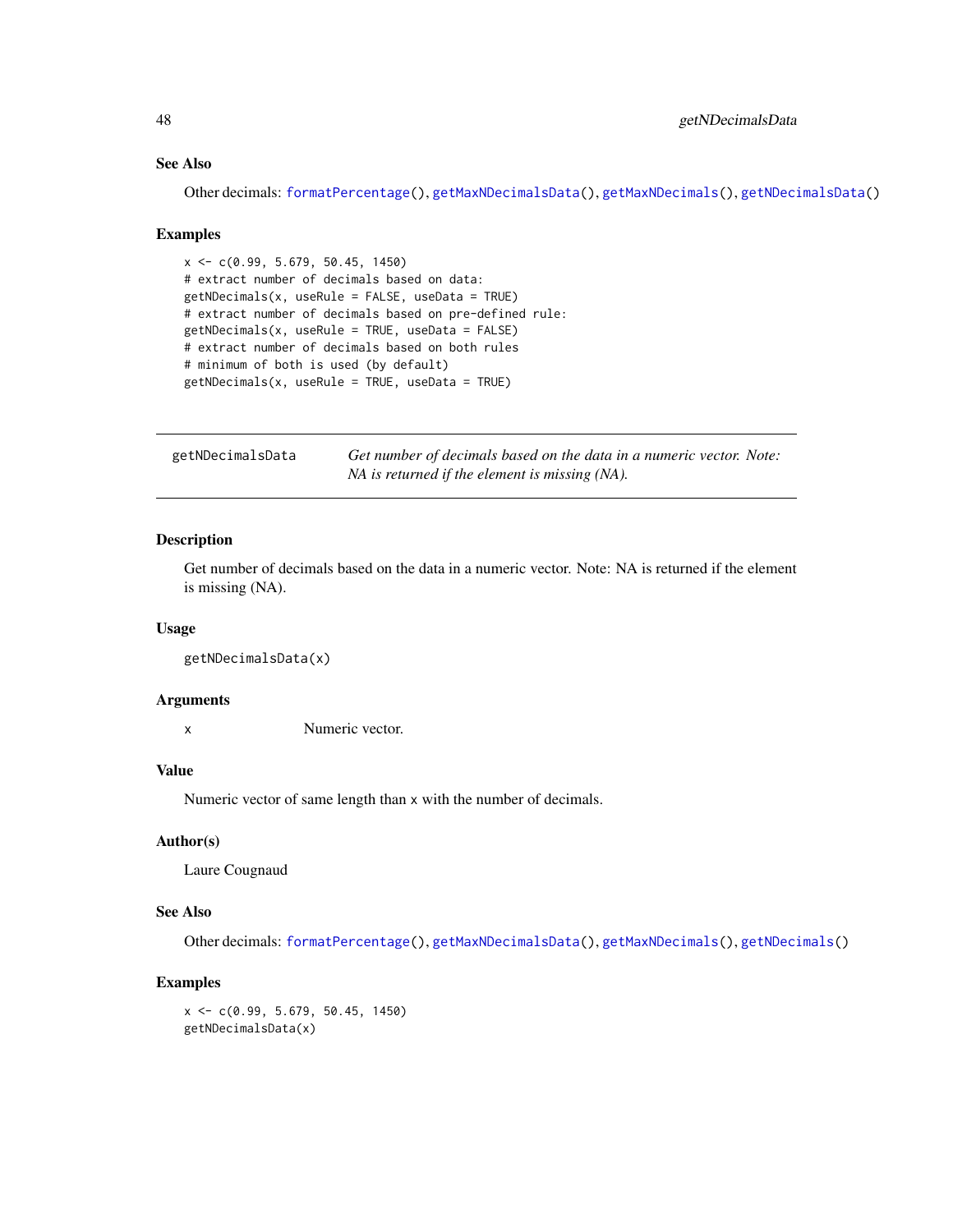### See Also

Other decimals: `formatPercentage()`, `getMaxNDecimalsData()`, `getMaxNDecimals()`, `getNDecimalsData()`

### Examples

```
x <- c(0.99, 5.679, 50.45, 1450)
# extract number of decimals based on data:
getNDecimals(x, useRule = FALSE, useData = TRUE)
# extract number of decimals based on pre-defined rule:
getNDecimals(x, useRule = TRUE, useData = FALSE)
# extract number of decimals based on both rules
# minimum of both is used (by default)
getNDecimals(x, useRule = TRUE, useData = TRUE)
```

---

## getNDecimalsData — *Get number of decimals based on the data in a numeric vector. Note: NA is returned if the element is missing (NA).*

---

### Description

Get number of decimals based on the data in a numeric vector. Note: NA is returned if the element is missing (NA).

### Usage

```
getNDecimalsData(x)
```

### Arguments

| | |
|---|---|
| x | Numeric vector. |

### Value

Numeric vector of same length than `x` with the number of decimals.

### Author(s)

Laure Cougnaud

### See Also

Other decimals: `formatPercentage()`, `getMaxNDecimalsData()`, `getMaxNDecimals()`, `getNDecimals()`

### Examples

```
x <- c(0.99, 5.679, 50.45, 1450)
getNDecimalsData(x)
```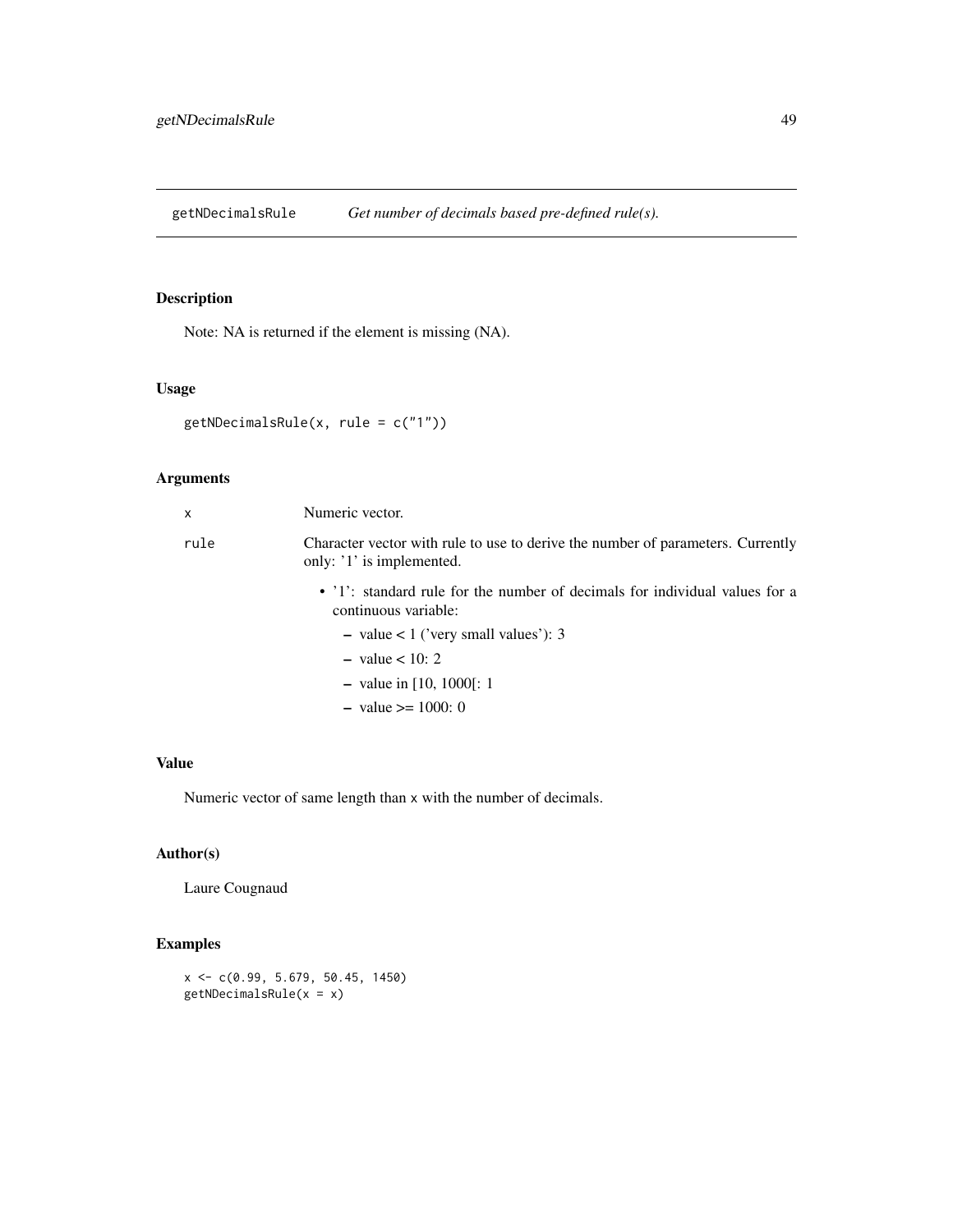# getNDecimalsRule *Get number of decimals based pre-defined rule(s).*

## Description

Note: NA is returned if the element is missing (NA).

## Usage

```
getNDecimalsRule(x, rule = c("1"))
```

## Arguments

| | |
|---|---|
| x | Numeric vector. |
| rule | Character vector with rule to use to derive the number of parameters. Currently only: '1' is implemented.<br>• '1': standard rule for the number of decimals for individual values for a continuous variable:<br>– value < 1 ('very small values'): 3<br>– value < 10: 2<br>– value in [10, 1000[: 1<br>– value >= 1000: 0 |

## Value

Numeric vector of same length than x with the number of decimals.

## Author(s)

Laure Cougnaud

## Examples

```
x <- c(0.99, 5.679, 50.45, 1450)
getNDecimalsRule(x = x)
```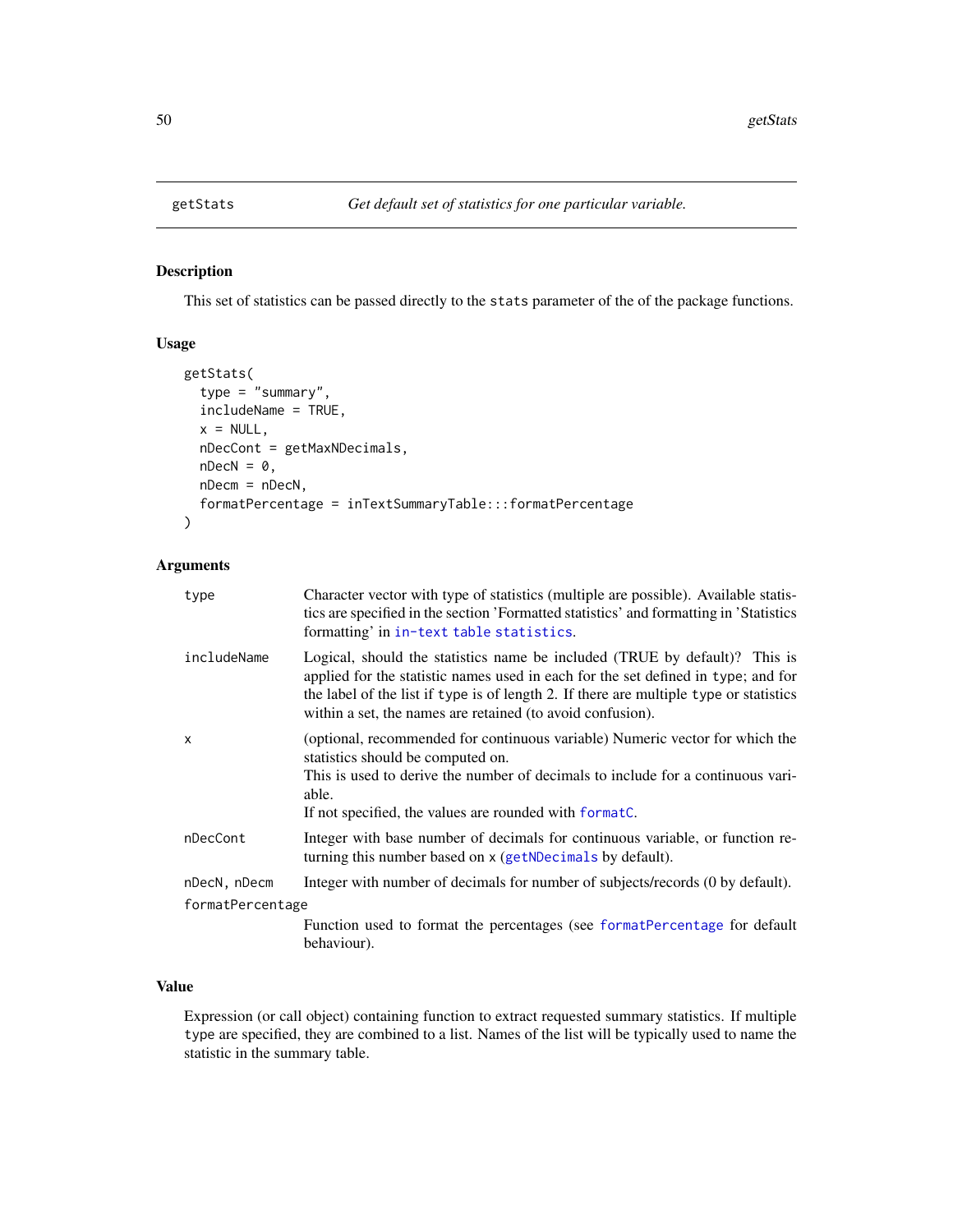## getStats — *Get default set of statistics for one particular variable.*

### Description

This set of statistics can be passed directly to the `stats` parameter of the of the package functions.

### Usage

```
getStats(
  type = "summary",
  includeName = TRUE,
  x = NULL,
  nDecCont = getMaxNDecimals,
  nDecN = 0,
  nDecm = nDecN,
  formatPercentage = inTextSummaryTable:::formatPercentage
)
```

### Arguments

| Argument | Description |
|---|---|
| `type` | Character vector with type of statistics (multiple are possible). Available statistics are specified in the section 'Formatted statistics' and formatting in 'Statistics formatting' in `in-text table statistics`. |
| `includeName` | Logical, should the statistics name be included (TRUE by default)? This is applied for the statistic names used in each for the set defined in `type`; and for the label of the list if `type` is of length 2. If there are multiple `type` or statistics within a set, the names are retained (to avoid confusion). |
| `x` | (optional, recommended for continuous variable) Numeric vector for which the statistics should be computed on.<br>This is used to derive the number of decimals to include for a continuous variable.<br>If not specified, the values are rounded with `formatC`. |
| `nDecCont` | Integer with base number of decimals for continuous variable, or function returning this number based on `x` (`getNDecimals` by default). |
| `nDecN, nDecm` | Integer with number of decimals for number of subjects/records (0 by default). |
| `formatPercentage` | Function used to format the percentages (see `formatPercentage` for default behaviour). |

### Value

Expression (or call object) containing function to extract requested summary statistics. If multiple `type` are specified, they are combined to a list. Names of the list will be typically used to name the statistic in the summary table.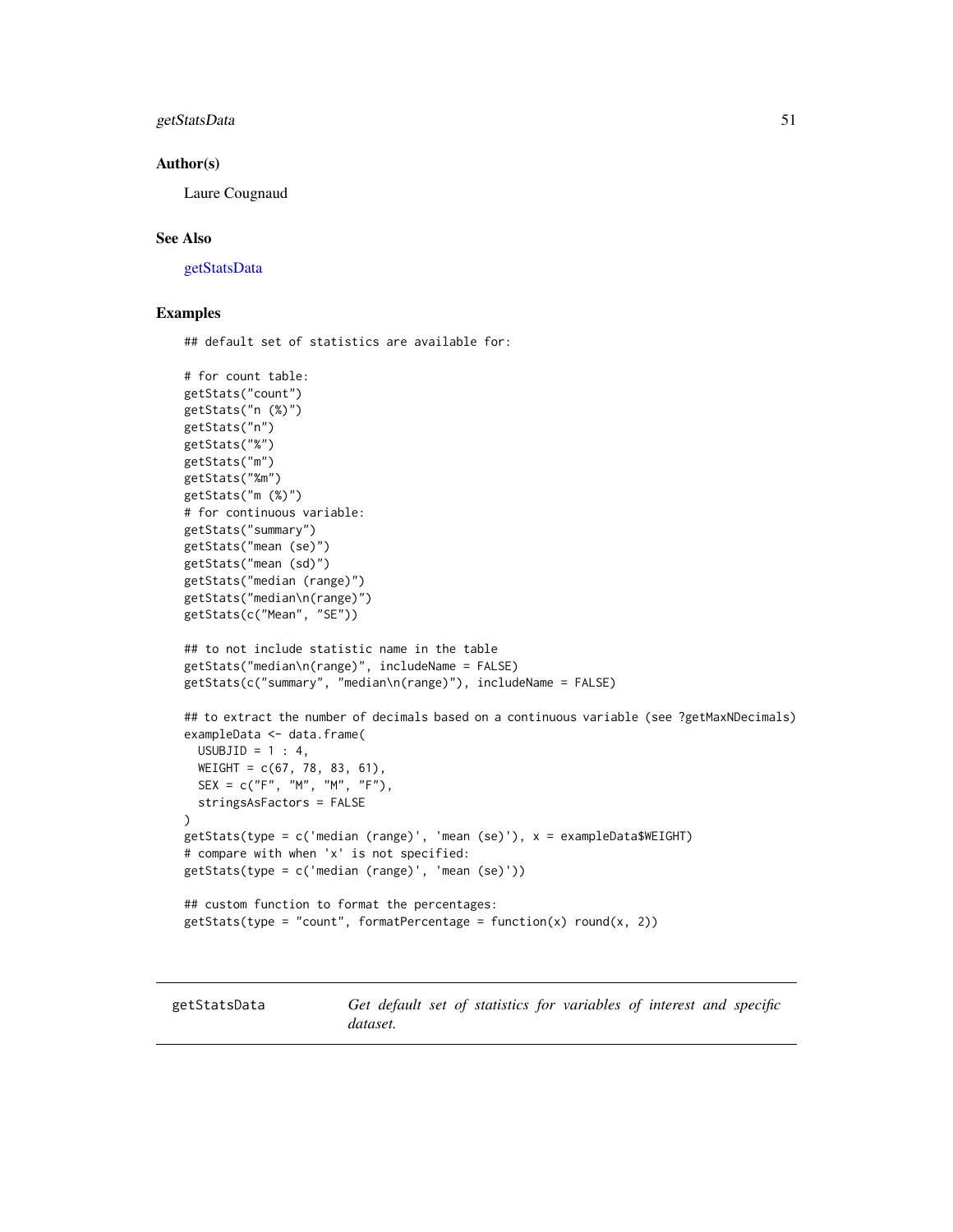### Author(s)

Laure Cougnaud

### See Also

getStatsData

### Examples

```
## default set of statistics are available for:

# for count table:
getStats("count")
getStats("n (%)")
getStats("n")
getStats("%")
getStats("m")
getStats("%m")
getStats("m (%)")
# for continuous variable:
getStats("summary")
getStats("mean (se)")
getStats("mean (sd)")
getStats("median (range)")
getStats("median\n(range)")
getStats(c("Mean", "SE"))

## to not include statistic name in the table
getStats("median\n(range)", includeName = FALSE)
getStats(c("summary", "median\n(range)"), includeName = FALSE)

## to extract the number of decimals based on a continuous variable (see ?getMaxNDecimals)
exampleData <- data.frame(
  USUBJID = 1 : 4,
  WEIGHT = c(67, 78, 83, 61),
  SEX = c("F", "M", "M", "F"),
  stringsAsFactors = FALSE
)
getStats(type = c('median (range)', 'mean (se)'), x = exampleData$WEIGHT)
# compare with when 'x' is not specified:
getStats(type = c('median (range)', 'mean (se)'))

## custom function to format the percentages:
getStats(type = "count", formatPercentage = function(x) round(x, 2))
```

---

## getStatsData — *Get default set of statistics for variables of interest and specific dataset.*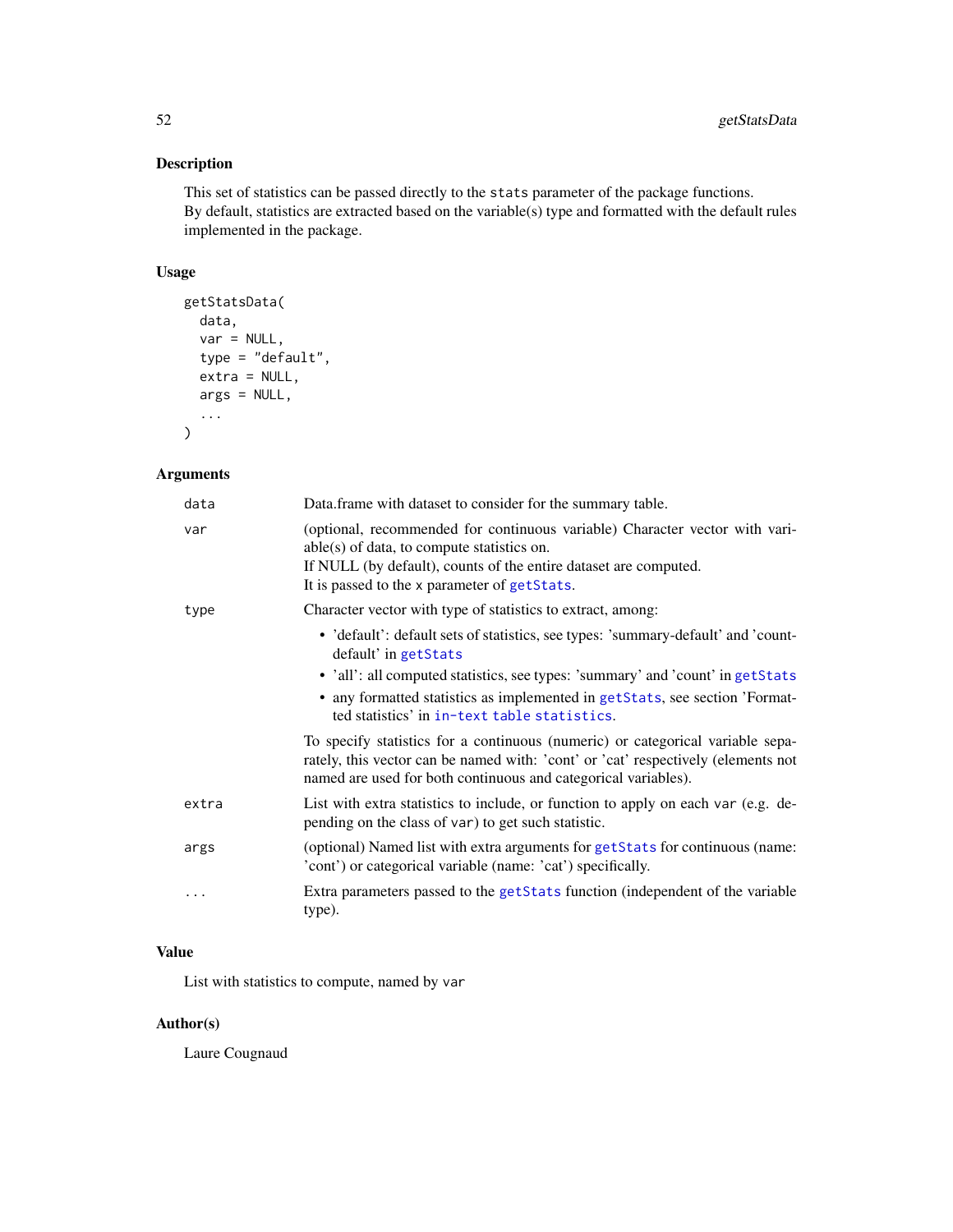## Description

This set of statistics can be passed directly to the `stats` parameter of the package functions.
By default, statistics are extracted based on the variable(s) type and formatted with the default rules implemented in the package.

## Usage

```
getStatsData(
  data,
  var = NULL,
  type = "default",
  extra = NULL,
  args = NULL,
  ...
)
```

## Arguments

| Argument | Description |
| --- | --- |
| `data` | Data.frame with dataset to consider for the summary table. |
| `var` | (optional, recommended for continuous variable) Character vector with variable(s) of data, to compute statistics on.<br>If NULL (by default), counts of the entire dataset are computed.<br>It is passed to the `x` parameter of `getStats`. |
| `type` | Character vector with type of statistics to extract, among:<br>• 'default': default sets of statistics, see types: 'summary-default' and 'count-default' in `getStats`<br>• 'all': all computed statistics, see types: 'summary' and 'count' in `getStats`<br>• any formatted statistics as implemented in `getStats`, see section 'Formatted statistics' in `in-text table statistics`.<br><br>To specify statistics for a continuous (numeric) or categorical variable separately, this vector can be named with: 'cont' or 'cat' respectively (elements not named are used for both continuous and categorical variables). |
| `extra` | List with extra statistics to include, or function to apply on each `var` (e.g. depending on the class of `var`) to get such statistic. |
| `args` | (optional) Named list with extra arguments for `getStats` for continuous (name: 'cont') or categorical variable (name: 'cat') specifically. |
| `...` | Extra parameters passed to the `getStats` function (independent of the variable type). |

## Value

List with statistics to compute, named by `var`

## Author(s)

Laure Cougnaud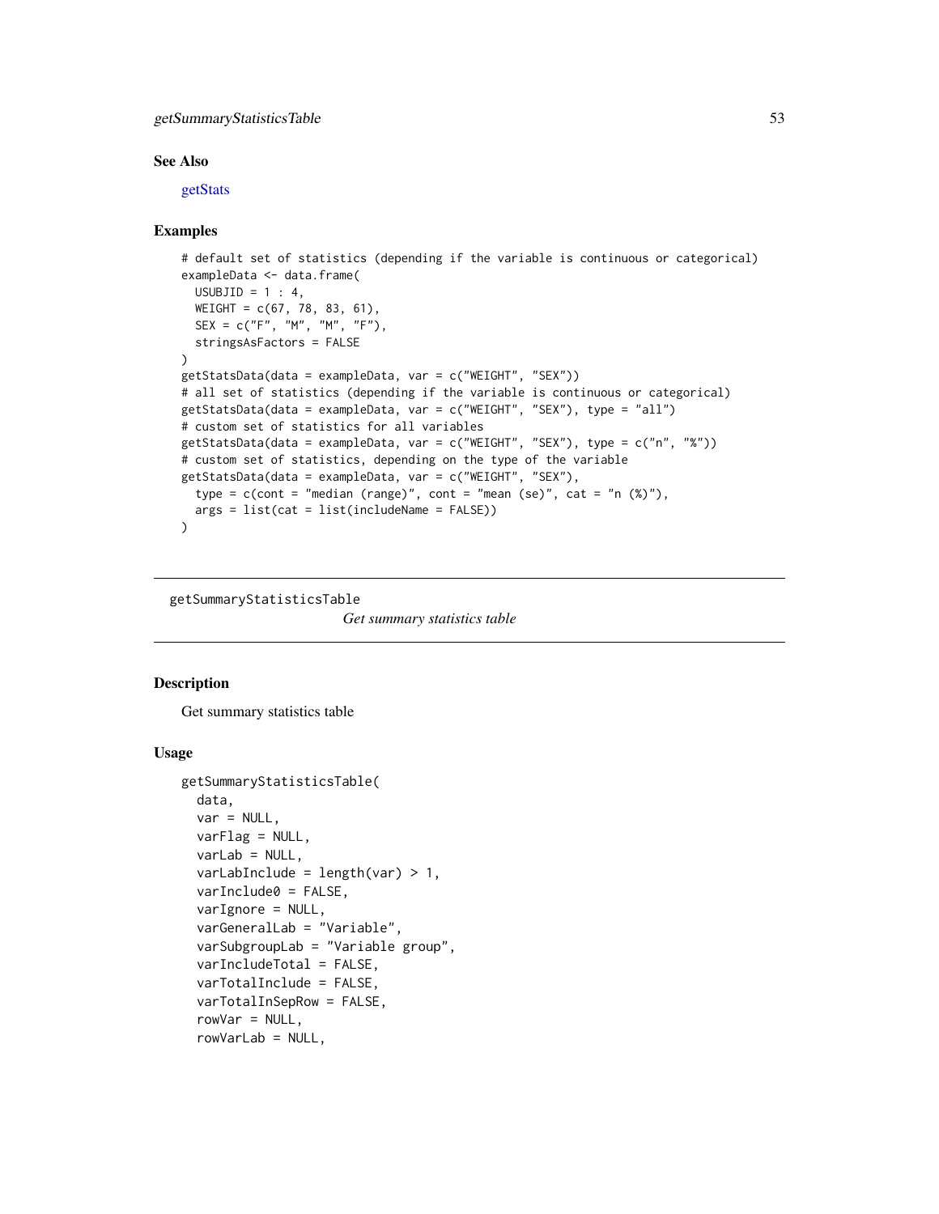### See Also

getStats

### Examples

```
# default set of statistics (depending if the variable is continuous or categorical)
exampleData <- data.frame(
  USUBJID = 1 : 4,
  WEIGHT = c(67, 78, 83, 61),
  SEX = c("F", "M", "M", "F"),
  stringsAsFactors = FALSE
)
getStatsData(data = exampleData, var = c("WEIGHT", "SEX"))
# all set of statistics (depending if the variable is continuous or categorical)
getStatsData(data = exampleData, var = c("WEIGHT", "SEX"), type = "all")
# custom set of statistics for all variables
getStatsData(data = exampleData, var = c("WEIGHT", "SEX"), type = c("n", "%"))
# custom set of statistics, depending on the type of the variable
getStatsData(data = exampleData, var = c("WEIGHT", "SEX"),
  type = c(cont = "median (range)", cont = "mean (se)", cat = "n (%)"),
  args = list(cat = list(includeName = FALSE))
)
```

---

## getSummaryStatisticsTable — *Get summary statistics table*

### Description

Get summary statistics table

### Usage

```
getSummaryStatisticsTable(
  data,
  var = NULL,
  varFlag = NULL,
  varLab = NULL,
  varLabInclude = length(var) > 1,
  varInclude0 = FALSE,
  varIgnore = NULL,
  varGeneralLab = "Variable",
  varSubgroupLab = "Variable group",
  varIncludeTotal = FALSE,
  varTotalInclude = FALSE,
  varTotalInSepRow = FALSE,
  rowVar = NULL,
  rowVarLab = NULL,
```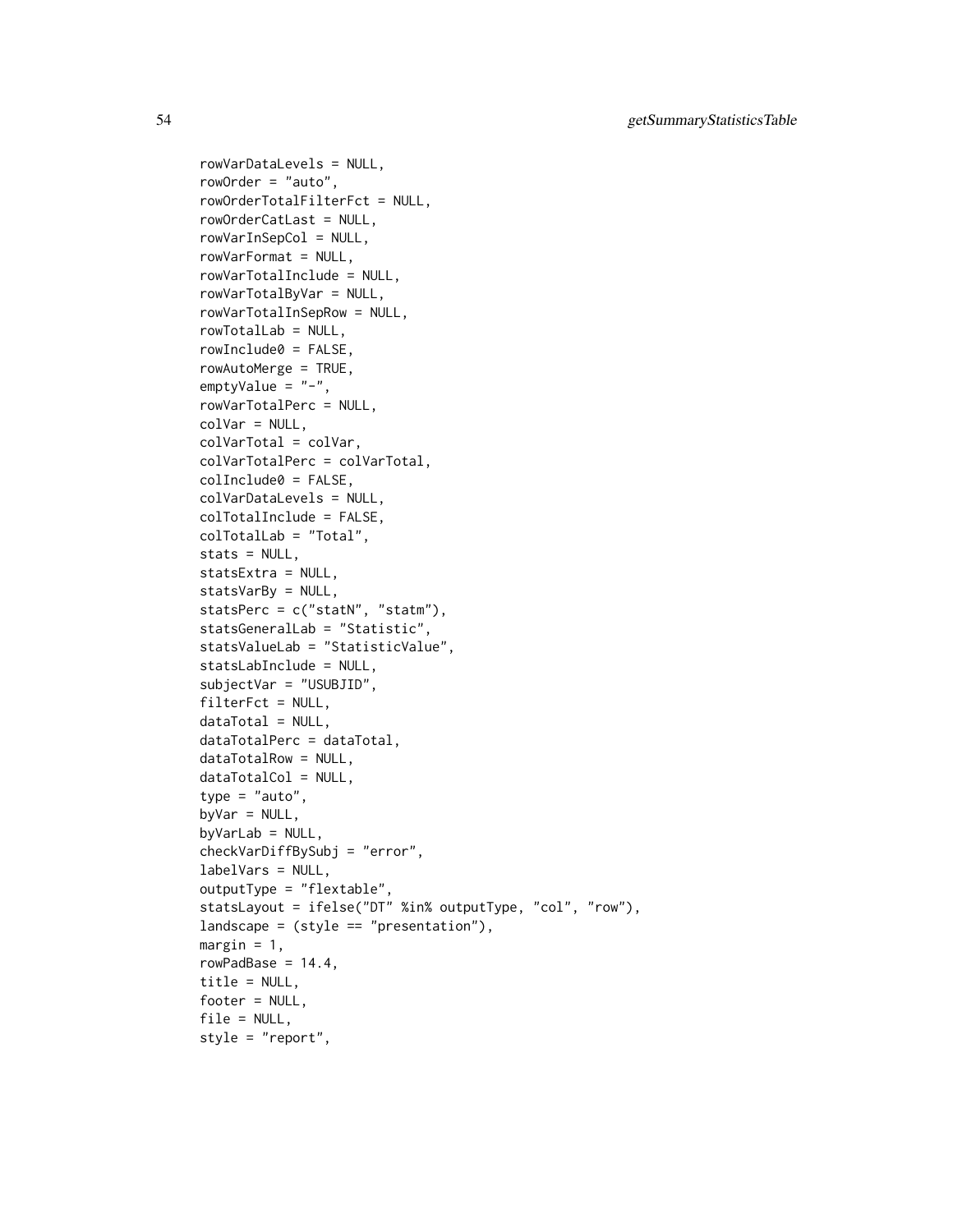```
  rowVarDataLevels = NULL,
  rowOrder = "auto",
  rowOrderTotalFilterFct = NULL,
  rowOrderCatLast = NULL,
  rowVarInSepCol = NULL,
  rowVarFormat = NULL,
  rowVarTotalInclude = NULL,
  rowVarTotalByVar = NULL,
  rowVarTotalInSepRow = NULL,
  rowTotalLab = NULL,
  rowInclude0 = FALSE,
  rowAutoMerge = TRUE,
  emptyValue = "-",
  rowVarTotalPerc = NULL,
  colVar = NULL,
  colVarTotal = colVar,
  colVarTotalPerc = colVarTotal,
  colInclude0 = FALSE,
  colVarDataLevels = NULL,
  colTotalInclude = FALSE,
  colTotalLab = "Total",
  stats = NULL,
  statsExtra = NULL,
  statsVarBy = NULL,
  statsPerc = c("statN", "statm"),
  statsGeneralLab = "Statistic",
  statsValueLab = "StatisticValue",
  statsLabInclude = NULL,
  subjectVar = "USUBJID",
  filterFct = NULL,
  dataTotal = NULL,
  dataTotalPerc = dataTotal,
  dataTotalRow = NULL,
  dataTotalCol = NULL,
  type = "auto",
  byVar = NULL,
  byVarLab = NULL,
  checkVarDiffBySubj = "error",
  labelVars = NULL,
  outputType = "flextable",
  statsLayout = ifelse("DT" %in% outputType, "col", "row"),
  landscape = (style == "presentation"),
  margin = 1,
  rowPadBase = 14.4,
  title = NULL,
  footer = NULL,
  file = NULL,
  style = "report",
```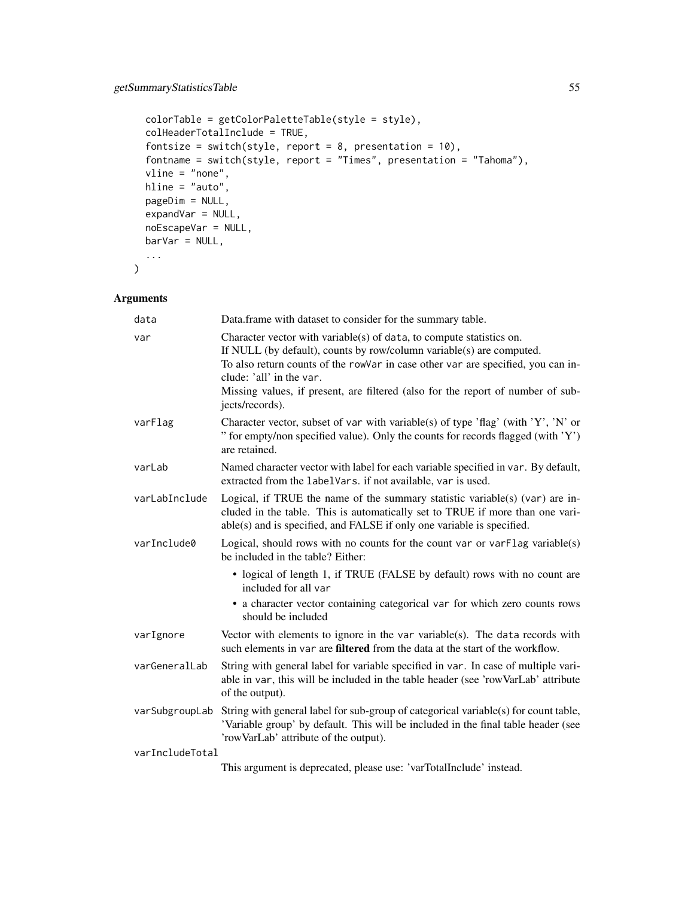```
  colorTable = getColorPaletteTable(style = style),
  colHeaderTotalInclude = TRUE,
  fontsize = switch(style, report = 8, presentation = 10),
  fontname = switch(style, report = "Times", presentation = "Tahoma"),
  vline = "none",
  hline = "auto",
  pageDim = NULL,
  expandVar = NULL,
  noEscapeVar = NULL,
  barVar = NULL,
  ...
)
```

## Arguments

| | |
|---|---|
| `data` | Data.frame with dataset to consider for the summary table. |
| `var` | Character vector with variable(s) of `data`, to compute statistics on.<br>If NULL (by default), counts by row/column variable(s) are computed.<br>To also return counts of the `rowVar` in case other `var` are specified, you can include: 'all' in the `var`.<br>Missing values, if present, are filtered (also for the report of number of subjects/records). |
| `varFlag` | Character vector, subset of `var` with variable(s) of type 'flag' (with 'Y', 'N' or '' for empty/non specified value). Only the counts for records flagged (with 'Y') are retained. |
| `varLab` | Named character vector with label for each variable specified in `var`. By default, extracted from the `labelVars`. if not available, `var` is used. |
| `varLabInclude` | Logical, if TRUE the name of the summary statistic variable(s) (`var`) are included in the table. This is automatically set to TRUE if more than one variable(s) and is specified, and FALSE if only one variable is specified. |
| `varInclude0` | Logical, should rows with no counts for the count `var` or `varFlag` variable(s) be included in the table? Either:<br>• logical of length 1, if TRUE (FALSE by default) rows with no count are included for all `var`<br>• a character vector containing categorical `var` for which zero counts rows should be included |
| `varIgnore` | Vector with elements to ignore in the `var` variable(s). The `data` records with such elements in `var` are **filtered** from the data at the start of the workflow. |
| `varGeneralLab` | String with general label for variable specified in `var`. In case of multiple variable in `var`, this will be included in the table header (see 'rowVarLab' attribute of the output). |
| `varSubgroupLab` | String with general label for sub-group of categorical variable(s) for count table, 'Variable group' by default. This will be included in the final table header (see 'rowVarLab' attribute of the output). |
| `varIncludeTotal` | This argument is deprecated, please use: 'varTotalInclude' instead. |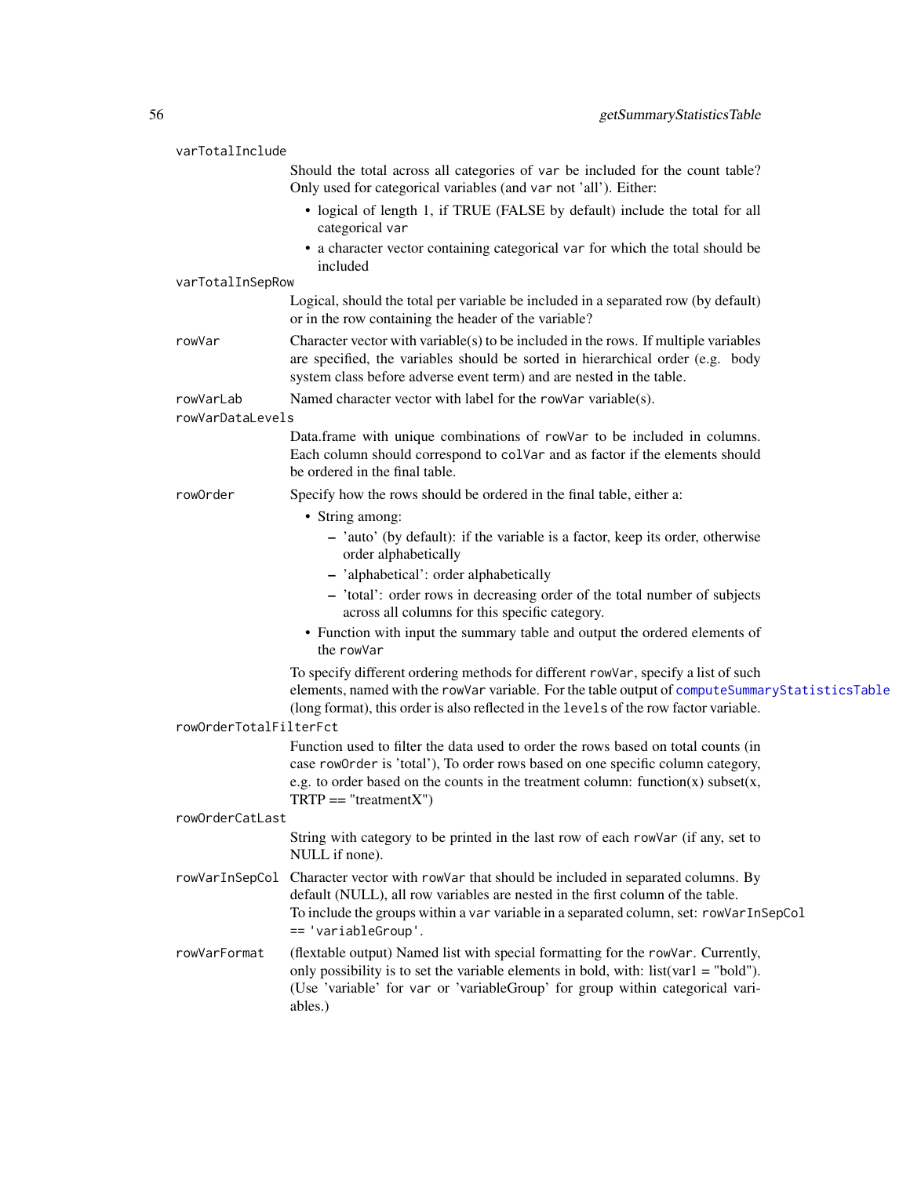varTotalInclude
: Should the total across all categories of `var` be included for the count table? Only used for categorical variables (and `var` not 'all'). Either:

  - logical of length 1, if TRUE (FALSE by default) include the total for all categorical `var`
  - a character vector containing categorical `var` for which the total should be included

varTotalInSepRow
: Logical, should the total per variable be included in a separated row (by default) or in the row containing the header of the variable?

rowVar
: Character vector with variable(s) to be included in the rows. If multiple variables are specified, the variables should be sorted in hierarchical order (e.g. body system class before adverse event term) and are nested in the table.

rowVarLab
: Named character vector with label for the `rowVar` variable(s).

rowVarDataLevels
: Data.frame with unique combinations of `rowVar` to be included in columns. Each column should correspond to `colVar` and as factor if the elements should be ordered in the final table.

rowOrder
: Specify how the rows should be ordered in the final table, either a:

  - String among:
    - 'auto' (by default): if the variable is a factor, keep its order, otherwise order alphabetically
    - 'alphabetical': order alphabetically
    - 'total': order rows in decreasing order of the total number of subjects across all columns for this specific category.
  - Function with input the summary table and output the ordered elements of the `rowVar`

  To specify different ordering methods for different `rowVar`, specify a list of such elements, named with the `rowVar` variable. For the table output of `computeSummaryStatisticsTable` (long format), this order is also reflected in the `levels` of the row factor variable.

rowOrderTotalFilterFct
: Function used to filter the data used to order the rows based on total counts (in case `rowOrder` is 'total'), To order rows based on one specific column category, e.g. to order based on the counts in the treatment column: function(x) subset(x, TRTP == "treatmentX")

rowOrderCatLast
: String with category to be printed in the last row of each `rowVar` (if any, set to NULL if none).

rowVarInSepCol
: Character vector with `rowVar` that should be included in separated columns. By default (NULL), all row variables are nested in the first column of the table. To include the groups within a `var` variable in a separated column, set: `rowVarInSepCol == 'variableGroup'`.

rowVarFormat
: (flextable output) Named list with special formatting for the `rowVar`. Currently, only possibility is to set the variable elements in bold, with: list(var1 = "bold"). (Use 'variable' for `var` or 'variableGroup' for group within categorical variables.)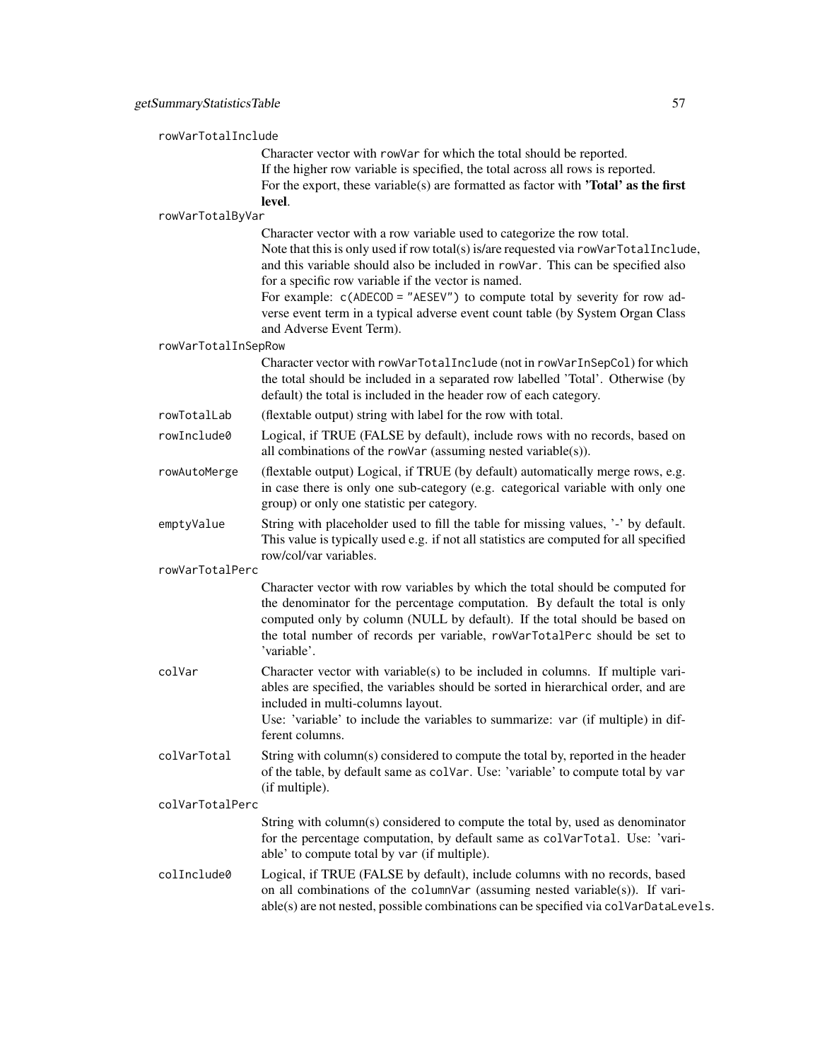`rowVarTotalInclude`
: Character vector with `rowVar` for which the total should be reported.
  If the higher row variable is specified, the total across all rows is reported.
  For the export, these variable(s) are formatted as factor with **'Total' as the first level**.

`rowVarTotalByVar`
: Character vector with a row variable used to categorize the row total.
  Note that this is only used if row total(s) is/are requested via `rowVarTotalInclude`, and this variable should also be included in `rowVar`. This can be specified also for a specific row variable if the vector is named.
  For example: `c(ADECOD = "AESEV")` to compute total by severity for row adverse event term in a typical adverse event count table (by System Organ Class and Adverse Event Term).

`rowVarTotalInSepRow`
: Character vector with `rowVarTotalInclude` (not in `rowVarInSepCol`) for which the total should be included in a separated row labelled 'Total'. Otherwise (by default) the total is included in the header row of each category.

`rowTotalLab`
: (flextable output) string with label for the row with total.

`rowInclude0`
: Logical, if TRUE (FALSE by default), include rows with no records, based on all combinations of the `rowVar` (assuming nested variable(s)).

`rowAutoMerge`
: (flextable output) Logical, if TRUE (by default) automatically merge rows, e.g. in case there is only one sub-category (e.g. categorical variable with only one group) or only one statistic per category.

`emptyValue`
: String with placeholder used to fill the table for missing values, '-' by default. This value is typically used e.g. if not all statistics are computed for all specified row/col/var variables.

`rowVarTotalPerc`
: Character vector with row variables by which the total should be computed for the denominator for the percentage computation. By default the total is only computed only by column (NULL by default). If the total should be based on the total number of records per variable, `rowVarTotalPerc` should be set to 'variable'.

`colVar`
: Character vector with variable(s) to be included in columns. If multiple variables are specified, the variables should be sorted in hierarchical order, and are included in multi-columns layout.
  Use: 'variable' to include the variables to summarize: `var` (if multiple) in different columns.

`colVarTotal`
: String with column(s) considered to compute the total by, reported in the header of the table, by default same as `colVar`. Use: 'variable' to compute total by `var` (if multiple).

`colVarTotalPerc`
: String with column(s) considered to compute the total by, used as denominator for the percentage computation, by default same as `colVarTotal`. Use: 'variable' to compute total by `var` (if multiple).

`colInclude0`
: Logical, if TRUE (FALSE by default), include columns with no records, based on all combinations of the `columnVar` (assuming nested variable(s)). If variable(s) are not nested, possible combinations can be specified via `colVarDataLevels`.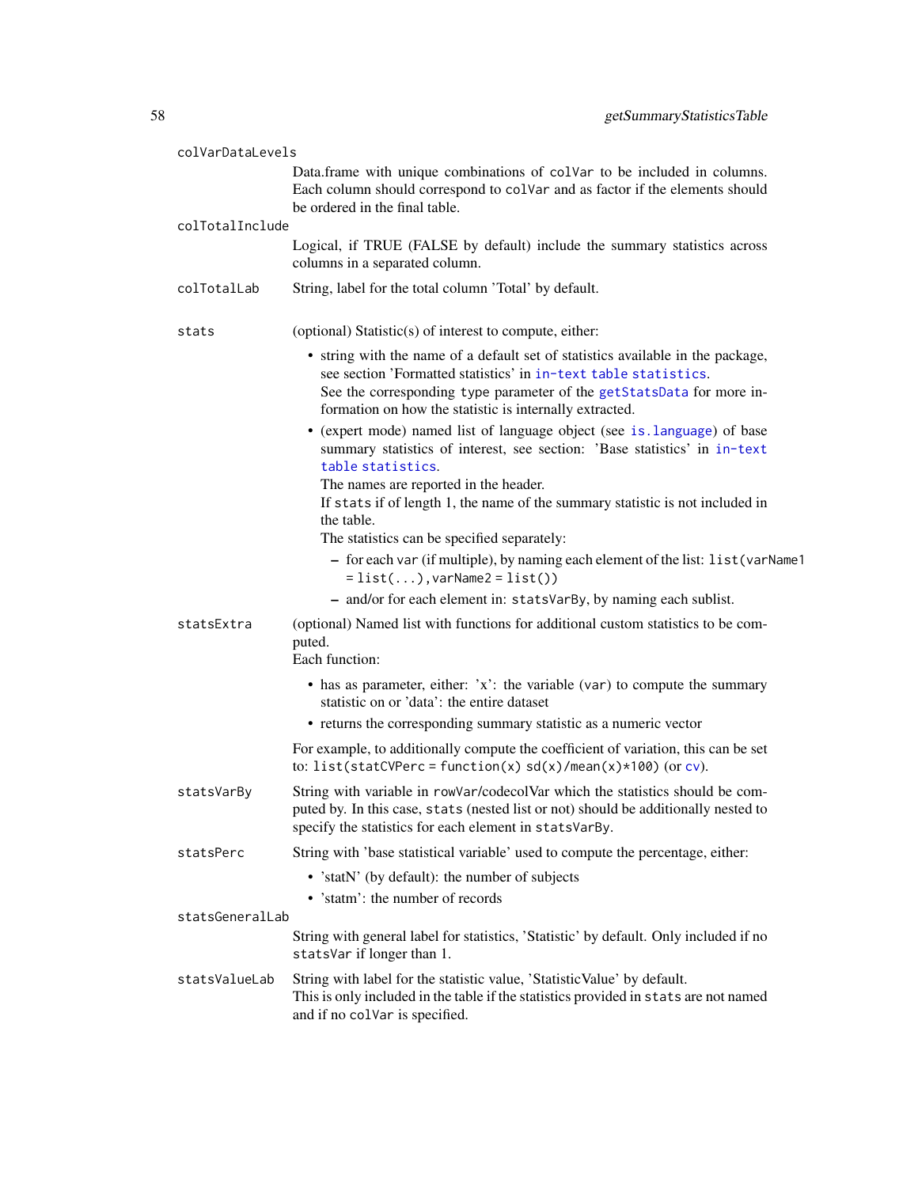colVarDataLevels
: Data.frame with unique combinations of `colVar` to be included in columns. Each column should correspond to `colVar` and as factor if the elements should be ordered in the final table.

colTotalInclude
: Logical, if TRUE (FALSE by default) include the summary statistics across columns in a separated column.

colTotalLab
: String, label for the total column 'Total' by default.

stats
: (optional) Statistic(s) of interest to compute, either:

- string with the name of a default set of statistics available in the package, see section 'Formatted statistics' in in-text table statistics.
  See the corresponding type parameter of the getStatsData for more information on how the statistic is internally extracted.
- (expert mode) named list of language object (see is.language) of base summary statistics of interest, see section: 'Base statistics' in in-text table statistics.
  The names are reported in the header.
  If `stats` if of length 1, the name of the summary statistic is not included in the table.
  The statistics can be specified separately:
  - for each `var` (if multiple), by naming each element of the list: `list(varName1 = list(...), varName2 = list())`
  - and/or for each element in: `statsVarBy`, by naming each sublist.

statsExtra
: (optional) Named list with functions for additional custom statistics to be computed.
Each function:

- has as parameter, either: 'x': the variable (`var`) to compute the summary statistic on or 'data': the entire dataset
- returns the corresponding summary statistic as a numeric vector

For example, to additionally compute the coefficient of variation, this can be set to: `list(statCVPerc = function(x) sd(x)/mean(x)*100)` (or cv).

statsVarBy
: String with variable in `rowVar/codecolVar` which the statistics should be computed by. In this case, `stats` (nested list or not) should be additionally nested to specify the statistics for each element in `statsVarBy`.

statsPerc
: String with 'base statistical variable' used to compute the percentage, either:

- 'statN' (by default): the number of subjects
- 'statm': the number of records

statsGeneralLab
: String with general label for statistics, 'Statistic' by default. Only included if no `statsVar` if longer than 1.

statsValueLab
: String with label for the statistic value, 'StatisticValue' by default.
This is only included in the table if the statistics provided in `stats` are not named and if no `colVar` is specified.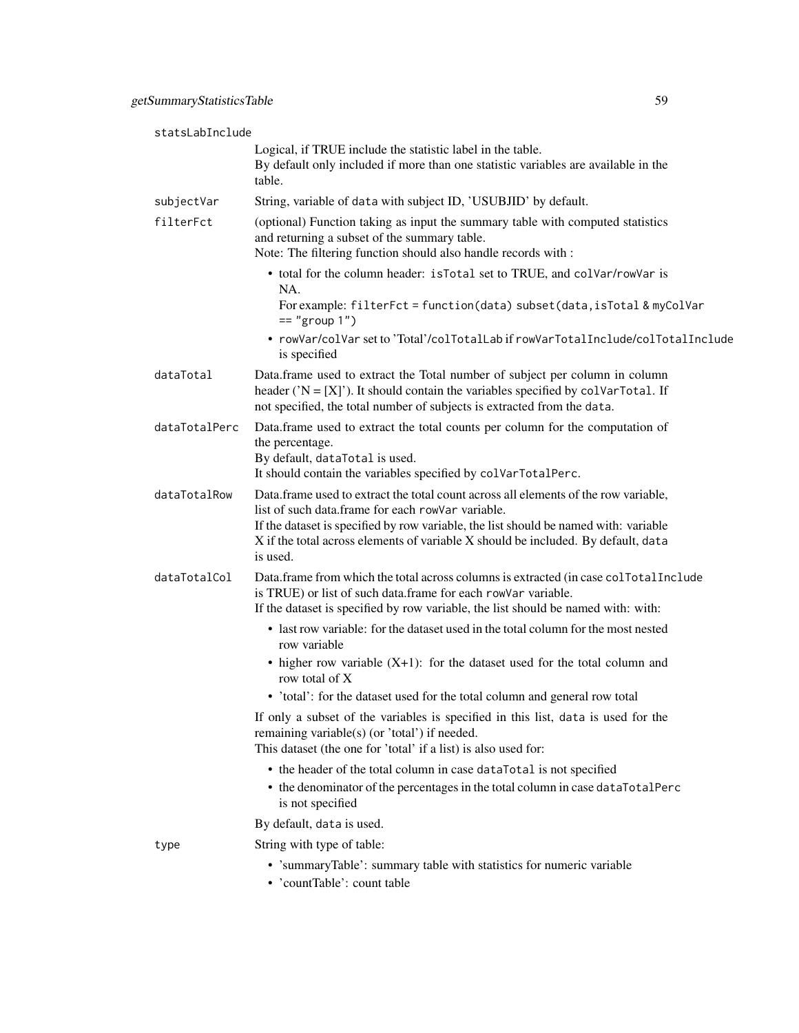`statsLabInclude`
: Logical, if TRUE include the statistic label in the table.
  By default only included if more than one statistic variables are available in the table.

`subjectVar`
: String, variable of `data` with subject ID, 'USUBJID' by default.

`filterFct`
: (optional) Function taking as input the summary table with computed statistics and returning a subset of the summary table.
  Note: The filtering function should also handle records with :
  - total for the column header: `isTotal` set to TRUE, and `colVar`/`rowVar` is NA.
    For example: `filterFct = function(data) subset(data,isTotal & myColVar == "group 1")`
  - `rowVar`/`colVar` set to 'Total'/`colTotalLab` if `rowVarTotalInclude`/`colTotalInclude` is specified

`dataTotal`
: Data.frame used to extract the Total number of subject per column in column header ('N = [X]'). It should contain the variables specified by `colVarTotal`. If not specified, the total number of subjects is extracted from the `data`.

`dataTotalPerc`
: Data.frame used to extract the total counts per column for the computation of the percentage.
  By default, `dataTotal` is used.
  It should contain the variables specified by `colVarTotalPerc`.

`dataTotalRow`
: Data.frame used to extract the total count across all elements of the row variable, list of such data.frame for each `rowVar` variable.
  If the dataset is specified by row variable, the list should be named with: variable X if the total across elements of variable X should be included. By default, `data` is used.

`dataTotalCol`
: Data.frame from which the total across columns is extracted (in case `colTotalInclude` is TRUE) or list of such data.frame for each `rowVar` variable.
  If the dataset is specified by row variable, the list should be named with: with:
  - last row variable: for the dataset used in the total column for the most nested row variable
  - higher row variable (X+1): for the dataset used for the total column and row total of X
  - 'total': for the dataset used for the total column and general row total

  If only a subset of the variables is specified in this list, `data` is used for the remaining variable(s) (or 'total') if needed.
  This dataset (the one for 'total' if a list) is also used for:
  - the header of the total column in case `dataTotal` is not specified
  - the denominator of the percentages in the total column in case `dataTotalPerc` is not specified

  By default, `data` is used.

`type`
: String with type of table:
  - 'summaryTable': summary table with statistics for numeric variable
  - 'countTable': count table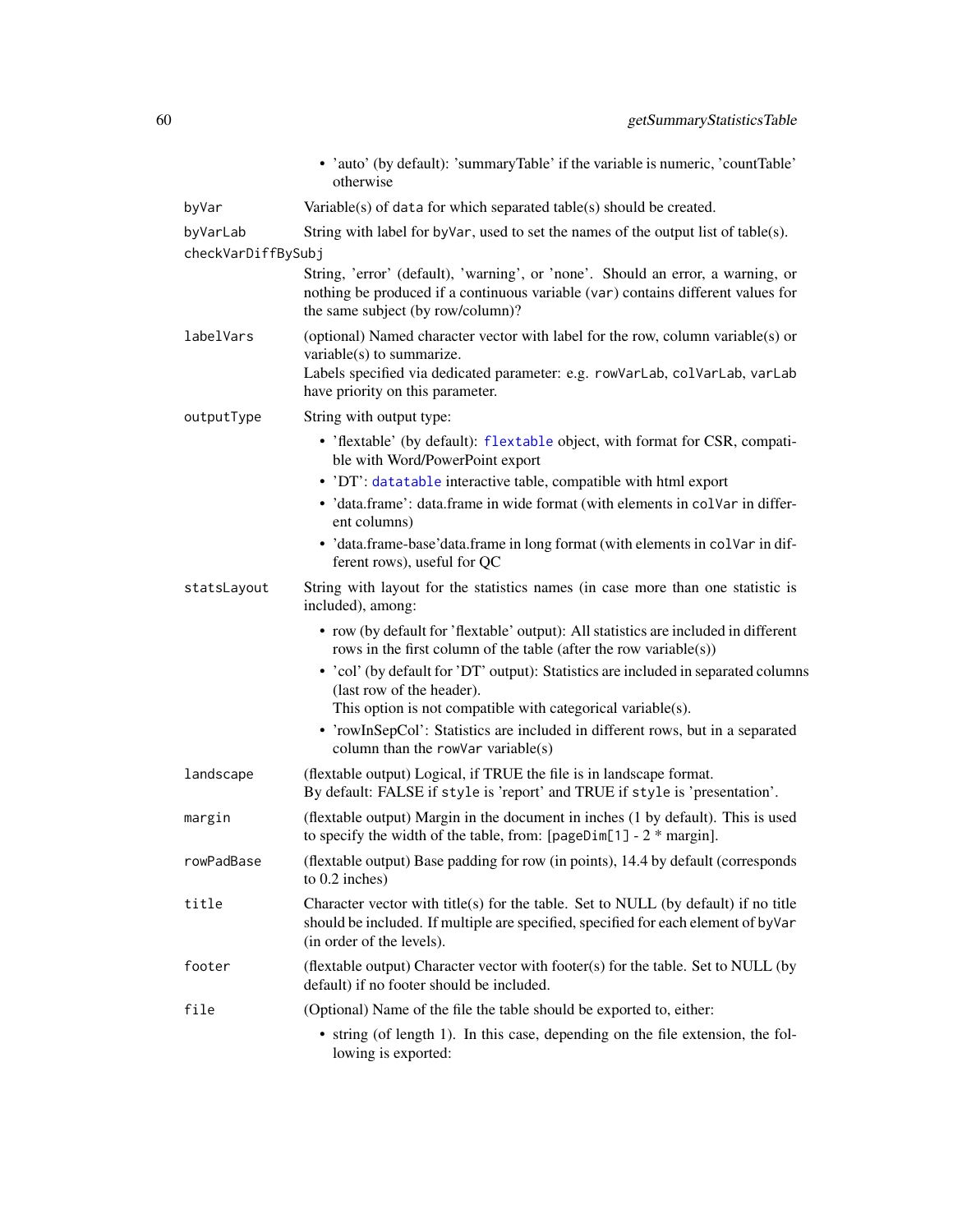- 'auto' (by default): 'summaryTable' if the variable is numeric, 'countTable' otherwise

| | |
|---|---|
| `byVar` | Variable(s) of `data` for which separated table(s) should be created. |
| `byVarLab` | String with label for `byVar`, used to set the names of the output list of table(s). |
| `checkVarDiffBySubj` | String, 'error' (default), 'warning', or 'none'. Should an error, a warning, or nothing be produced if a continuous variable (`var`) contains different values for the same subject (by row/column)? |
| `labelVars` | (optional) Named character vector with label for the row, column variable(s) or variable(s) to summarize.<br>Labels specified via dedicated parameter: e.g. `rowVarLab`, `colVarLab`, `varLab` have priority on this parameter. |
| `outputType` | String with output type:<br>• 'flextable' (by default): `flextable` object, with format for CSR, compatible with Word/PowerPoint export<br>• 'DT': `datatable` interactive table, compatible with html export<br>• 'data.frame': data.frame in wide format (with elements in `colVar` in different columns)<br>• 'data.frame-base'data.frame in long format (with elements in `colVar` in different rows), useful for QC |
| `statsLayout` | String with layout for the statistics names (in case more than one statistic is included), among:<br>• row (by default for 'flextable' output): All statistics are included in different rows in the first column of the table (after the row variable(s))<br>• 'col' (by default for 'DT' output): Statistics are included in separated columns (last row of the header).<br>This option is not compatible with categorical variable(s).<br>• 'rowInSepCol': Statistics are included in different rows, but in a separated column than the `rowVar` variable(s) |
| `landscape` | (flextable output) Logical, if TRUE the file is in landscape format.<br>By default: FALSE if `style` is 'report' and TRUE if `style` is 'presentation'. |
| `margin` | (flextable output) Margin in the document in inches (1 by default). This is used to specify the width of the table, from: [`pageDim[1]` - 2 * margin]. |
| `rowPadBase` | (flextable output) Base padding for row (in points), 14.4 by default (corresponds to 0.2 inches) |
| `title` | Character vector with title(s) for the table. Set to NULL (by default) if no title should be included. If multiple are specified, specified for each element of `byVar` (in order of the levels). |
| `footer` | (flextable output) Character vector with footer(s) for the table. Set to NULL (by default) if no footer should be included. |
| `file` | (Optional) Name of the file the table should be exported to, either:<br>• string (of length 1). In this case, depending on the file extension, the following is exported: |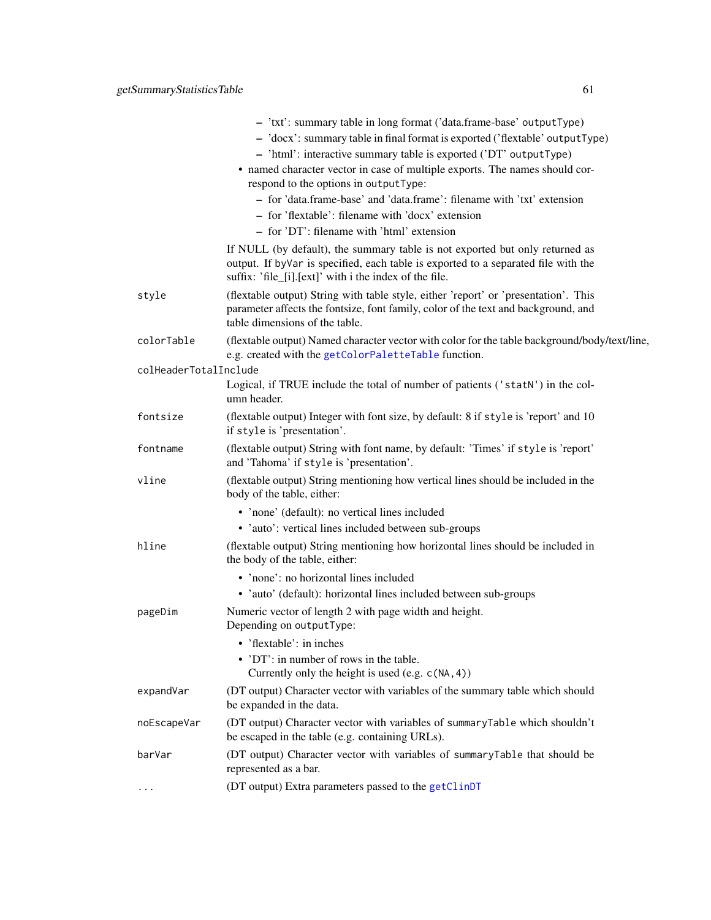- 'txt': summary table in long format ('data.frame-base' `outputType`)
    - 'docx': summary table in final format is exported ('flextable' `outputType`)
    - 'html': interactive summary table is exported ('DT' `outputType`)
- named character vector in case of multiple exports. The names should correspond to the options in `outputType`:
    - for 'data.frame-base' and 'data.frame': filename with 'txt' extension
    - for 'flextable': filename with 'docx' extension
    - for 'DT': filename with 'html' extension

If NULL (by default), the summary table is not exported but only returned as output. If `byVar` is specified, each table is exported to a separated file with the suffix: 'file_[i].[ext]' with i the index of the file.

`style`
: (flextable output) String with table style, either 'report' or 'presentation'. This parameter affects the fontsize, font family, color of the text and background, and table dimensions of the table.

`colorTable`
: (flextable output) Named character vector with color for the table background/body/text/line, e.g. created with the `getColorPaletteTable` function.

`colHeaderTotalInclude`
: Logical, if TRUE include the total of number of patients (`'statN'`) in the column header.

`fontsize`
: (flextable output) Integer with font size, by default: 8 if `style` is 'report' and 10 if `style` is 'presentation'.

`fontname`
: (flextable output) String with font name, by default: 'Times' if `style` is 'report' and 'Tahoma' if `style` is 'presentation'.

`vline`
: (flextable output) String mentioning how vertical lines should be included in the body of the table, either:

- 'none' (default): no vertical lines included
- 'auto': vertical lines included between sub-groups

`hline`
: (flextable output) String mentioning how horizontal lines should be included in the body of the table, either:

- 'none': no horizontal lines included
- 'auto' (default): horizontal lines included between sub-groups

`pageDim`
: Numeric vector of length 2 with page width and height.
Depending on `outputType`:

- 'flextable': in inches
- 'DT': in number of rows in the table.
  Currently only the height is used (e.g. `c(NA,4)`)

`expandVar`
: (DT output) Character vector with variables of the summary table which should be expanded in the data.

`noEscapeVar`
: (DT output) Character vector with variables of `summaryTable` which shouldn't be escaped in the table (e.g. containing URLs).

`barVar`
: (DT output) Character vector with variables of `summaryTable` that should be represented as a bar.

`...`
: (DT output) Extra parameters passed to the `getClinDT`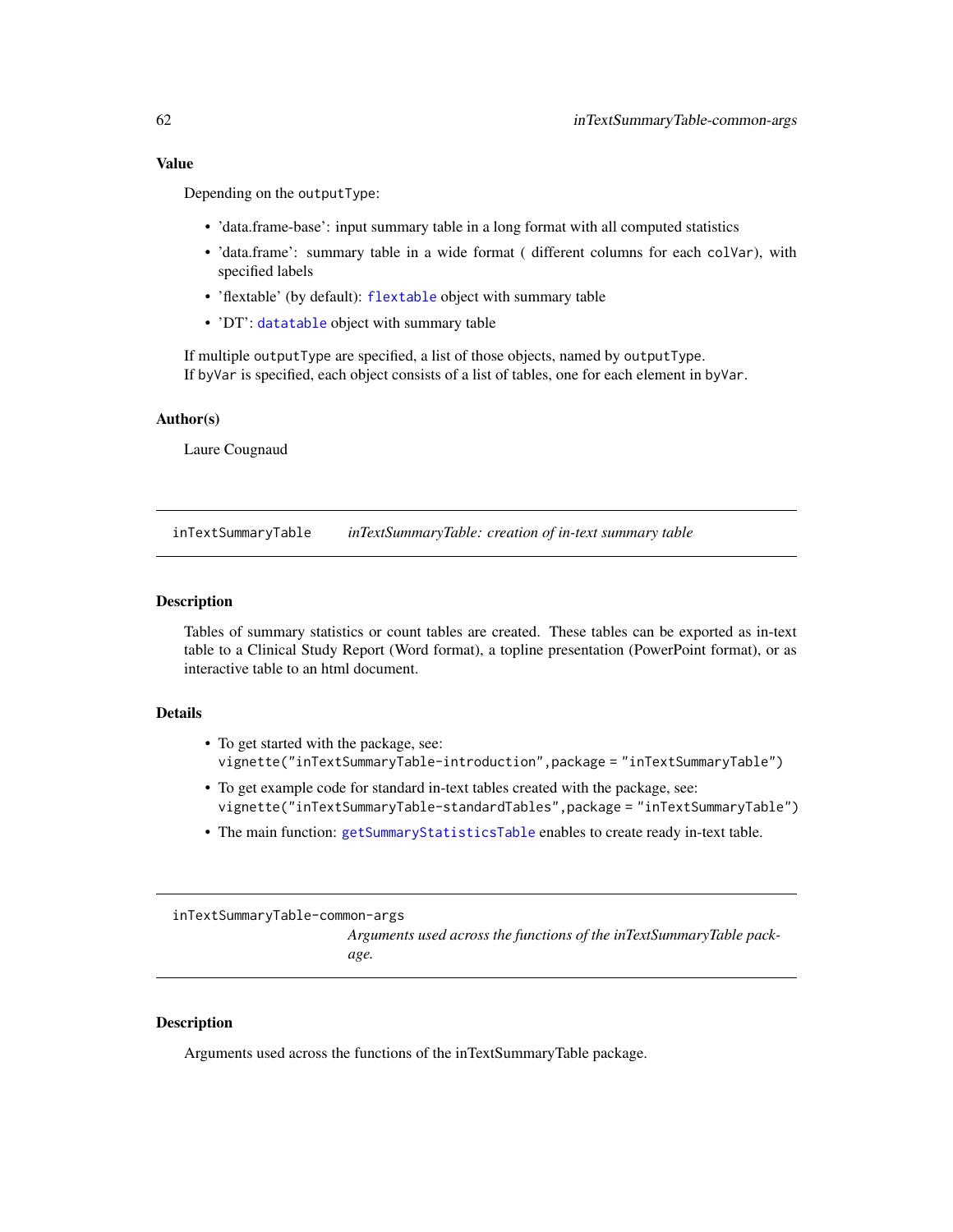### Value

Depending on the `outputType`:

- 'data.frame-base': input summary table in a long format with all computed statistics
- 'data.frame': summary table in a wide format ( different columns for each `colVar`), with specified labels
- 'flextable' (by default): `flextable` object with summary table
- 'DT': `datatable` object with summary table

If multiple `outputType` are specified, a list of those objects, named by `outputType`.
If `byVar` is specified, each object consists of a list of tables, one for each element in `byVar`.

### Author(s)

Laure Cougnaud

---

## inTextSummaryTable — *inTextSummaryTable: creation of in-text summary table*

---

### Description

Tables of summary statistics or count tables are created. These tables can be exported as in-text table to a Clinical Study Report (Word format), a topline presentation (PowerPoint format), or as interactive table to an html document.

### Details

- To get started with the package, see:
  `vignette("inTextSummaryTable-introduction",package = "inTextSummaryTable")`
- To get example code for standard in-text tables created with the package, see:
  `vignette("inTextSummaryTable-standardTables",package = "inTextSummaryTable")`
- The main function: `getSummaryStatisticsTable` enables to create ready in-text table.

---

## inTextSummaryTable-common-args — *Arguments used across the functions of the inTextSummaryTable package.*

---

### Description

Arguments used across the functions of the inTextSummaryTable package.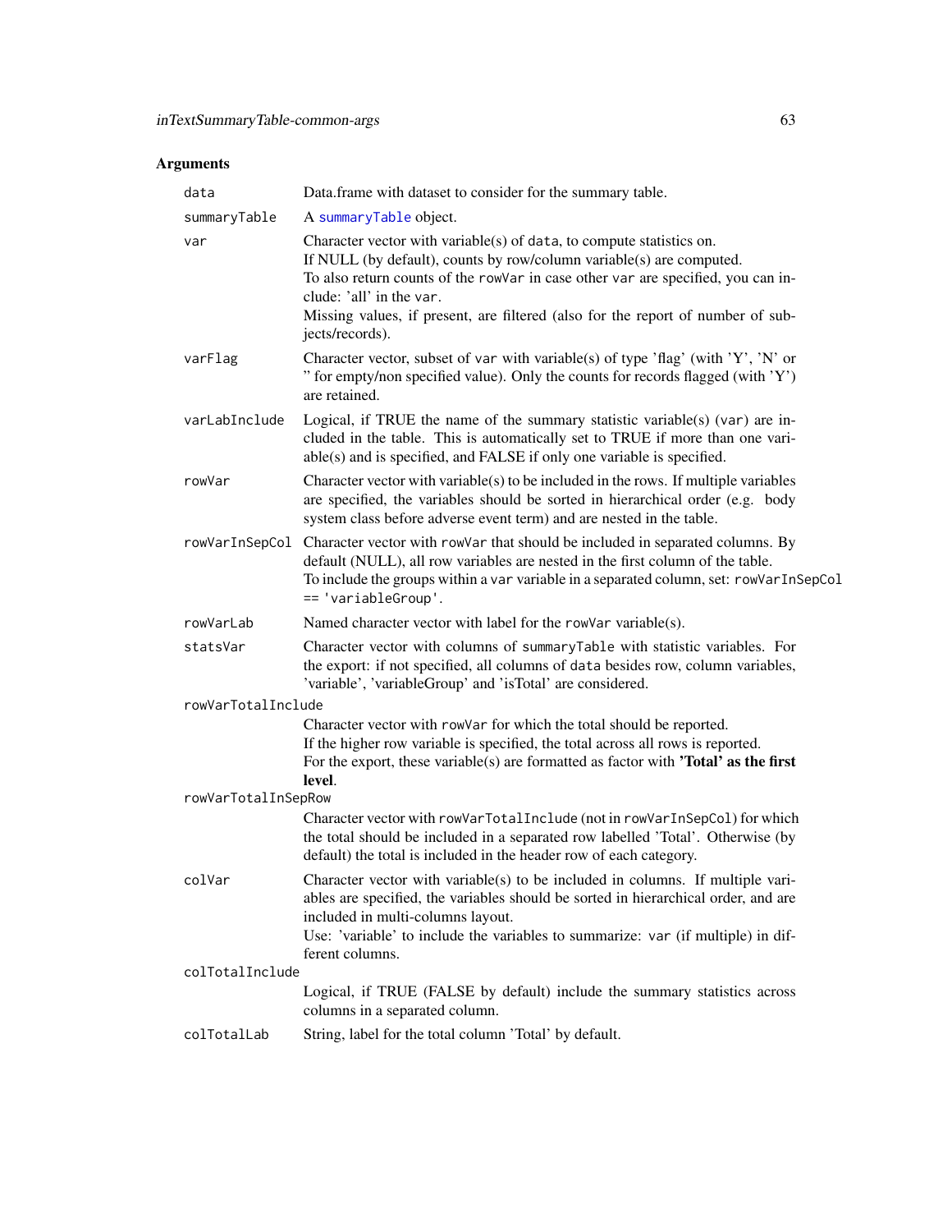## Arguments

| Argument | Description |
| --- | --- |
| `data` | Data.frame with dataset to consider for the summary table. |
| `summaryTable` | A `summaryTable` object. |
| `var` | Character vector with variable(s) of `data`, to compute statistics on.<br>If NULL (by default), counts by row/column variable(s) are computed.<br>To also return counts of the `rowVar` in case other `var` are specified, you can include: 'all' in the `var`.<br>Missing values, if present, are filtered (also for the report of number of subjects/records). |
| `varFlag` | Character vector, subset of `var` with variable(s) of type 'flag' (with 'Y', 'N' or '' for empty/non specified value). Only the counts for records flagged (with 'Y') are retained. |
| `varLabInclude` | Logical, if TRUE the name of the summary statistic variable(s) (`var`) are included in the table. This is automatically set to TRUE if more than one variable(s) and is specified, and FALSE if only one variable is specified. |
| `rowVar` | Character vector with variable(s) to be included in the rows. If multiple variables are specified, the variables should be sorted in hierarchical order (e.g. body system class before adverse event term) and are nested in the table. |
| `rowVarInSepCol` | Character vector with `rowVar` that should be included in separated columns. By default (NULL), all row variables are nested in the first column of the table.<br>To include the groups within a `var` variable in a separated column, set: `rowVarInSepCol == 'variableGroup'`. |
| `rowVarLab` | Named character vector with label for the `rowVar` variable(s). |
| `statsVar` | Character vector with columns of `summaryTable` with statistic variables. For the export: if not specified, all columns of `data` besides row, column variables, 'variable', 'variableGroup' and 'isTotal' are considered. |
| `rowVarTotalInclude` | Character vector with `rowVar` for which the total should be reported.<br>If the higher row variable is specified, the total across all rows is reported.<br>For the export, these variable(s) are formatted as factor with **'Total' as the first level**. |
| `rowVarTotalInSepRow` | Character vector with `rowVarTotalInclude` (not in `rowVarInSepCol`) for which the total should be included in a separated row labelled 'Total'. Otherwise (by default) the total is included in the header row of each category. |
| `colVar` | Character vector with variable(s) to be included in columns. If multiple variables are specified, the variables should be sorted in hierarchical order, and are included in multi-columns layout.<br>Use: 'variable' to include the variables to summarize: `var` (if multiple) in different columns. |
| `colTotalInclude` | Logical, if TRUE (FALSE by default) include the summary statistics across columns in a separated column. |
| `colTotalLab` | String, label for the total column 'Total' by default. |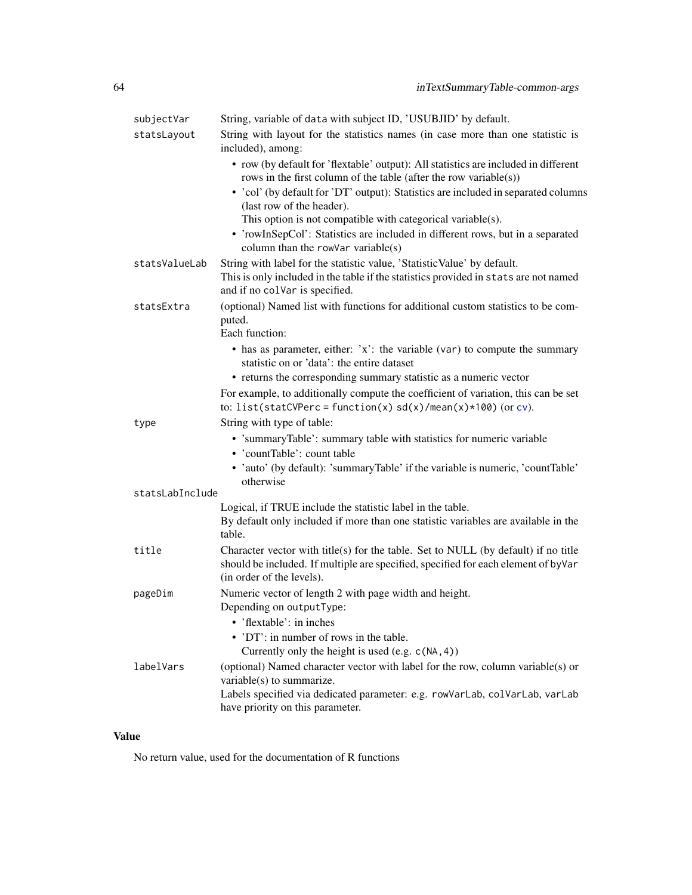| | |
|---|---|
| `subjectVar` | String, variable of `data` with subject ID, 'USUBJID' by default. |
| `statsLayout` | String with layout for the statistics names (in case more than one statistic is included), among:<br>• row (by default for 'flextable' output): All statistics are included in different rows in the first column of the table (after the row variable(s))<br>• 'col' (by default for 'DT' output): Statistics are included in separated columns (last row of the header).<br>This option is not compatible with categorical variable(s).<br>• 'rowInSepCol': Statistics are included in different rows, but in a separated column than the `rowVar` variable(s) |
| `statsValueLab` | String with label for the statistic value, 'StatisticValue' by default.<br>This is only included in the table if the statistics provided in `stats` are not named and if no `colVar` is specified. |
| `statsExtra` | (optional) Named list with functions for additional custom statistics to be computed.<br>Each function:<br>• has as parameter, either: 'x': the variable (`var`) to compute the summary statistic on or 'data': the entire dataset<br>• returns the corresponding summary statistic as a numeric vector<br>For example, to additionally compute the coefficient of variation, this can be set to: `list(statCVPerc = function(x) sd(x)/mean(x)*100)` (or `cv`). |
| `type` | String with type of table:<br>• 'summaryTable': summary table with statistics for numeric variable<br>• 'countTable': count table<br>• 'auto' (by default): 'summaryTable' if the variable is numeric, 'countTable' otherwise |
| `statsLabInclude` | Logical, if TRUE include the statistic label in the table.<br>By default only included if more than one statistic variables are available in the table. |
| `title` | Character vector with title(s) for the table. Set to NULL (by default) if no title should be included. If multiple are specified, specified for each element of `byVar` (in order of the levels). |
| `pageDim` | Numeric vector of length 2 with page width and height.<br>Depending on `outputType`:<br>• 'flextable': in inches<br>• 'DT': in number of rows in the table.<br>Currently only the height is used (e.g. `c(NA,4)`) |
| `labelVars` | (optional) Named character vector with label for the row, column variable(s) or variable(s) to summarize.<br>Labels specified via dedicated parameter: e.g. `rowVarLab`, `colVarLab`, `varLab` have priority on this parameter. |

## Value

No return value, used for the documentation of R functions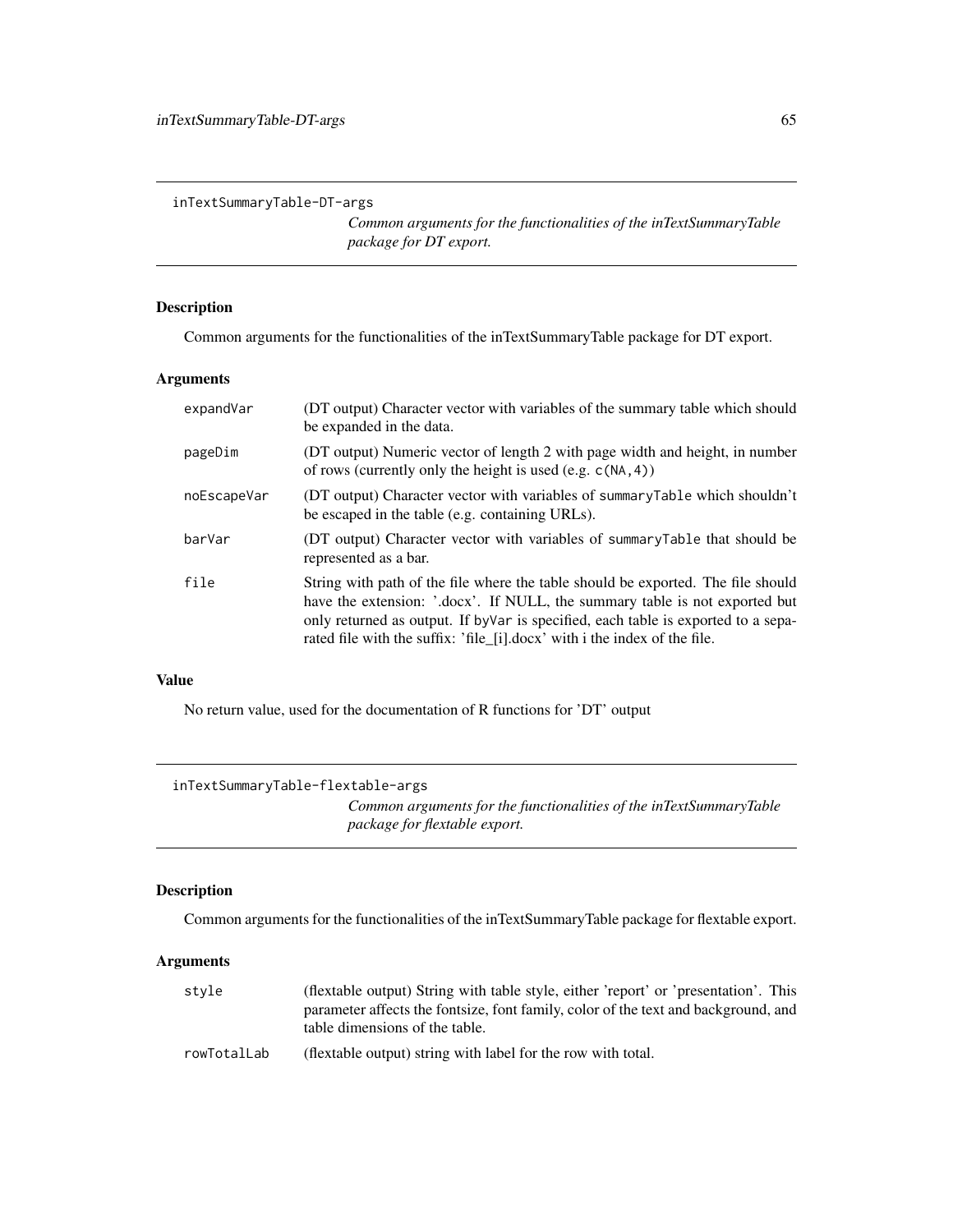## inTextSummaryTable-DT-args

*Common arguments for the functionalities of the inTextSummaryTable package for DT export.*

### Description

Common arguments for the functionalities of the inTextSummaryTable package for DT export.

### Arguments

| | |
|---|---|
| `expandVar` | (DT output) Character vector with variables of the summary table which should be expanded in the data. |
| `pageDim` | (DT output) Numeric vector of length 2 with page width and height, in number of rows (currently only the height is used (e.g. `c(NA,4)`) |
| `noEscapeVar` | (DT output) Character vector with variables of `summaryTable` which shouldn't be escaped in the table (e.g. containing URLs). |
| `barVar` | (DT output) Character vector with variables of `summaryTable` that should be represented as a bar. |
| `file` | String with path of the file where the table should be exported. The file should have the extension: '.docx'. If NULL, the summary table is not exported but only returned as output. If `byVar` is specified, each table is exported to a separated file with the suffix: 'file_[i].docx' with i the index of the file. |

### Value

No return value, used for the documentation of R functions for 'DT' output

## inTextSummaryTable-flextable-args

*Common arguments for the functionalities of the inTextSummaryTable package for flextable export.*

### Description

Common arguments for the functionalities of the inTextSummaryTable package for flextable export.

### Arguments

| | |
|---|---|
| `style` | (flextable output) String with table style, either 'report' or 'presentation'. This parameter affects the fontsize, font family, color of the text and background, and table dimensions of the table. |
| `rowTotalLab` | (flextable output) string with label for the row with total. |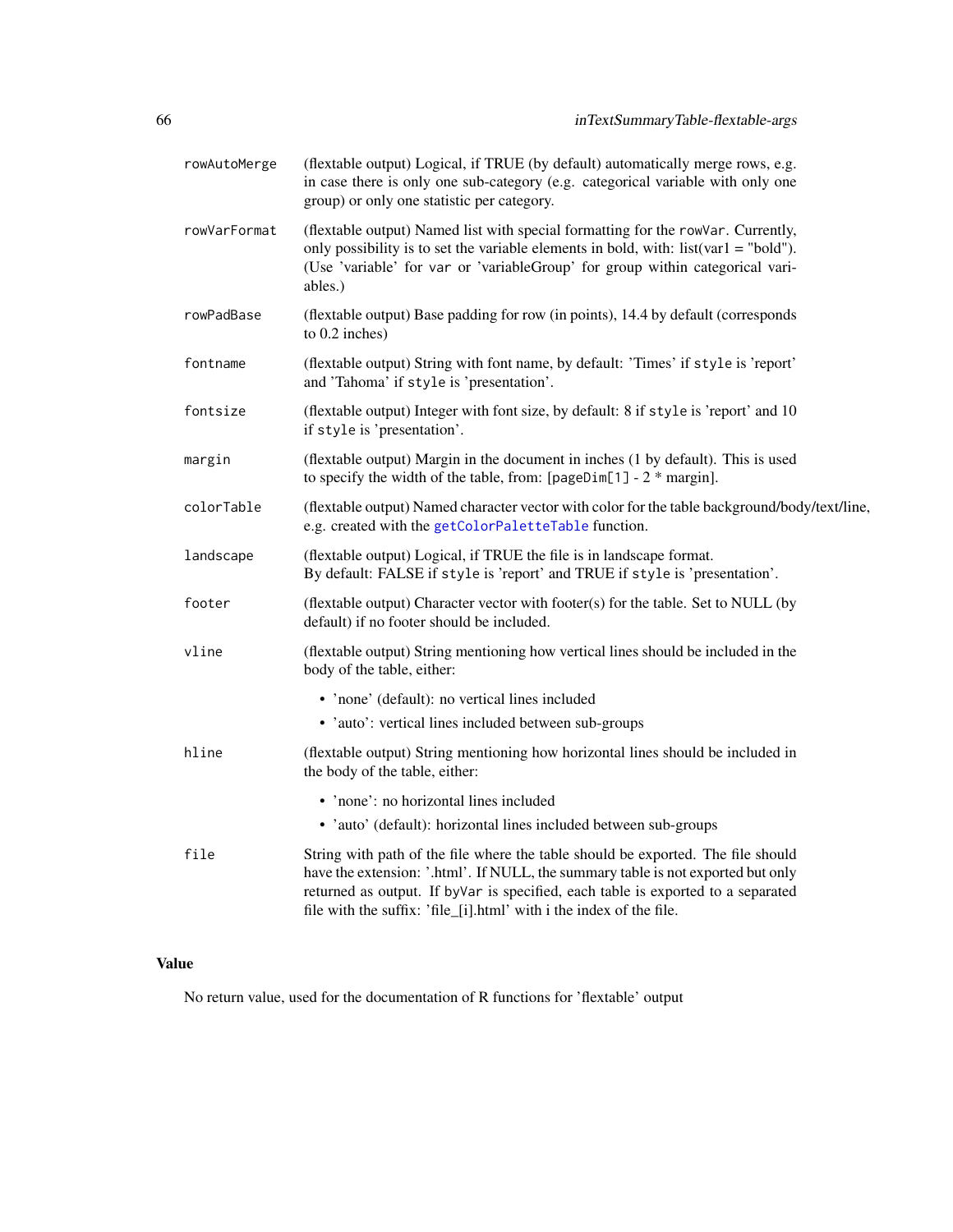`rowAutoMerge` (flextable output) Logical, if TRUE (by default) automatically merge rows, e.g. in case there is only one sub-category (e.g. categorical variable with only one group) or only one statistic per category.

`rowVarFormat` (flextable output) Named list with special formatting for the `rowVar`. Currently, only possibility is to set the variable elements in bold, with: list(var1 = "bold"). (Use 'variable' for `var` or 'variableGroup' for group within categorical variables.)

`rowPadBase` (flextable output) Base padding for row (in points), 14.4 by default (corresponds to 0.2 inches)

`fontname` (flextable output) String with font name, by default: 'Times' if `style` is 'report' and 'Tahoma' if `style` is 'presentation'.

`fontsize` (flextable output) Integer with font size, by default: 8 if `style` is 'report' and 10 if `style` is 'presentation'.

`margin` (flextable output) Margin in the document in inches (1 by default). This is used to specify the width of the table, from: [`pageDim[1]` - 2 * margin].

`colorTable` (flextable output) Named character vector with color for the table background/body/text/line, e.g. created with the `getColorPaletteTable` function.

`landscape` (flextable output) Logical, if TRUE the file is in landscape format.
By default: FALSE if `style` is 'report' and TRUE if `style` is 'presentation'.

`footer` (flextable output) Character vector with footer(s) for the table. Set to NULL (by default) if no footer should be included.

`vline` (flextable output) String mentioning how vertical lines should be included in the body of the table, either:

- 'none' (default): no vertical lines included
- 'auto': vertical lines included between sub-groups

`hline` (flextable output) String mentioning how horizontal lines should be included in the body of the table, either:

- 'none': no horizontal lines included
- 'auto' (default): horizontal lines included between sub-groups

`file` String with path of the file where the table should be exported. The file should have the extension: '.html'. If NULL, the summary table is not exported but only returned as output. If `byVar` is specified, each table is exported to a separated file with the suffix: 'file_[i].html' with i the index of the file.

### Value

No return value, used for the documentation of R functions for 'flextable' output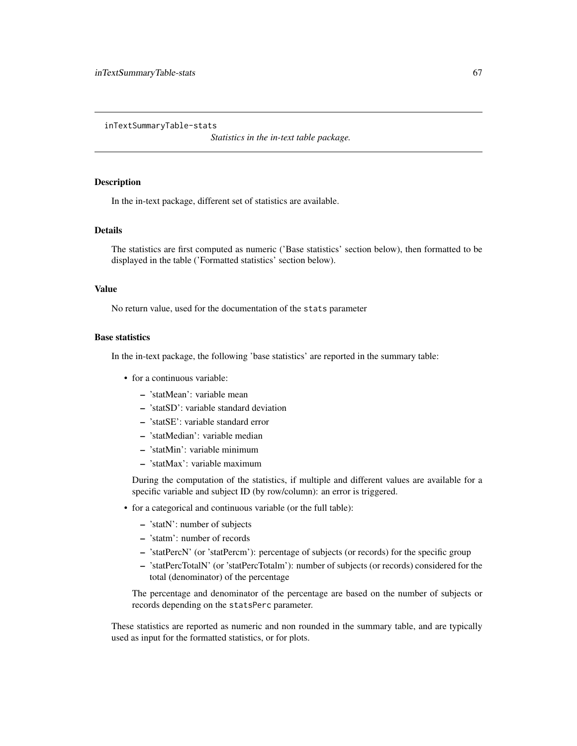inTextSummaryTable-stats *Statistics in the in-text table package.*

## Description

In the in-text package, different set of statistics are available.

## Details

The statistics are first computed as numeric ('Base statistics' section below), then formatted to be displayed in the table ('Formatted statistics' section below).

## Value

No return value, used for the documentation of the `stats` parameter

## Base statistics

In the in-text package, the following 'base statistics' are reported in the summary table:

- for a continuous variable:
  - 'statMean': variable mean
  - 'statSD': variable standard deviation
  - 'statSE': variable standard error
  - 'statMedian': variable median
  - 'statMin': variable minimum
  - 'statMax': variable maximum

  During the computation of the statistics, if multiple and different values are available for a specific variable and subject ID (by row/column): an error is triggered.
- for a categorical and continuous variable (or the full table):
  - 'statN': number of subjects
  - 'statm': number of records
  - 'statPercN' (or 'statPercm'): percentage of subjects (or records) for the specific group
  - 'statPercTotalN' (or 'statPercTotalm'): number of subjects (or records) considered for the total (denominator) of the percentage

  The percentage and denominator of the percentage are based on the number of subjects or records depending on the `statsPerc` parameter.

These statistics are reported as numeric and non rounded in the summary table, and are typically used as input for the formatted statistics, or for plots.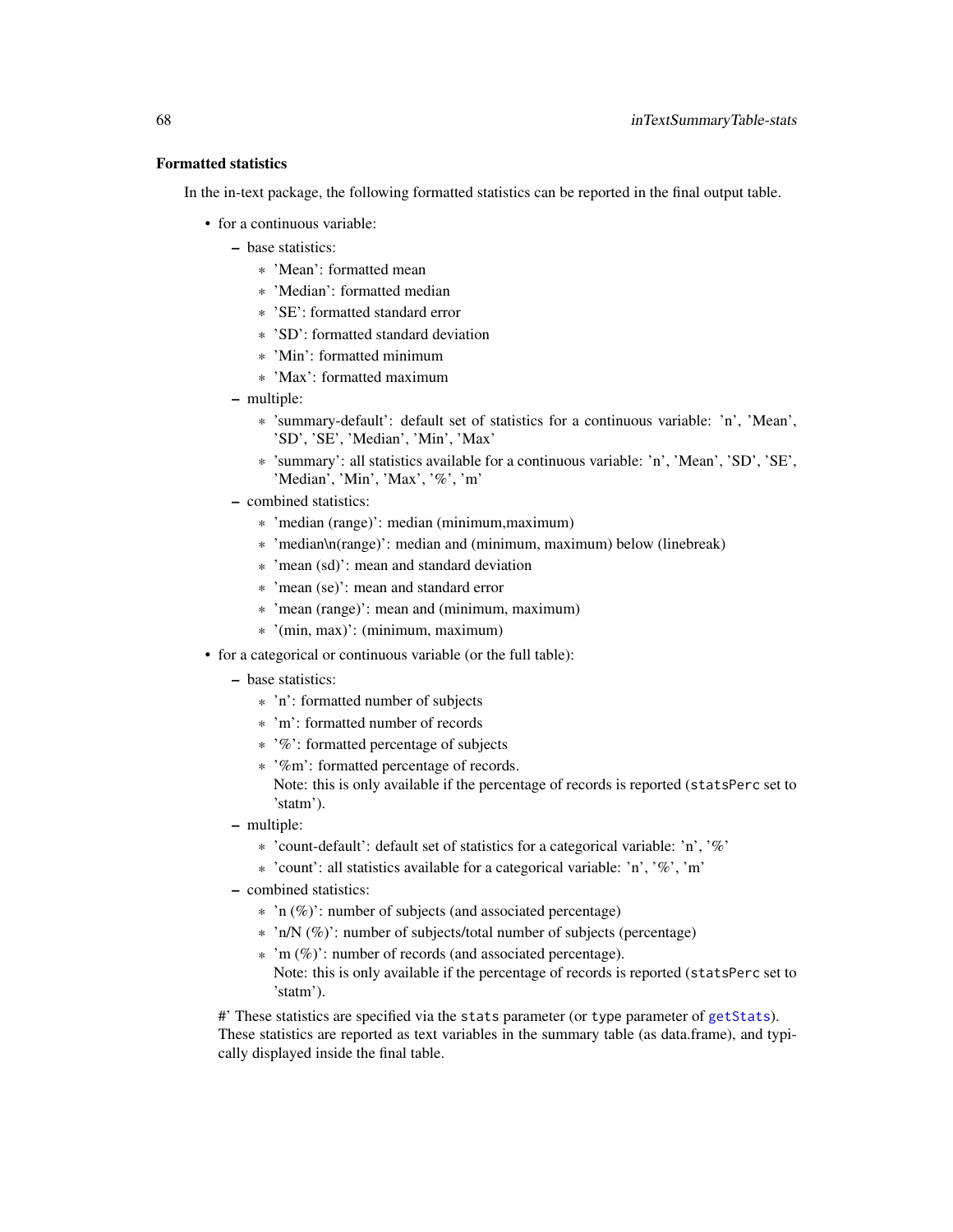### Formatted statistics

In the in-text package, the following formatted statistics can be reported in the final output table.

- for a continuous variable:
  - base statistics:
    - 'Mean': formatted mean
    - 'Median': formatted median
    - 'SE': formatted standard error
    - 'SD': formatted standard deviation
    - 'Min': formatted minimum
    - 'Max': formatted maximum
  - multiple:
    - 'summary-default': default set of statistics for a continuous variable: 'n', 'Mean', 'SD', 'SE', 'Median', 'Min', 'Max'
    - 'summary': all statistics available for a continuous variable: 'n', 'Mean', 'SD', 'SE', 'Median', 'Min', 'Max', '%', 'm'
  - combined statistics:
    - 'median (range)': median (minimum,maximum)
    - 'median\n(range)': median and (minimum, maximum) below (linebreak)
    - 'mean (sd)': mean and standard deviation
    - 'mean (se)': mean and standard error
    - 'mean (range)': mean and (minimum, maximum)
    - '(min, max)': (minimum, maximum)
- for a categorical or continuous variable (or the full table):
  - base statistics:
    - 'n': formatted number of subjects
    - 'm': formatted number of records
    - '%': formatted percentage of subjects
    - '%m': formatted percentage of records.
      Note: this is only available if the percentage of records is reported (`statsPerc` set to 'statm').
  - multiple:
    - 'count-default': default set of statistics for a categorical variable: 'n', '%'
    - 'count': all statistics available for a categorical variable: 'n', '%', 'm'
  - combined statistics:
    - 'n (%)': number of subjects (and associated percentage)
    - 'n/N (%)': number of subjects/total number of subjects (percentage)
    - 'm (%)': number of records (and associated percentage).
      Note: this is only available if the percentage of records is reported (`statsPerc` set to 'statm').

  #' These statistics are specified via the `stats` parameter (or `type` parameter of `getStats`). These statistics are reported as text variables in the summary table (as data.frame), and typically displayed inside the final table.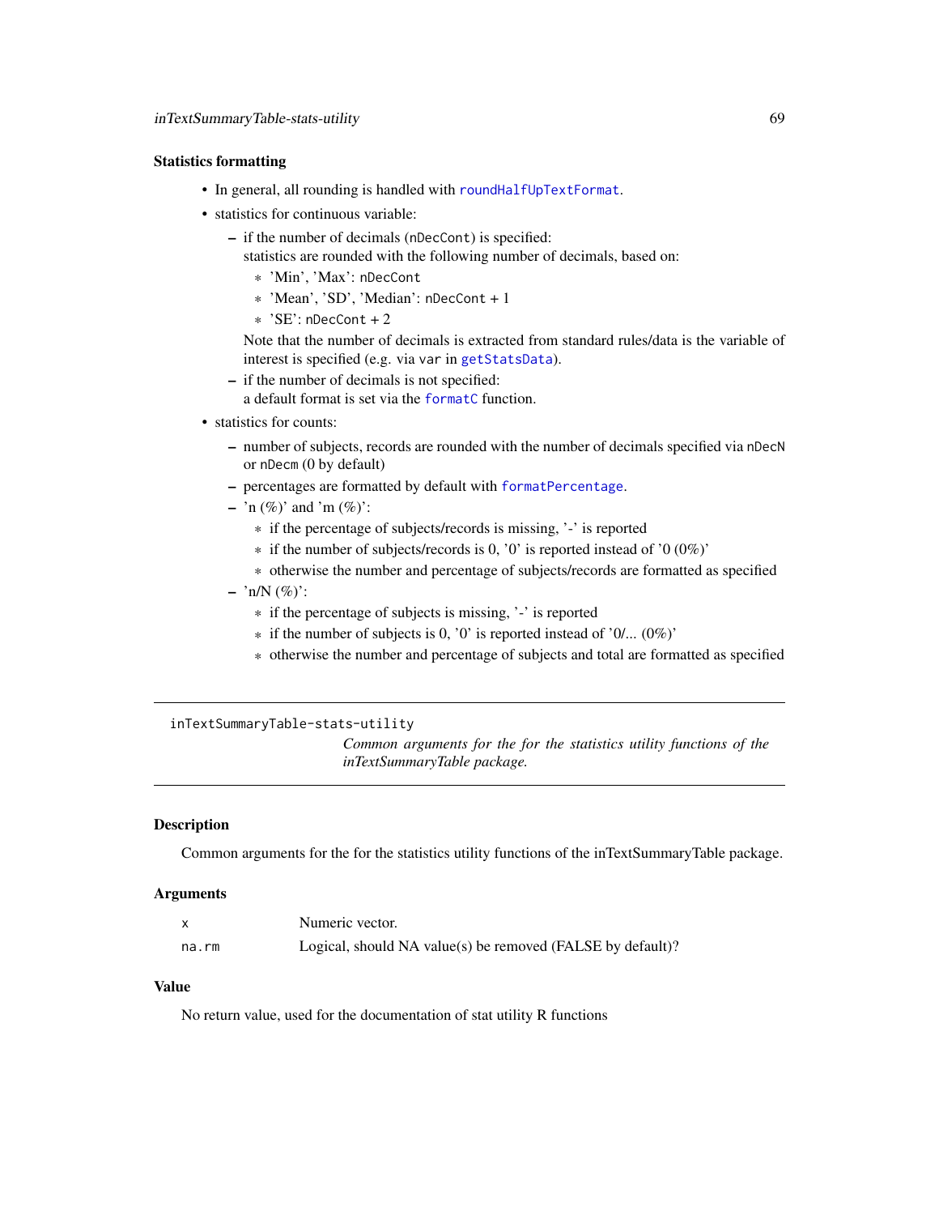### Statistics formatting

- In general, all rounding is handled with `roundHalfUpTextFormat`.
- statistics for continuous variable:
  - if the number of decimals (`nDecCont`) is specified:
    statistics are rounded with the following number of decimals, based on:
    - 'Min', 'Max': `nDecCont`
    - 'Mean', 'SD', 'Median': `nDecCont` + 1
    - 'SE': `nDecCont` + 2

    Note that the number of decimals is extracted from standard rules/data is the variable of interest is specified (e.g. via `var` in `getStatsData`).
  - if the number of decimals is not specified:
    a default format is set via the `formatC` function.
- statistics for counts:
  - number of subjects, records are rounded with the number of decimals specified via `nDecN` or `nDecm` (0 by default)
  - percentages are formatted by default with `formatPercentage`.
  - 'n (%)' and 'm (%)':
    - if the percentage of subjects/records is missing, '-' is reported
    - if the number of subjects/records is 0, '0' is reported instead of '0 (0%)'
    - otherwise the number and percentage of subjects/records are formatted as specified
  - 'n/N (%)':
    - if the percentage of subjects is missing, '-' is reported
    - if the number of subjects is 0, '0' is reported instead of '0/... (0%)'
    - otherwise the number and percentage of subjects and total are formatted as specified

---

`inTextSummaryTable-stats-utility`

*Common arguments for the for the statistics utility functions of the inTextSummaryTable package.*

---

## Description

Common arguments for the for the statistics utility functions of the inTextSummaryTable package.

## Arguments

| | |
|---|---|
| `x` | Numeric vector. |
| `na.rm` | Logical, should NA value(s) be removed (FALSE by default)? |

## Value

No return value, used for the documentation of stat utility R functions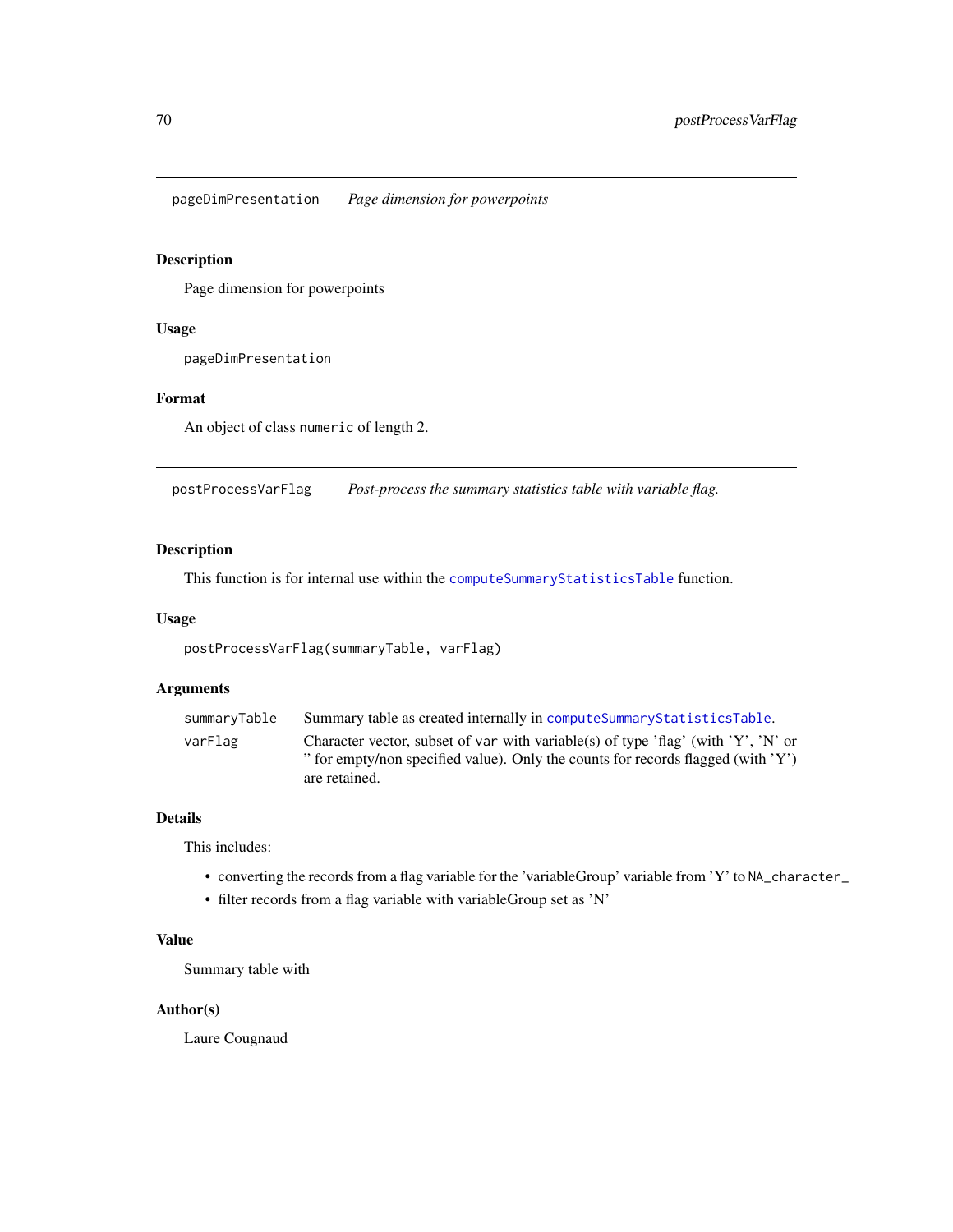## pageDimPresentation *Page dimension for powerpoints*

### Description

Page dimension for powerpoints

### Usage

```
pageDimPresentation
```

### Format

An object of class `numeric` of length 2.

## postProcessVarFlag *Post-process the summary statistics table with variable flag.*

### Description

This function is for internal use within the `computeSummaryStatisticsTable` function.

### Usage

```
postProcessVarFlag(summaryTable, varFlag)
```

### Arguments

| | |
|---|---|
| summaryTable | Summary table as created internally in `computeSummaryStatisticsTable`. |
| varFlag | Character vector, subset of `var` with variable(s) of type 'flag' (with 'Y', 'N' or '' for empty/non specified value). Only the counts for records flagged (with 'Y') are retained. |

### Details

This includes:

- converting the records from a flag variable for the 'variableGroup' variable from 'Y' to `NA_character_`
- filter records from a flag variable with variableGroup set as 'N'

### Value

Summary table with

### Author(s)

Laure Cougnaud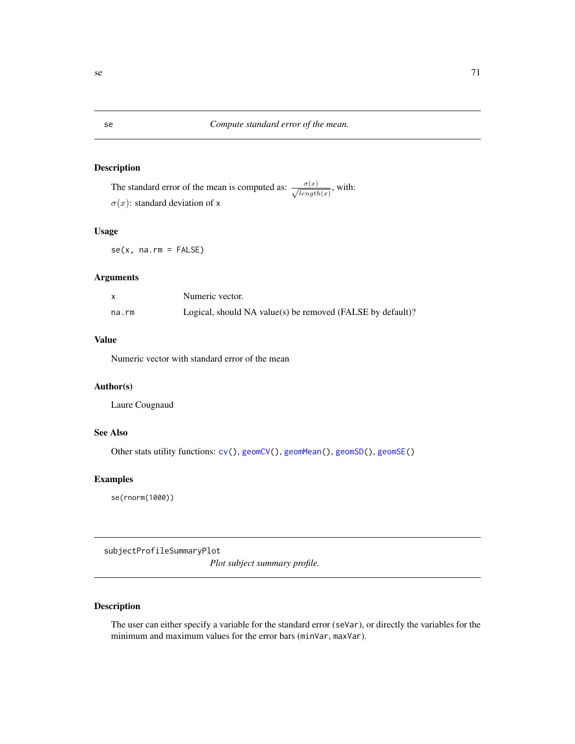## se — *Compute standard error of the mean.*

### Description

The standard error of the mean is computed as: $\frac{\sigma(x)}{\sqrt{length(x)}}$, with:

$\sigma(x)$: standard deviation of x

### Usage

```
se(x, na.rm = FALSE)
```

### Arguments

| | |
|---|---|
| x | Numeric vector. |
| na.rm | Logical, should NA value(s) be removed (FALSE by default)? |

### Value

Numeric vector with standard error of the mean

### Author(s)

Laure Cougnaud

### See Also

Other stats utility functions: cv(), geomCV(), geomMean(), geomSD(), geomSE()

### Examples

```
se(rnorm(1000))
```

## subjectProfileSummaryPlot — *Plot subject summary profile.*

### Description

The user can either specify a variable for the standard error (seVar), or directly the variables for the minimum and maximum values for the error bars (minVar, maxVar).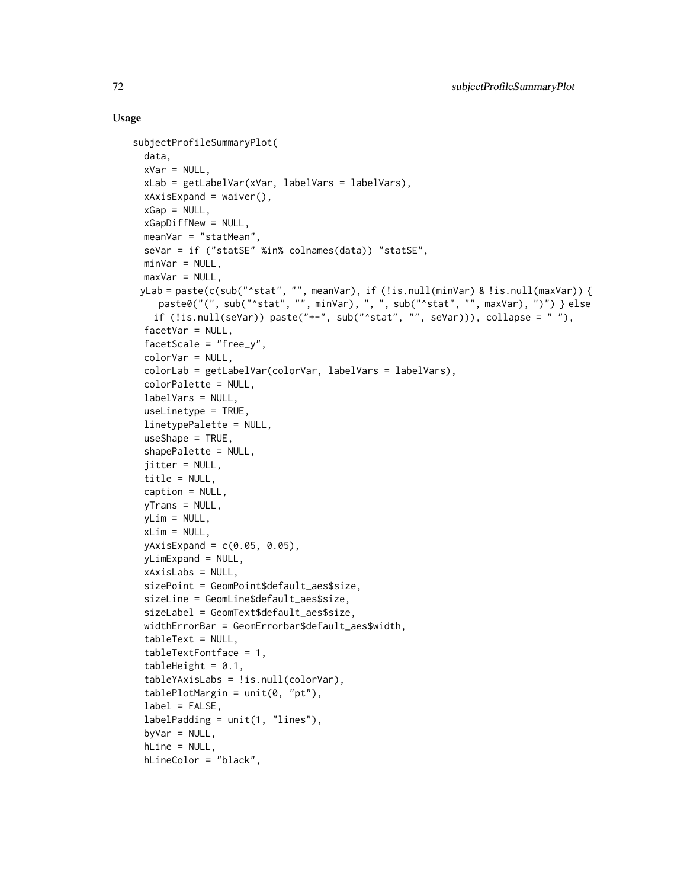### Usage

```
subjectProfileSummaryPlot(
  data,
  xVar = NULL,
  xLab = getLabelVar(xVar, labelVars = labelVars),
  xAxisExpand = waiver(),
  xGap = NULL,
  xGapDiffNew = NULL,
  meanVar = "statMean",
  seVar = if ("statSE" %in% colnames(data)) "statSE",
  minVar = NULL,
  maxVar = NULL,
  yLab = paste(c(sub("^stat", "", meanVar), if (!is.null(minVar) & !is.null(maxVar)) {
     paste0("(", sub("^stat", "", minVar), ", ", sub("^stat", "", maxVar), ")") } else
    if (!is.null(seVar)) paste("+-", sub("^stat", "", seVar))), collapse = " "),
  facetVar = NULL,
  facetScale = "free_y",
  colorVar = NULL,
  colorLab = getLabelVar(colorVar, labelVars = labelVars),
  colorPalette = NULL,
  labelVars = NULL,
  useLinetype = TRUE,
  linetypePalette = NULL,
  useShape = TRUE,
  shapePalette = NULL,
  jitter = NULL,
  title = NULL,
  caption = NULL,
  yTrans = NULL,
  yLim = NULL,
  xLim = NULL,
  yAxisExpand = c(0.05, 0.05),
  yLimExpand = NULL,
  xAxisLabs = NULL,
  sizePoint = GeomPoint$default_aes$size,
  sizeLine = GeomLine$default_aes$size,
  sizeLabel = GeomText$default_aes$size,
  widthErrorBar = GeomErrorbar$default_aes$width,
  tableText = NULL,
  tableTextFontface = 1,
  tableHeight = 0.1,
  tableYAxisLabs = !is.null(colorVar),
  tablePlotMargin = unit(0, "pt"),
  label = FALSE,
  labelPadding = unit(1, "lines"),
  byVar = NULL,
  hLine = NULL,
  hLineColor = "black",
```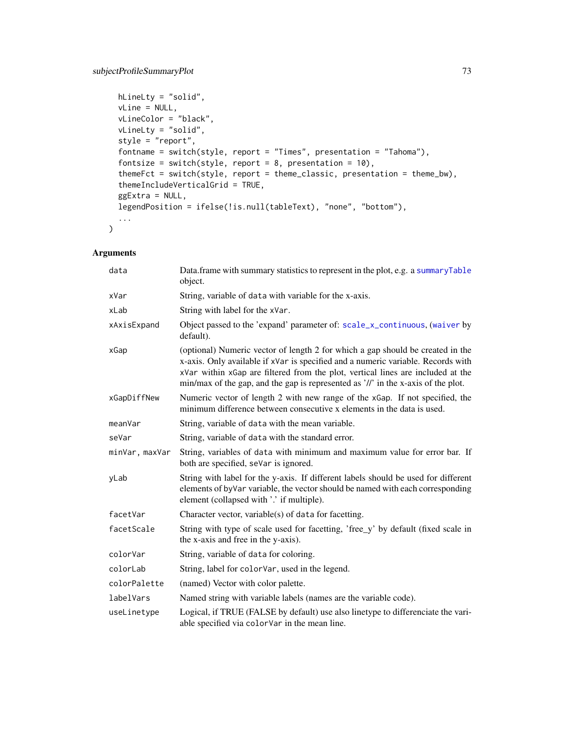```
  hLineLty = "solid",
  vLine = NULL,
  vLineColor = "black",
  vLineLty = "solid",
  style = "report",
  fontname = switch(style, report = "Times", presentation = "Tahoma"),
  fontsize = switch(style, report = 8, presentation = 10),
  themeFct = switch(style, report = theme_classic, presentation = theme_bw),
  themeIncludeVerticalGrid = TRUE,
  ggExtra = NULL,
  legendPosition = ifelse(!is.null(tableText), "none", "bottom"),
  ...
)
```

### Arguments

| | |
|---|---|
| data | Data.frame with summary statistics to represent in the plot, e.g. a summaryTable object. |
| xVar | String, variable of data with variable for the x-axis. |
| xLab | String with label for the xVar. |
| xAxisExpand | Object passed to the 'expand' parameter of: scale_x_continuous, (waiver by default). |
| xGap | (optional) Numeric vector of length 2 for which a gap should be created in the x-axis. Only available if xVar is specified and a numeric variable. Records with xVar within xGap are filtered from the plot, vertical lines are included at the min/max of the gap, and the gap is represented as '//' in the x-axis of the plot. |
| xGapDiffNew | Numeric vector of length 2 with new range of the xGap. If not specified, the minimum difference between consecutive x elements in the data is used. |
| meanVar | String, variable of data with the mean variable. |
| seVar | String, variable of data with the standard error. |
| minVar, maxVar | String, variables of data with minimum and maximum value for error bar. If both are specified, seVar is ignored. |
| yLab | String with label for the y-axis. If different labels should be used for different elements of byVar variable, the vector should be named with each corresponding element (collapsed with '.' if multiple). |
| facetVar | Character vector, variable(s) of data for facetting. |
| facetScale | String with type of scale used for facetting, 'free_y' by default (fixed scale in the x-axis and free in the y-axis). |
| colorVar | String, variable of data for coloring. |
| colorLab | String, label for colorVar, used in the legend. |
| colorPalette | (named) Vector with color palette. |
| labelVars | Named string with variable labels (names are the variable code). |
| useLinetype | Logical, if TRUE (FALSE by default) use also linetype to differenciate the variable specified via colorVar in the mean line. |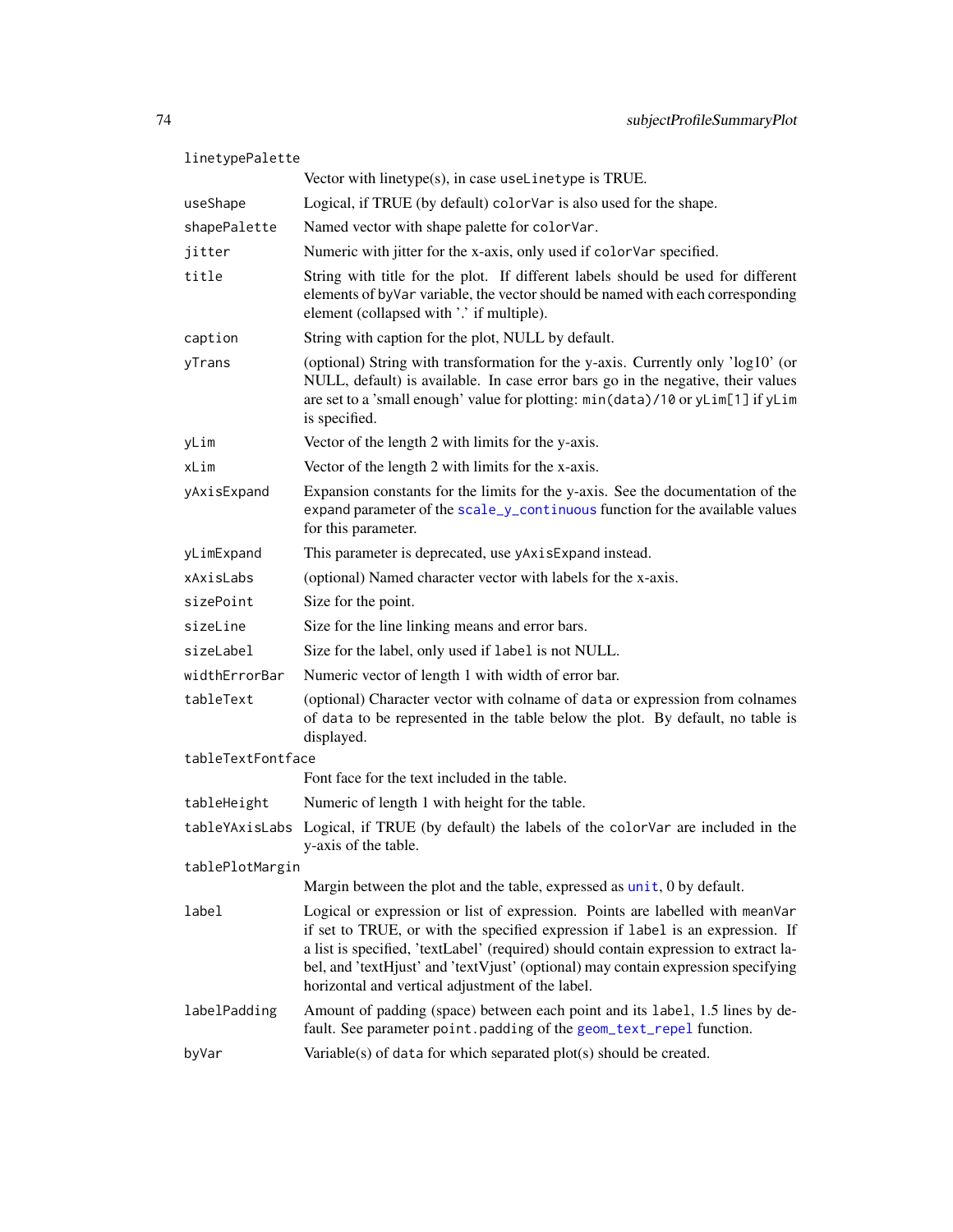| | |
|---|---|
| linetypePalette | Vector with linetype(s), in case `useLinetype` is TRUE. |
| useShape | Logical, if TRUE (by default) `colorVar` is also used for the shape. |
| shapePalette | Named vector with shape palette for `colorVar`. |
| jitter | Numeric with jitter for the x-axis, only used if `colorVar` specified. |
| title | String with title for the plot. If different labels should be used for different elements of `byVar` variable, the vector should be named with each corresponding element (collapsed with '.' if multiple). |
| caption | String with caption for the plot, NULL by default. |
| yTrans | (optional) String with transformation for the y-axis. Currently only 'log10' (or NULL, default) is available. In case error bars go in the negative, their values are set to a 'small enough' value for plotting: `min(data)/10` or `yLim[1]` if `yLim` is specified. |
| yLim | Vector of the length 2 with limits for the y-axis. |
| xLim | Vector of the length 2 with limits for the x-axis. |
| yAxisExpand | Expansion constants for the limits for the y-axis. See the documentation of the `expand` parameter of the `scale_y_continuous` function for the available values for this parameter. |
| yLimExpand | This parameter is deprecated, use `yAxisExpand` instead. |
| xAxisLabs | (optional) Named character vector with labels for the x-axis. |
| sizePoint | Size for the point. |
| sizeLine | Size for the line linking means and error bars. |
| sizeLabel | Size for the label, only used if `label` is not NULL. |
| widthErrorBar | Numeric vector of length 1 with width of error bar. |
| tableText | (optional) Character vector with colname of `data` or expression from colnames of `data` to be represented in the table below the plot. By default, no table is displayed. |
| tableTextFontface | Font face for the text included in the table. |
| tableHeight | Numeric of length 1 with height for the table. |
| tableYAxisLabs | Logical, if TRUE (by default) the labels of the `colorVar` are included in the y-axis of the table. |
| tablePlotMargin | Margin between the plot and the table, expressed as `unit`, 0 by default. |
| label | Logical or expression or list of expression. Points are labelled with `meanVar` if set to TRUE, or with the specified expression if `label` is an expression. If a list is specified, 'textLabel' (required) should contain expression to extract label, and 'textHjust' and 'textVjust' (optional) may contain expression specifying horizontal and vertical adjustment of the label. |
| labelPadding | Amount of padding (space) between each point and its `label`, 1.5 lines by default. See parameter `point.padding` of the `geom_text_repel` function. |
| byVar | Variable(s) of `data` for which separated plot(s) should be created. |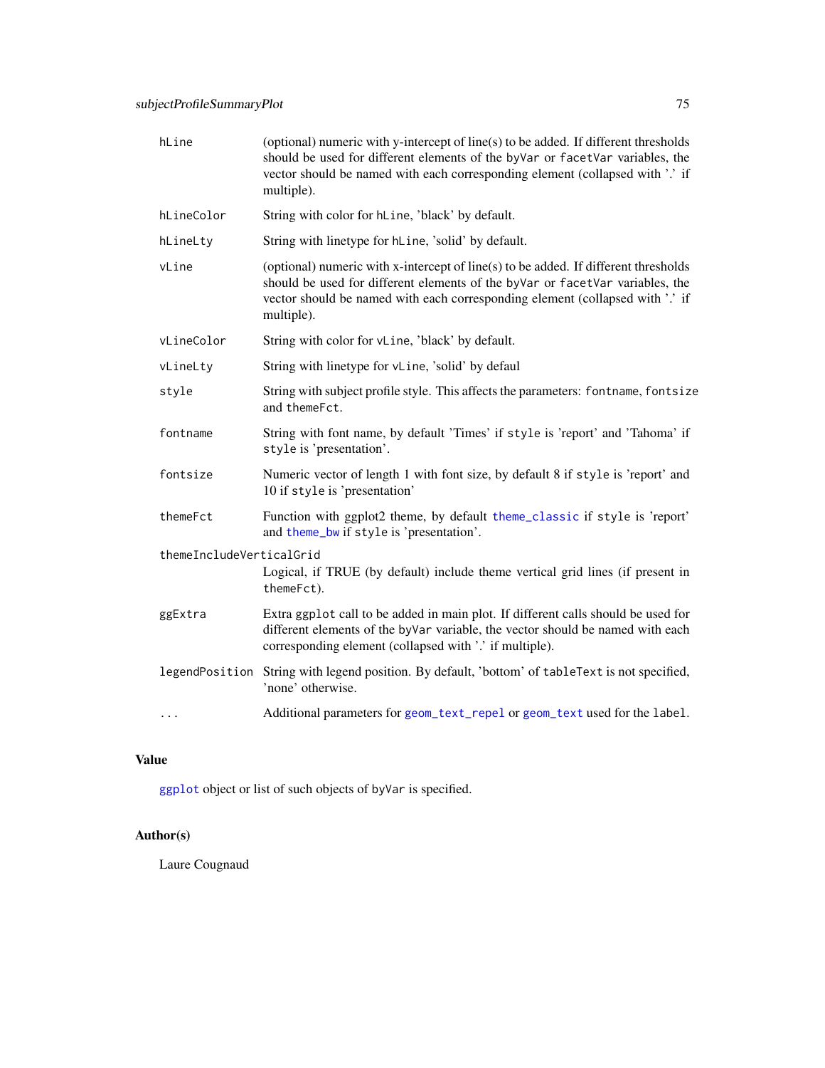| | |
|---|---|
| hLine | (optional) numeric with y-intercept of line(s) to be added. If different thresholds should be used for different elements of the byVar or facetVar variables, the vector should be named with each corresponding element (collapsed with '.' if multiple). |
| hLineColor | String with color for hLine, 'black' by default. |
| hLineLty | String with linetype for hLine, 'solid' by default. |
| vLine | (optional) numeric with x-intercept of line(s) to be added. If different thresholds should be used for different elements of the byVar or facetVar variables, the vector should be named with each corresponding element (collapsed with '.' if multiple). |
| vLineColor | String with color for vLine, 'black' by default. |
| vLineLty | String with linetype for vLine, 'solid' by defaul |
| style | String with subject profile style. This affects the parameters: fontname, fontsize and themeFct. |
| fontname | String with font name, by default 'Times' if style is 'report' and 'Tahoma' if style is 'presentation'. |
| fontsize | Numeric vector of length 1 with font size, by default 8 if style is 'report' and 10 if style is 'presentation' |
| themeFct | Function with ggplot2 theme, by default theme_classic if style is 'report' and theme_bw if style is 'presentation'. |
| themeIncludeVerticalGrid | Logical, if TRUE (by default) include theme vertical grid lines (if present in themeFct). |
| ggExtra | Extra ggplot call to be added in main plot. If different calls should be used for different elements of the byVar variable, the vector should be named with each corresponding element (collapsed with '.' if multiple). |
| legendPosition | String with legend position. By default, 'bottom' of tableText is not specified, 'none' otherwise. |
| ... | Additional parameters for geom_text_repel or geom_text used for the label. |

## Value

ggplot object or list of such objects of byVar is specified.

## Author(s)

Laure Cougnaud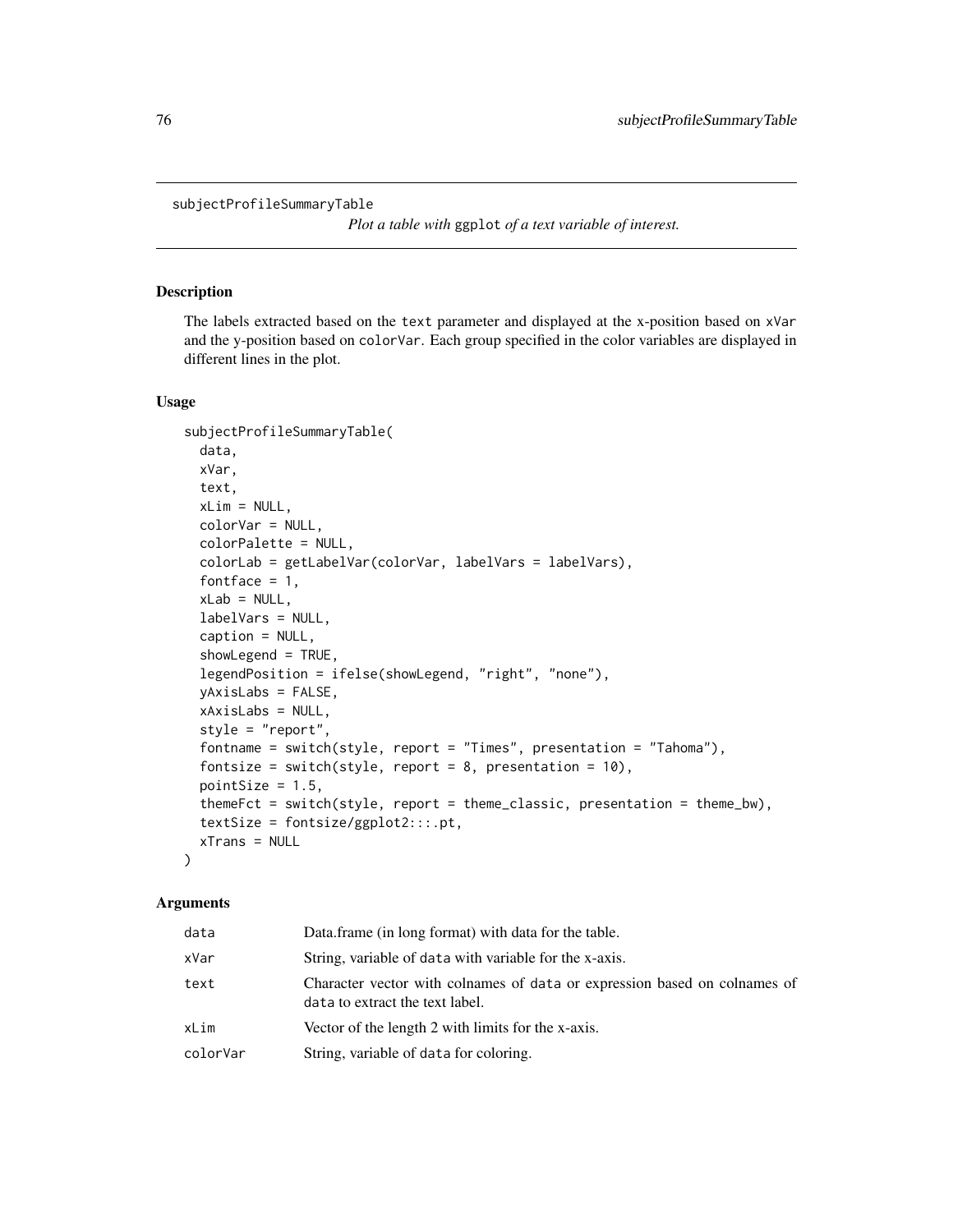subjectProfileSummaryTable

*Plot a table with* `ggplot` *of a text variable of interest.*

## Description

The labels extracted based on the `text` parameter and displayed at the x-position based on `xVar` and the y-position based on `colorVar`. Each group specified in the color variables are displayed in different lines in the plot.

## Usage

```
subjectProfileSummaryTable(
  data,
  xVar,
  text,
  xLim = NULL,
  colorVar = NULL,
  colorPalette = NULL,
  colorLab = getLabelVar(colorVar, labelVars = labelVars),
  fontface = 1,
  xLab = NULL,
  labelVars = NULL,
  caption = NULL,
  showLegend = TRUE,
  legendPosition = ifelse(showLegend, "right", "none"),
  yAxisLabs = FALSE,
  xAxisLabs = NULL,
  style = "report",
  fontname = switch(style, report = "Times", presentation = "Tahoma"),
  fontsize = switch(style, report = 8, presentation = 10),
  pointSize = 1.5,
  themeFct = switch(style, report = theme_classic, presentation = theme_bw),
  textSize = fontsize/ggplot2:::.pt,
  xTrans = NULL
)
```

## Arguments

| | |
|---|---|
| data | Data.frame (in long format) with data for the table. |
| xVar | String, variable of `data` with variable for the x-axis. |
| text | Character vector with colnames of `data` or expression based on colnames of `data` to extract the text label. |
| xLim | Vector of the length 2 with limits for the x-axis. |
| colorVar | String, variable of `data` for coloring. |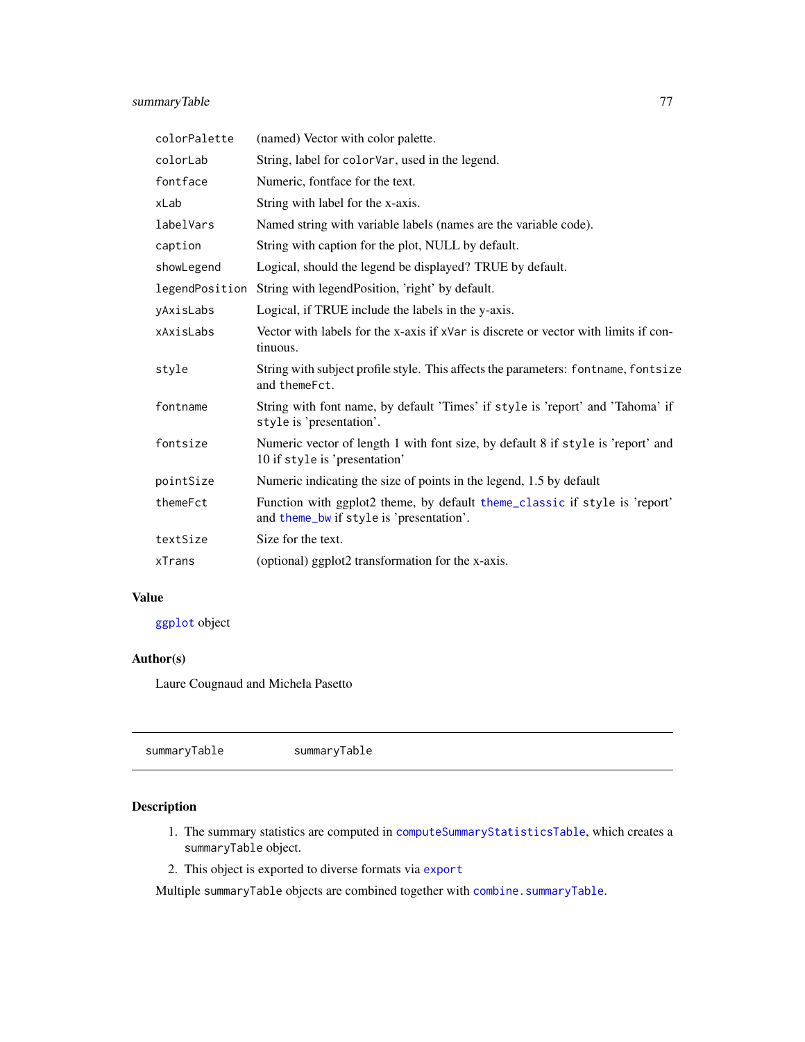| | |
|---|---|
| colorPalette | (named) Vector with color palette. |
| colorLab | String, label for colorVar, used in the legend. |
| fontface | Numeric, fontface for the text. |
| xLab | String with label for the x-axis. |
| labelVars | Named string with variable labels (names are the variable code). |
| caption | String with caption for the plot, NULL by default. |
| showLegend | Logical, should the legend be displayed? TRUE by default. |
| legendPosition | String with legendPosition, 'right' by default. |
| yAxisLabs | Logical, if TRUE include the labels in the y-axis. |
| xAxisLabs | Vector with labels for the x-axis if xVar is discrete or vector with limits if continuous. |
| style | String with subject profile style. This affects the parameters: fontname, fontsize and themeFct. |
| fontname | String with font name, by default 'Times' if style is 'report' and 'Tahoma' if style is 'presentation'. |
| fontsize | Numeric vector of length 1 with font size, by default 8 if style is 'report' and 10 if style is 'presentation' |
| pointSize | Numeric indicating the size of points in the legend, 1.5 by default |
| themeFct | Function with ggplot2 theme, by default theme_classic if style is 'report' and theme_bw if style is 'presentation'. |
| textSize | Size for the text. |
| xTrans | (optional) ggplot2 transformation for the x-axis. |

### Value

ggplot object

### Author(s)

Laure Cougnaud and Michela Pasetto

---

summaryTable          summaryTable

---

### Description

1. The summary statistics are computed in computeSummaryStatisticsTable, which creates a summaryTable object.
2. This object is exported to diverse formats via export

Multiple summaryTable objects are combined together with combine.summaryTable.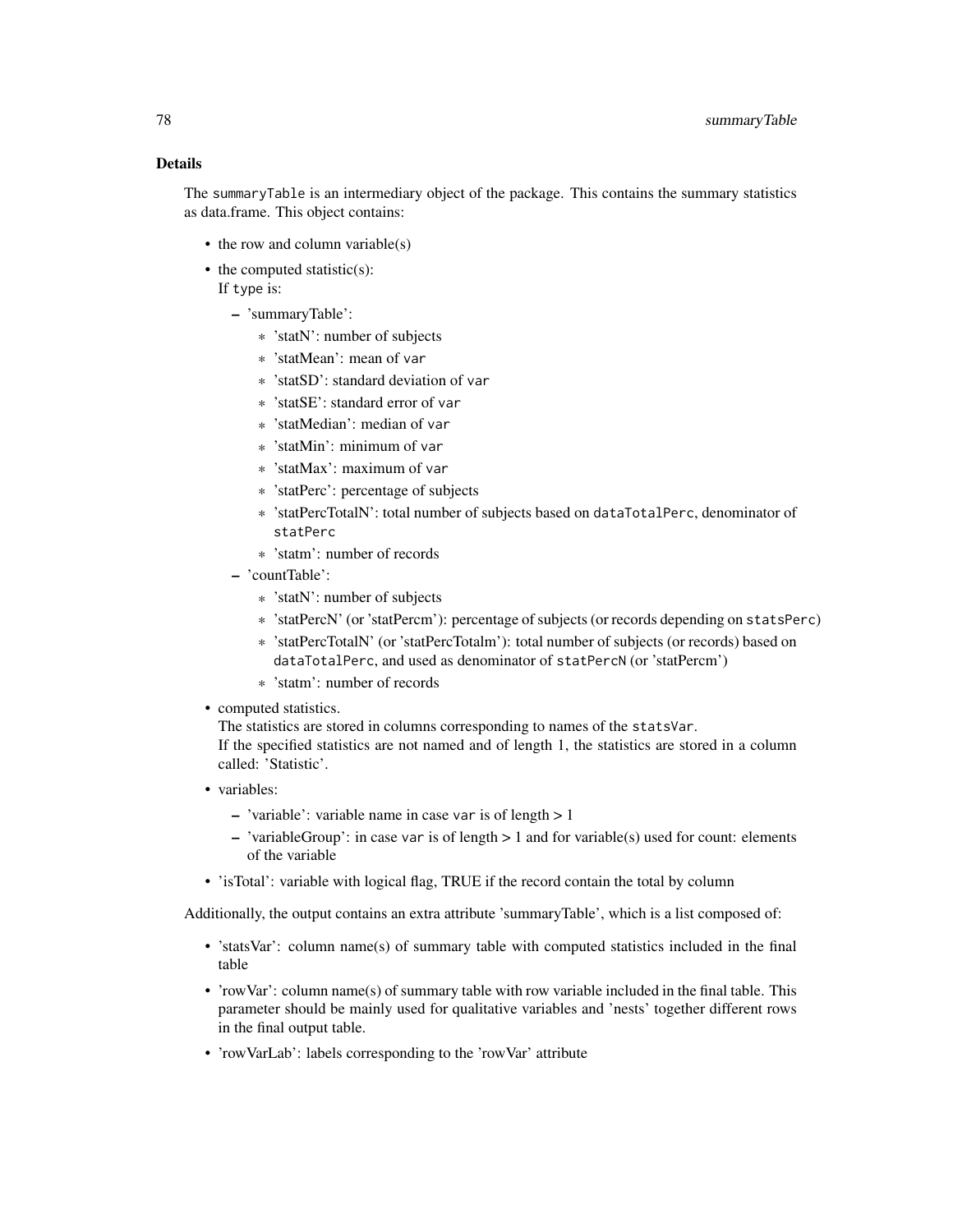## Details

The `summaryTable` is an intermediary object of the package. This contains the summary statistics as data.frame. This object contains:

- the row and column variable(s)
- the computed statistic(s):
  If `type` is:
  - 'summaryTable':
    - 'statN': number of subjects
    - 'statMean': mean of `var`
    - 'statSD': standard deviation of `var`
    - 'statSE': standard error of `var`
    - 'statMedian': median of `var`
    - 'statMin': minimum of `var`
    - 'statMax': maximum of `var`
    - 'statPerc': percentage of subjects
    - 'statPercTotalN': total number of subjects based on `dataTotalPerc`, denominator of `statPerc`
    - 'statm': number of records
  - 'countTable':
    - 'statN': number of subjects
    - 'statPercN' (or 'statPercm'): percentage of subjects (or records depending on `statsPerc`)
    - 'statPercTotalN' (or 'statPercTotalm'): total number of subjects (or records) based on `dataTotalPerc`, and used as denominator of `statPercN` (or 'statPercm')
    - 'statm': number of records
- computed statistics.
  The statistics are stored in columns corresponding to names of the `statsVar`.
  If the specified statistics are not named and of length 1, the statistics are stored in a column called: 'Statistic'.
- variables:
  - 'variable': variable name in case `var` is of length > 1
  - 'variableGroup': in case `var` is of length > 1 and for variable(s) used for count: elements of the variable
- 'isTotal': variable with logical flag, TRUE if the record contain the total by column

Additionally, the output contains an extra attribute 'summaryTable', which is a list composed of:

- 'statsVar': column name(s) of summary table with computed statistics included in the final table
- 'rowVar': column name(s) of summary table with row variable included in the final table. This parameter should be mainly used for qualitative variables and 'nests' together different rows in the final output table.
- 'rowVarLab': labels corresponding to the 'rowVar' attribute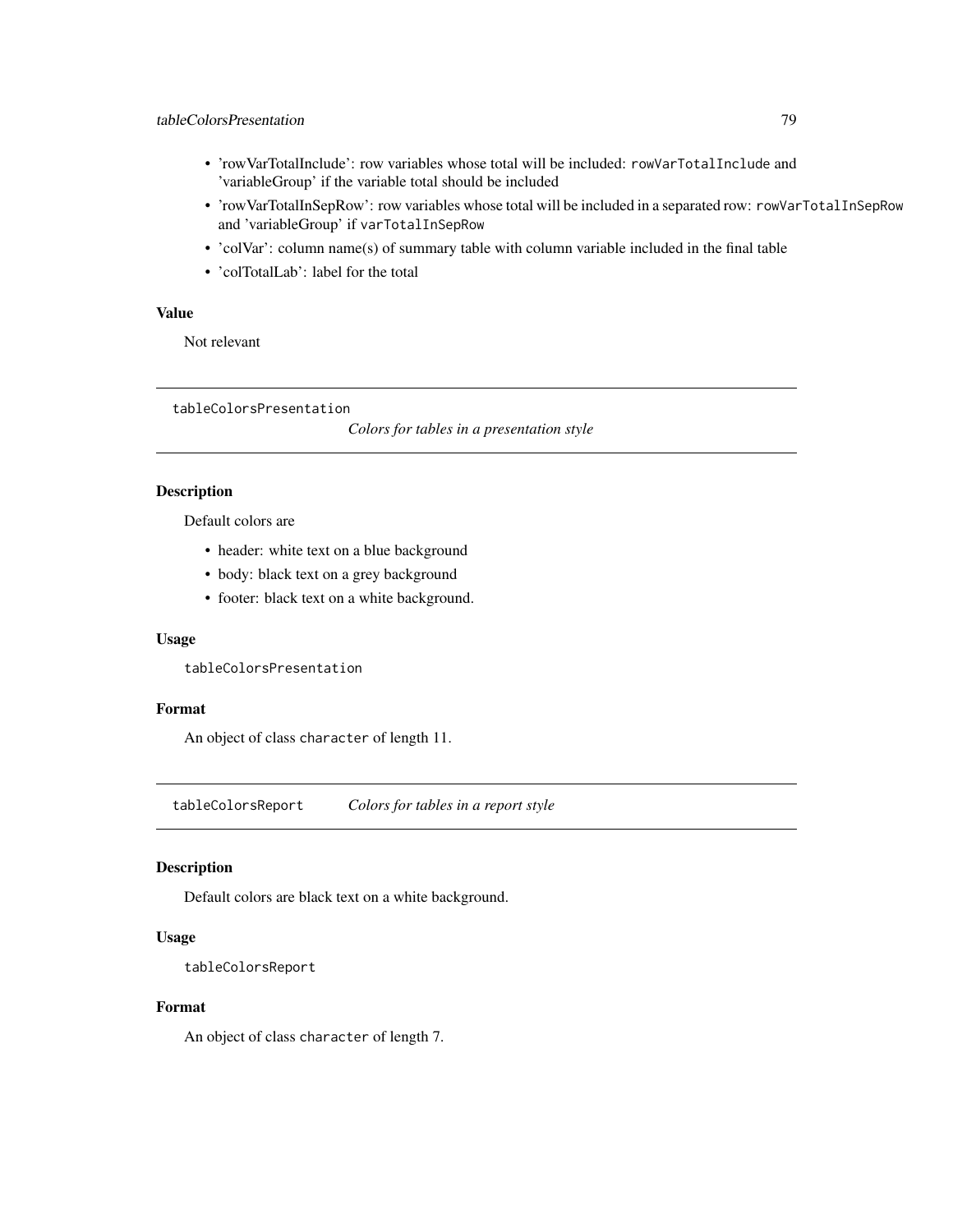- 'rowVarTotalInclude': row variables whose total will be included: `rowVarTotalInclude` and 'variableGroup' if the variable total should be included
- 'rowVarTotalInSepRow': row variables whose total will be included in a separated row: `rowVarTotalInSepRow` and 'variableGroup' if `varTotalInSepRow`
- 'colVar': column name(s) of summary table with column variable included in the final table
- 'colTotalLab': label for the total

### Value

Not relevant

---

## tableColorsPresentation — *Colors for tables in a presentation style*

### Description

Default colors are

- header: white text on a blue background
- body: black text on a grey background
- footer: black text on a white background.

### Usage

```
tableColorsPresentation
```

### Format

An object of class `character` of length 11.

---

## tableColorsReport — *Colors for tables in a report style*

### Description

Default colors are black text on a white background.

### Usage

```
tableColorsReport
```

### Format

An object of class `character` of length 7.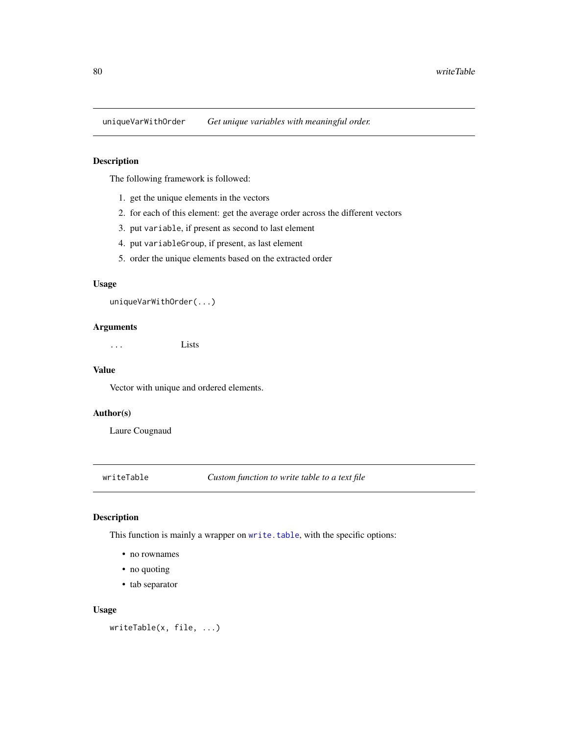## uniqueVarWithOrder *Get unique variables with meaningful order.*

### Description

The following framework is followed:

1. get the unique elements in the vectors
2. for each of this element: get the average order across the different vectors
3. put `variable`, if present as second to last element
4. put `variableGroup`, if present, as last element
5. order the unique elements based on the extracted order

### Usage

```
uniqueVarWithOrder(...)
```

### Arguments

| | |
|---|---|
| `...` | Lists |

### Value

Vector with unique and ordered elements.

### Author(s)

Laure Cougnaud

## writeTable *Custom function to write table to a text file*

### Description

This function is mainly a wrapper on `write.table`, with the specific options:

- no rownames
- no quoting
- tab separator

### Usage

```
writeTable(x, file, ...)
```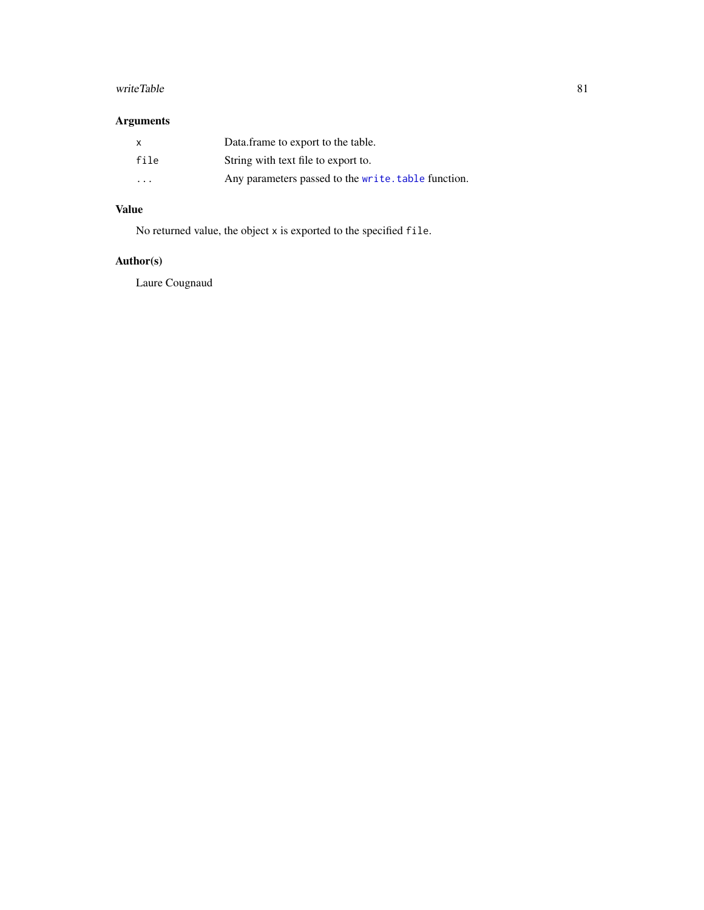## Arguments

| | |
|---|---|
| `x` | Data.frame to export to the table. |
| `file` | String with text file to export to. |
| `...` | Any parameters passed to the `write.table` function. |

## Value

No returned value, the object `x` is exported to the specified `file`.

## Author(s)

Laure Cougnaud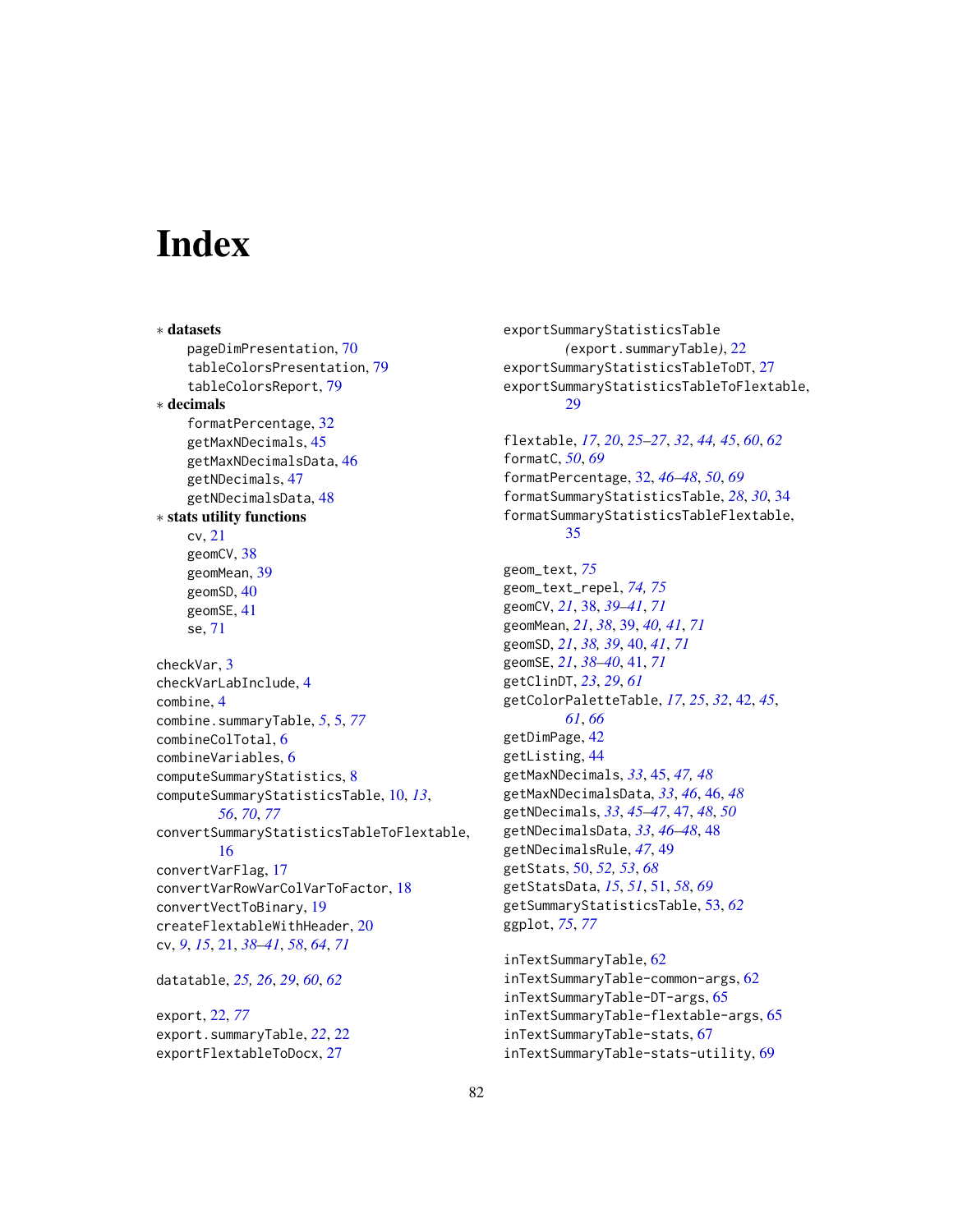# Index

* **datasets**
    - pageDimPresentation, 70
    - tableColorsPresentation, 79
    - tableColorsReport, 79
* **decimals**
    - formatPercentage, 32
    - getMaxNDecimals, 45
    - getMaxNDecimalsData, 46
    - getNDecimals, 47
    - getNDecimalsData, 48
* **stats utility functions**
    - cv, 21
    - geomCV, 38
    - geomMean, 39
    - geomSD, 40
    - geomSE, 41
    - se, 71

checkVar, 3
checkVarLabInclude, 4
combine, 4
combine.summaryTable, *5*, 5, *77*
combineColTotal, 6
combineVariables, 6
computeSummaryStatistics, 8
computeSummaryStatisticsTable, 10, *13*, *56*, *70*, *77*
convertSummaryStatisticsTableToFlextable, 16
convertVarFlag, 17
convertVarRowVarColVarToFactor, 18
convertVectToBinary, 19
createFlextableWithHeader, 20
cv, *9*, *15*, 21, *38–41*, *58*, *64*, *71*

datatable, *25, 26*, *29*, *60*, *62*

export, 22, *77*
export.summaryTable, *22*, 22
exportFlextableToDocx, 27
exportSummaryStatisticsTable (export.summaryTable), 22
exportSummaryStatisticsTableToDT, 27
exportSummaryStatisticsTableToFlextable, 29

flextable, *17*, *20*, *25–27*, *32*, *44, 45*, *60*, *62*
formatC, *50*, *69*
formatPercentage, 32, *46–48*, *50*, *69*
formatSummaryStatisticsTable, *28*, *30*, 34
formatSummaryStatisticsTableFlextable, 35

geom_text, *75*
geom_text_repel, *74, 75*
geomCV, *21*, 38, *39–41*, *71*
geomMean, *21*, *38*, 39, *40, 41*, *71*
geomSD, *21*, *38, 39*, 40, *41*, *71*
geomSE, *21*, *38–40*, 41, *71*
getClinDT, *23*, *29*, *61*
getColorPaletteTable, *17*, *25*, *32*, 42, *45*, *61*, *66*
getDimPage, 42
getListing, 44
getMaxNDecimals, *33*, 45, *47, 48*
getMaxNDecimalsData, *33*, *46*, 46, *48*
getNDecimals, *33*, *45–47*, 47, *48*, *50*
getNDecimalsData, *33*, *46–48*, 48
getNDecimalsRule, *47*, 49
getStats, 50, *52, 53*, *68*
getStatsData, *15*, *51*, 51, *58*, *69*
getSummaryStatisticsTable, 53, *62*
ggplot, *75*, *77*

inTextSummaryTable, 62
inTextSummaryTable-common-args, 62
inTextSummaryTable-DT-args, 65
inTextSummaryTable-flextable-args, 65
inTextSummaryTable-stats, 67
inTextSummaryTable-stats-utility, 69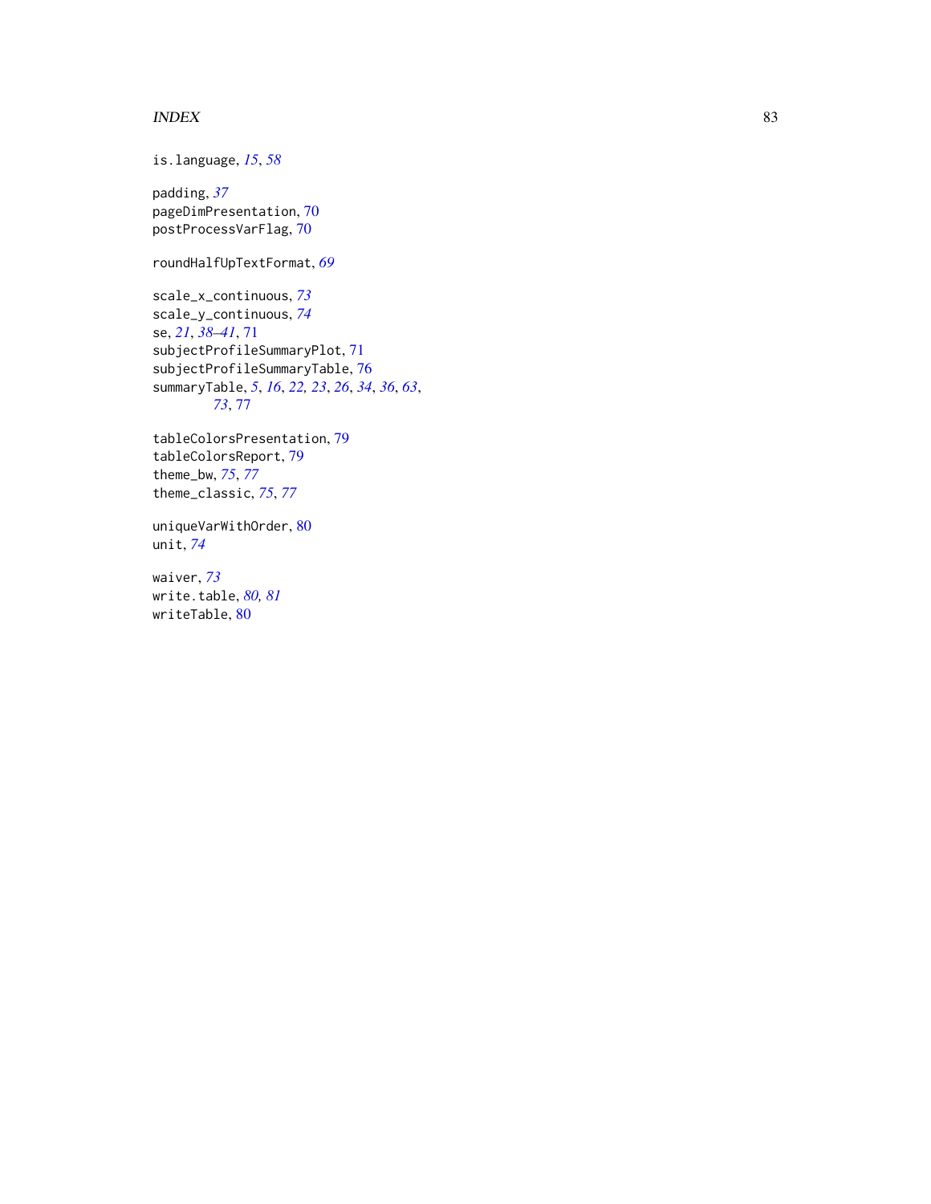is.language, *15*, *58*

padding, *37*
pageDimPresentation, 70
postProcessVarFlag, 70

roundHalfUpTextFormat, *69*

scale_x_continuous, *73*
scale_y_continuous, *74*
se, *21*, *38–41*, 71
subjectProfileSummaryPlot, 71
subjectProfileSummaryTable, 76
summaryTable, *5*, *16*, *22, 23*, *26*, *34*, *36*, *63*, *73*, 77

tableColorsPresentation, 79
tableColorsReport, 79
theme_bw, *75*, *77*
theme_classic, *75*, *77*

uniqueVarWithOrder, 80
unit, *74*

waiver, *73*
write.table, *80, 81*
writeTable, 80